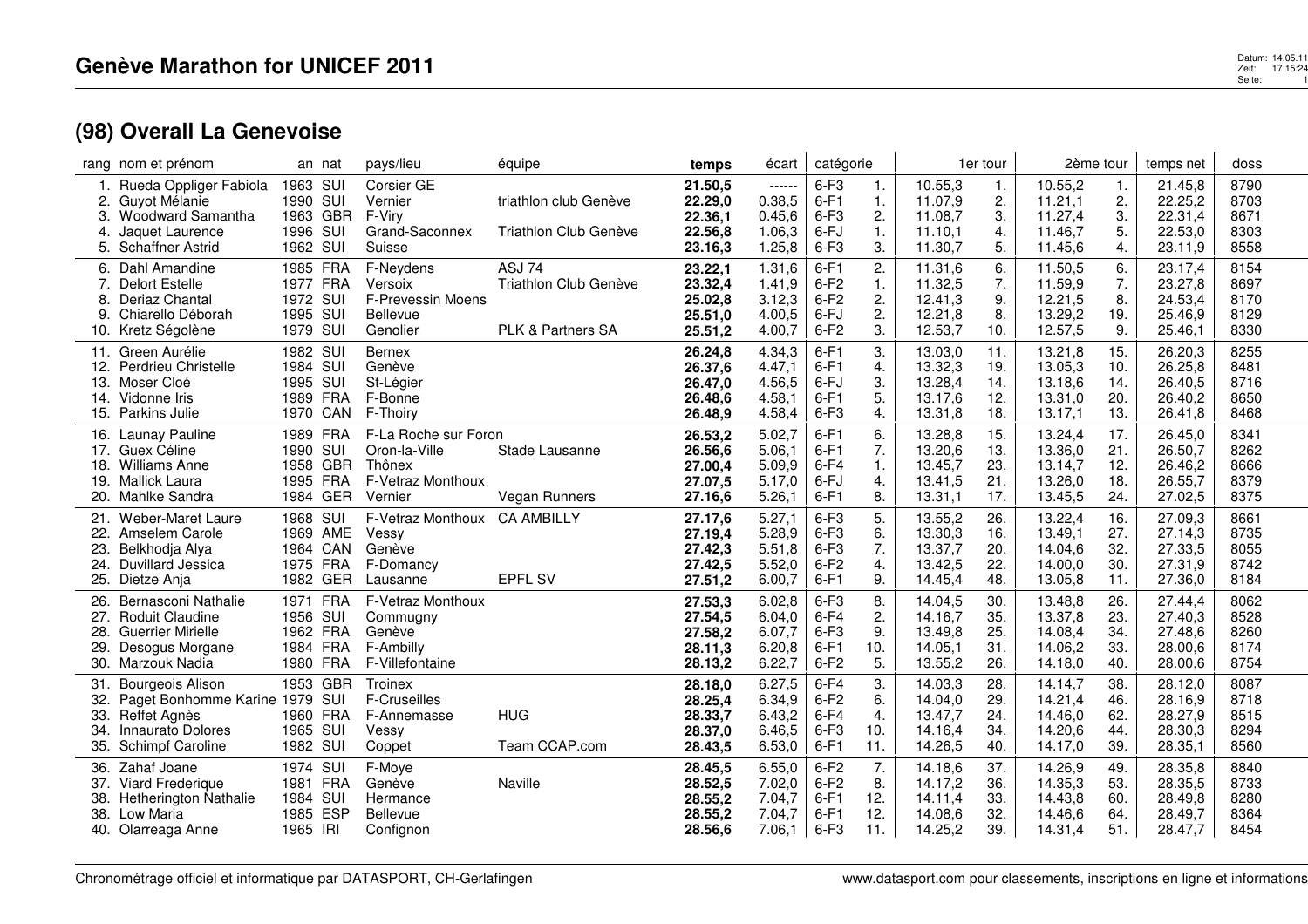# Genève Marathon for UNICEF 2011

## (98) Overall La Genevoise

| rang | nom et prénom | an | nat | pays/lieu | équipe | temps | écart | catégorie | | 1er tour | | 2ème tour | | temps net | doss |
|---|---|---|---|---|---|---|---|---|---|---|---|---|---|---|---|
| 1. | Rueda Oppliger Fabiola | 1963 | SUI | Corsier GE | | **21.50,5** | ------ | 6-F3 | 1. | 10.55,3 | 1. | 10.55,2 | 1. | 21.45,8 | 8790 |
| 2. | Guyot Mélanie | 1990 | SUI | Vernier | triathlon club Genève | **22.29,0** | 0.38,5 | 6-F1 | 1. | 11.07,9 | 2. | 11.21,1 | 2. | 22.25,2 | 8703 |
| 3. | Woodward Samantha | 1963 | GBR | F-Viry | | **22.36,1** | 0.45,6 | 6-F3 | 2. | 11.08,7 | 3. | 11.27,4 | 3. | 22.31,4 | 8671 |
| 4. | Jaquet Laurence | 1996 | SUI | Grand-Saconnex | Triathlon Club Genève | **22.56,8** | 1.06,3 | 6-FJ | 1. | 11.10,1 | 4. | 11.46,7 | 5. | 22.53,0 | 8303 |
| 5. | Schaffner Astrid | 1962 | SUI | Suisse | | **23.16,3** | 1.25,8 | 6-F3 | 3. | 11.30,7 | 5. | 11.45,6 | 4. | 23.11,9 | 8558 |
| 6. | Dahl Amandine | 1985 | FRA | F-Neydens | ASJ 74 | **23.22,1** | 1.31,6 | 6-F1 | 2. | 11.31,6 | 6. | 11.50,5 | 6. | 23.17,4 | 8154 |
| 7. | Delort Estelle | 1977 | FRA | Versoix | Triathlon Club Genève | **23.32,4** | 1.41,9 | 6-F2 | 1. | 11.32,5 | 7. | 11.59,9 | 7. | 23.27,8 | 8697 |
| 8. | Deriaz Chantal | 1972 | SUI | F-Prevessin Moens | | **25.02,8** | 3.12,3 | 6-F2 | 2. | 12.41,3 | 9. | 12.21,5 | 8. | 24.53,4 | 8170 |
| 9. | Chiarello Déborah | 1995 | SUI | Bellevue | | **25.51,0** | 4.00,5 | 6-FJ | 2. | 12.21,8 | 8. | 13.29,2 | 19. | 25.46,9 | 8129 |
| 10. | Kretz Ségolène | 1979 | SUI | Genolier | PLK & Partners SA | **25.51,2** | 4.00,7 | 6-F2 | 3. | 12.53,7 | 10. | 12.57,5 | 9. | 25.46,1 | 8330 |
| 11. | Green Aurélie | 1982 | SUI | Bernex | | **26.24,8** | 4.34,3 | 6-F1 | 3. | 13.03,0 | 11. | 13.21,8 | 15. | 26.20,3 | 8255 |
| 12. | Perdrieu Christelle | 1984 | SUI | Genève | | **26.37,6** | 4.47,1 | 6-F1 | 4. | 13.32,3 | 19. | 13.05,3 | 10. | 26.25,8 | 8481 |
| 13. | Moser Cloé | 1995 | SUI | St-Légier | | **26.47,0** | 4.56,5 | 6-FJ | 3. | 13.28,4 | 14. | 13.18,6 | 14. | 26.40,5 | 8716 |
| 14. | Vidonne Iris | 1989 | FRA | F-Bonne | | **26.48,6** | 4.58,1 | 6-F1 | 5. | 13.17,6 | 12. | 13.31,0 | 20. | 26.40,2 | 8650 |
| 15. | Parkins Julie | 1970 | CAN | F-Thoiry | | **26.48,9** | 4.58,4 | 6-F3 | 4. | 13.31,8 | 18. | 13.17,1 | 13. | 26.41,8 | 8468 |
| 16. | Launay Pauline | 1989 | FRA | F-La Roche sur Foron | | **26.53,2** | 5.02,7 | 6-F1 | 6. | 13.28,8 | 15. | 13.24,4 | 17. | 26.45,0 | 8341 |
| 17. | Guex Céline | 1990 | SUI | Oron-la-Ville | Stade Lausanne | **26.56,6** | 5.06,1 | 6-F1 | 7. | 13.20,6 | 13. | 13.36,0 | 21. | 26.50,7 | 8262 |
| 18. | Williams Anne | 1958 | GBR | Thônex | | **27.00,4** | 5.09,9 | 6-F4 | 1. | 13.45,7 | 23. | 13.14,7 | 12. | 26.46,2 | 8666 |
| 19. | Mallick Laura | 1995 | FRA | F-Vetraz Monthoux | | **27.07,5** | 5.17,0 | 6-FJ | 4. | 13.41,5 | 21. | 13.26,0 | 18. | 26.55,7 | 8379 |
| 20. | Mahlke Sandra | 1984 | GER | Vernier | Vegan Runners | **27.16,6** | 5.26,1 | 6-F1 | 8. | 13.31,1 | 17. | 13.45,5 | 24. | 27.02,5 | 8375 |
| 21. | Weber-Maret Laure | 1968 | SUI | F-Vetraz Monthoux | CA AMBILLY | **27.17,6** | 5.27,1 | 6-F3 | 5. | 13.55,2 | 26. | 13.22,4 | 16. | 27.09,3 | 8661 |
| 22. | Amselem Carole | 1969 | AME | Vessy | | **27.19,4** | 5.28,9 | 6-F3 | 6. | 13.30,3 | 16. | 13.49,1 | 27. | 27.14,3 | 8735 |
| 23. | Belkhodja Alya | 1964 | CAN | Genève | | **27.42,3** | 5.51,8 | 6-F3 | 7. | 13.37,7 | 20. | 14.04,6 | 32. | 27.33,5 | 8055 |
| 24. | Duvillard Jessica | 1975 | FRA | F-Domancy | | **27.42,5** | 5.52,0 | 6-F2 | 4. | 13.42,5 | 22. | 14.00,0 | 30. | 27.31,9 | 8742 |
| 25. | Dietze Anja | 1982 | GER | Lausanne | EPFL SV | **27.51,2** | 6.00,7 | 6-F1 | 9. | 14.45,4 | 48. | 13.05,8 | 11. | 27.36,0 | 8184 |
| 26. | Bernasconi Nathalie | 1971 | FRA | F-Vetraz Monthoux | | **27.53,3** | 6.02,8 | 6-F3 | 8. | 14.04,5 | 30. | 13.48,8 | 26. | 27.44,4 | 8062 |
| 27. | Roduit Claudine | 1956 | SUI | Commugny | | **27.54,5** | 6.04,0 | 6-F4 | 2. | 14.16,7 | 35. | 13.37,8 | 23. | 27.40,3 | 8528 |
| 28. | Guerrier Mirielle | 1962 | FRA | Genève | | **27.58,2** | 6.07,7 | 6-F3 | 9. | 13.49,8 | 25. | 14.08,4 | 34. | 27.48,6 | 8260 |
| 29. | Desogus Morgane | 1984 | FRA | F-Ambilly | | **28.11,3** | 6.20,8 | 6-F1 | 10. | 14.05,1 | 31. | 14.06,2 | 33. | 28.00,6 | 8174 |
| 30. | Marzouk Nadia | 1980 | FRA | F-Villefontaine | | **28.13,2** | 6.22,7 | 6-F2 | 5. | 13.55,2 | 26. | 14.18,0 | 40. | 28.00,6 | 8754 |
| 31. | Bourgeois Alison | 1953 | GBR | Troinex | | **28.18,0** | 6.27,5 | 6-F4 | 3. | 14.03,3 | 28. | 14.14,7 | 38. | 28.12,0 | 8087 |
| 32. | Paget Bonhomme Karine | 1979 | SUI | F-Cruseilles | | **28.25,4** | 6.34,9 | 6-F2 | 6. | 14.04,0 | 29. | 14.21,4 | 46. | 28.16,9 | 8718 |
| 33. | Reffet Agnès | 1960 | FRA | F-Annemasse | HUG | **28.33,7** | 6.43,2 | 6-F4 | 4. | 13.47,7 | 24. | 14.46,0 | 62. | 28.27,9 | 8515 |
| 34. | Innaurato Dolores | 1965 | SUI | Vessy | | **28.37,0** | 6.46,5 | 6-F3 | 10. | 14.16,4 | 34. | 14.20,6 | 44. | 28.30,3 | 8294 |
| 35. | Schimpf Caroline | 1982 | SUI | Coppet | Team CCAP.com | **28.43,5** | 6.53,0 | 6-F1 | 11. | 14.26,5 | 40. | 14.17,0 | 39. | 28.35,1 | 8560 |
| 36. | Zahaf Joane | 1974 | SUI | F-Moye | | **28.45,5** | 6.55,0 | 6-F2 | 7. | 14.18,6 | 37. | 14.26,9 | 49. | 28.35,8 | 8840 |
| 37. | Viard Frederique | 1981 | FRA | Genève | Naville | **28.52,5** | 7.02,0 | 6-F2 | 8. | 14.17,2 | 36. | 14.35,3 | 53. | 28.35,5 | 8733 |
| 38. | Hetherington Nathalie | 1984 | SUI | Hermance | | **28.55,2** | 7.04,7 | 6-F1 | 12. | 14.11,4 | 33. | 14.43,8 | 60. | 28.49,8 | 8280 |
| 38. | Low Maria | 1985 | ESP | Bellevue | | **28.55,2** | 7.04,7 | 6-F1 | 12. | 14.08,6 | 32. | 14.46,6 | 64. | 28.49,7 | 8364 |
| 40. | Olarreaga Anne | 1965 | IRI | Confignon | | **28.56,6** | 7.06,1 | 6-F3 | 11. | 14.25,2 | 39. | 14.31,4 | 51. | 28.47,7 | 8454 |

Chronométrage officiel et informatique par DATASPORT, CH-Gerlafingen

www.datasport.com pour classements, inscriptions en ligne et informations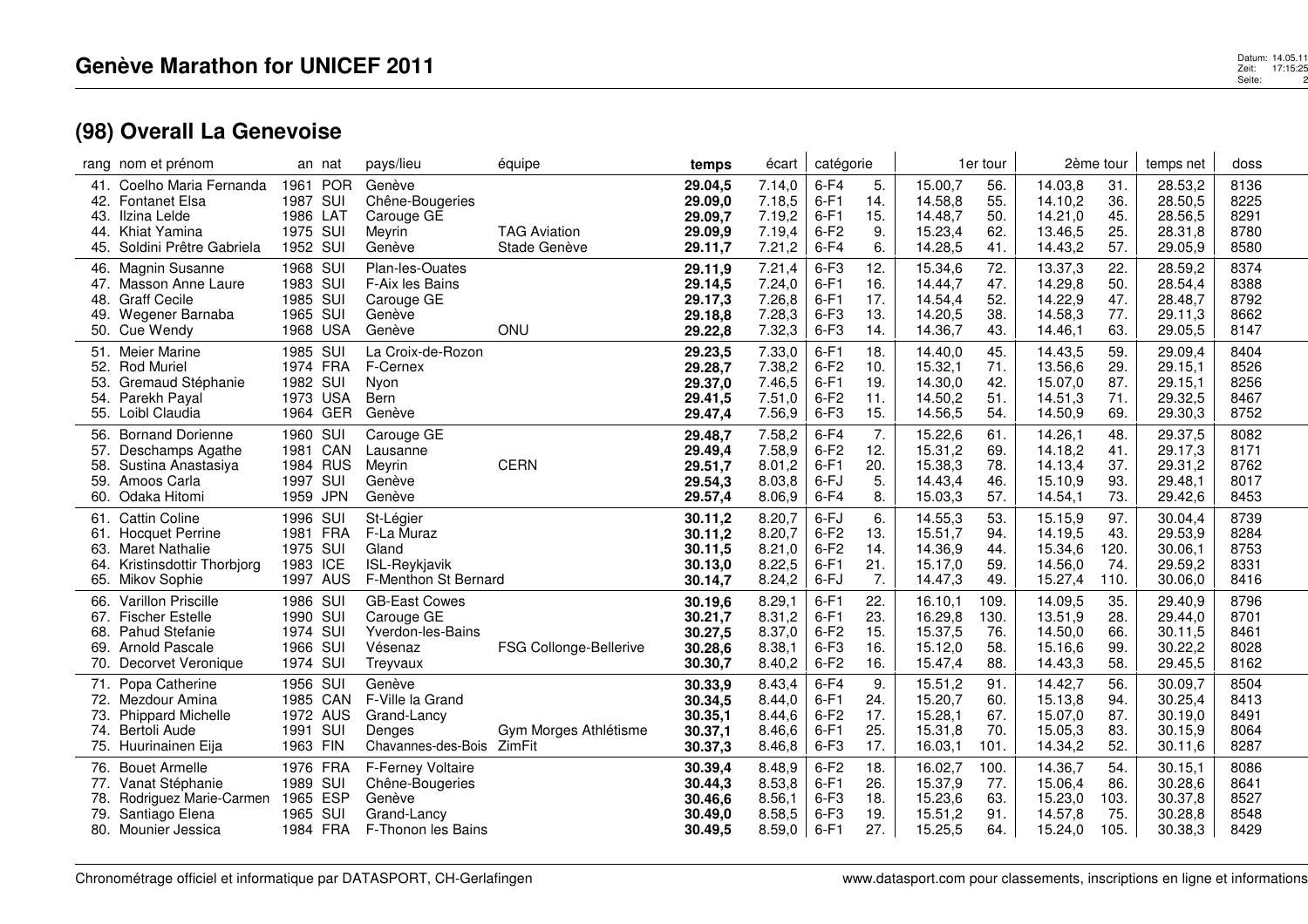# Genève Marathon for UNICEF 2011

## (98) Overall La Genevoise

| rang | nom et prénom | an | nat | pays/lieu | équipe | temps | écart | catégorie | | 1er tour | | 2ème tour | | temps net | doss |
|---|---|---|---|---|---|---|---|---|---|---|---|---|---|---|---|
| 41. | Coelho Maria Fernanda | 1961 | POR | Genève | | **29.04,5** | 7.14,0 | 6-F4 | 5. | 15.00,7 | 56. | 14.03,8 | 31. | 28.53,2 | 8136 |
| 42. | Fontanet Elsa | 1987 | SUI | Chêne-Bougeries | | **29.09,0** | 7.18,5 | 6-F1 | 14. | 14.58,8 | 55. | 14.10,2 | 36. | 28.50,5 | 8225 |
| 43. | Ilzina Lelde | 1986 | LAT | Carouge GE | | **29.09,7** | 7.19,2 | 6-F1 | 15. | 14.48,7 | 50. | 14.21,0 | 45. | 28.56,5 | 8291 |
| 44. | Khiat Yamina | 1975 | SUI | Meyrin | TAG Aviation | **29.09,9** | 7.19,4 | 6-F2 | 9. | 15.23,4 | 62. | 13.46,5 | 25. | 28.31,8 | 8780 |
| 45. | Soldini Prêtre Gabriela | 1952 | SUI | Genève | Stade Genève | **29.11,7** | 7.21,2 | 6-F4 | 6. | 14.28,5 | 41. | 14.43,2 | 57. | 29.05,9 | 8580 |
| 46. | Magnin Susanne | 1968 | SUI | Plan-les-Ouates | | **29.11,9** | 7.21,4 | 6-F3 | 12. | 15.34,6 | 72. | 13.37,3 | 22. | 28.59,2 | 8374 |
| 47. | Masson Anne Laure | 1983 | SUI | F-Aix les Bains | | **29.14,5** | 7.24,0 | 6-F1 | 16. | 14.44,7 | 47. | 14.29,8 | 50. | 28.54,4 | 8388 |
| 48. | Graff Cecile | 1985 | SUI | Carouge GE | | **29.17,3** | 7.26,8 | 6-F1 | 17. | 14.54,4 | 52. | 14.22,9 | 47. | 28.48,7 | 8792 |
| 49. | Wegener Barnaba | 1965 | SUI | Genève | | **29.18,8** | 7.28,3 | 6-F3 | 13. | 14.20,5 | 38. | 14.58,3 | 77. | 29.11,3 | 8662 |
| 50. | Cue Wendy | 1968 | USA | Genève | ONU | **29.22,8** | 7.32,3 | 6-F3 | 14. | 14.36,7 | 43. | 14.46,1 | 63. | 29.05,5 | 8147 |
| 51. | Meier Marine | 1985 | SUI | La Croix-de-Rozon | | **29.23,5** | 7.33,0 | 6-F1 | 18. | 14.40,0 | 45. | 14.43,5 | 59. | 29.09,4 | 8404 |
| 52. | Rod Muriel | 1974 | FRA | F-Cernex | | **29.28,7** | 7.38,2 | 6-F2 | 10. | 15.32,1 | 71. | 13.56,6 | 29. | 29.15,1 | 8526 |
| 53. | Gremaud Stéphanie | 1982 | SUI | Nyon | | **29.37,0** | 7.46,5 | 6-F1 | 19. | 14.30,0 | 42. | 15.07,0 | 87. | 29.15,1 | 8256 |
| 54. | Parekh Payal | 1973 | USA | Bern | | **29.41,5** | 7.51,0 | 6-F2 | 11. | 14.50,2 | 51. | 14.51,3 | 71. | 29.32,5 | 8467 |
| 55. | Loibl Claudia | 1964 | GER | Genève | | **29.47,4** | 7.56,9 | 6-F3 | 15. | 14.56,5 | 54. | 14.50,9 | 69. | 29.30,3 | 8752 |
| 56. | Bornand Dorienne | 1960 | SUI | Carouge GE | | **29.48,7** | 7.58,2 | 6-F4 | 7. | 15.22,6 | 61. | 14.26,1 | 48. | 29.37,5 | 8082 |
| 57. | Deschamps Agathe | 1981 | CAN | Lausanne | | **29.49,4** | 7.58,9 | 6-F2 | 12. | 15.31,2 | 69. | 14.18,2 | 41. | 29.17,3 | 8171 |
| 58. | Sustina Anastasiya | 1984 | RUS | Meyrin | CERN | **29.51,7** | 8.01,2 | 6-F1 | 20. | 15.38,3 | 78. | 14.13,4 | 37. | 29.31,2 | 8762 |
| 59. | Amoos Carla | 1997 | SUI | Genève | | **29.54,3** | 8.03,8 | 6-FJ | 5. | 14.43,4 | 46. | 15.10,9 | 93. | 29.48,1 | 8017 |
| 60. | Odaka Hitomi | 1959 | JPN | Genève | | **29.57,4** | 8.06,9 | 6-F4 | 8. | 15.03,3 | 57. | 14.54,1 | 73. | 29.42,6 | 8453 |
| 61. | Cattin Coline | 1996 | SUI | St-Légier | | **30.11,2** | 8.20,7 | 6-FJ | 6. | 14.55,3 | 53. | 15.15,9 | 97. | 30.04,4 | 8739 |
| 61. | Hocquet Perrine | 1981 | FRA | F-La Muraz | | **30.11,2** | 8.20,7 | 6-F2 | 13. | 15.51,7 | 94. | 14.19,5 | 43. | 29.53,9 | 8284 |
| 63. | Maret Nathalie | 1975 | SUI | Gland | | **30.11,5** | 8.21,0 | 6-F2 | 14. | 14.36,9 | 44. | 15.34,6 | 120. | 30.06,1 | 8753 |
| 64. | Kristinsdottir Thorbjorg | 1983 | ICE | ISL-Reykjavik | | **30.13,0** | 8.22,5 | 6-F1 | 21. | 15.17,0 | 59. | 14.56,0 | 74. | 29.59,2 | 8331 |
| 65. | Mikov Sophie | 1997 | AUS | F-Menthon St Bernard | | **30.14,7** | 8.24,2 | 6-FJ | 7. | 14.47,3 | 49. | 15.27,4 | 110. | 30.06,0 | 8416 |
| 66. | Varillon Priscille | 1986 | SUI | GB-East Cowes | | **30.19,6** | 8.29,1 | 6-F1 | 22. | 16.10,1 | 109. | 14.09,5 | 35. | 29.40,9 | 8796 |
| 67. | Fischer Estelle | 1990 | SUI | Carouge GE | | **30.21,7** | 8.31,2 | 6-F1 | 23. | 16.29,8 | 130. | 13.51,9 | 28. | 29.44,0 | 8701 |
| 68. | Pahud Stefanie | 1974 | SUI | Yverdon-les-Bains | | **30.27,5** | 8.37,0 | 6-F2 | 15. | 15.37,5 | 76. | 14.50,0 | 66. | 30.11,5 | 8461 |
| 69. | Arnold Pascale | 1966 | SUI | Vésenaz | FSG Collonge-Bellerive | **30.28,6** | 8.38,1 | 6-F3 | 16. | 15.12,0 | 58. | 15.16,6 | 99. | 30.22,2 | 8028 |
| 70. | Decorvet Veronique | 1974 | SUI | Treyvaux | | **30.30,7** | 8.40,2 | 6-F2 | 16. | 15.47,4 | 88. | 14.43,3 | 58. | 29.45,5 | 8162 |
| 71. | Popa Catherine | 1956 | SUI | Genève | | **30.33,9** | 8.43,4 | 6-F4 | 9. | 15.51,2 | 91. | 14.42,7 | 56. | 30.09,7 | 8504 |
| 72. | Mezdour Amina | 1985 | CAN | F-Ville la Grand | | **30.34,5** | 8.44,0 | 6-F1 | 24. | 15.20,7 | 60. | 15.13,8 | 94. | 30.25,4 | 8413 |
| 73. | Phippard Michelle | 1972 | AUS | Grand-Lancy | | **30.35,1** | 8.44,6 | 6-F2 | 17. | 15.28,1 | 67. | 15.07,0 | 87. | 30.19,0 | 8491 |
| 74. | Bertoli Aude | 1991 | SUI | Denges | Gym Morges Athlétisme | **30.37,1** | 8.46,6 | 6-F1 | 25. | 15.31,8 | 70. | 15.05,3 | 83. | 30.15,9 | 8064 |
| 75. | Huurinainen Eija | 1963 | FIN | Chavannes-des-Bois | ZimFit | **30.37,3** | 8.46,8 | 6-F3 | 17. | 16.03,1 | 101. | 14.34,2 | 52. | 30.11,6 | 8287 |
| 76. | Bouet Armelle | 1976 | FRA | F-Ferney Voltaire | | **30.39,4** | 8.48,9 | 6-F2 | 18. | 16.02,7 | 100. | 14.36,7 | 54. | 30.15,1 | 8086 |
| 77. | Vanat Stéphanie | 1989 | SUI | Chêne-Bougeries | | **30.44,3** | 8.53,8 | 6-F1 | 26. | 15.37,9 | 77. | 15.06,4 | 86. | 30.28,6 | 8641 |
| 78. | Rodriguez Marie-Carmen | 1965 | ESP | Genève | | **30.46,6** | 8.56,1 | 6-F3 | 18. | 15.23,6 | 63. | 15.23,0 | 103. | 30.37,8 | 8527 |
| 79. | Santiago Elena | 1965 | SUI | Grand-Lancy | | **30.49,0** | 8.58,5 | 6-F3 | 19. | 15.51,2 | 91. | 14.57,8 | 75. | 30.28,8 | 8548 |
| 80. | Mounier Jessica | 1984 | FRA | F-Thonon les Bains | | **30.49,5** | 8.59,0 | 6-F1 | 27. | 15.25,5 | 64. | 15.24,0 | 105. | 30.38,3 | 8429 |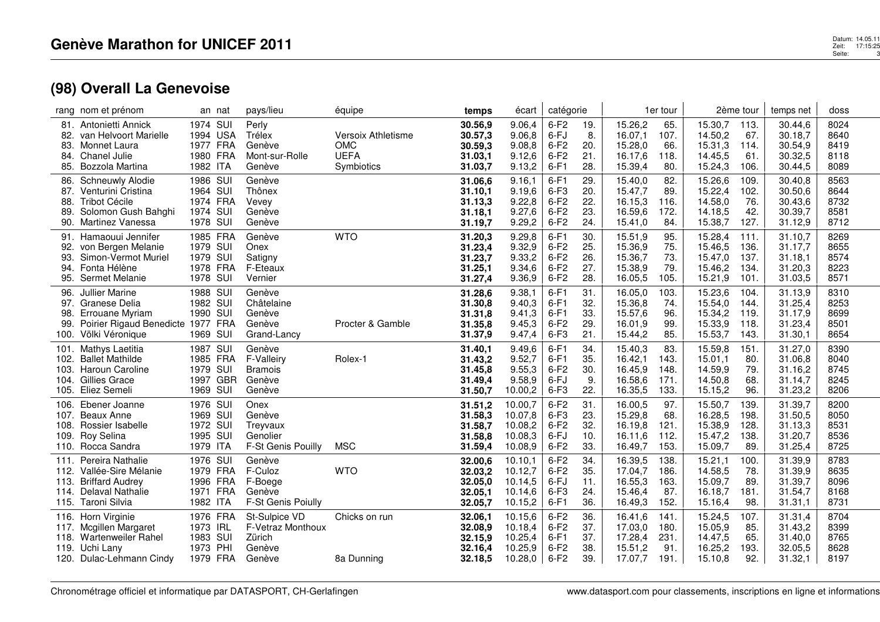# Genève Marathon for UNICEF 2011

## (98) Overall La Genevoise

| rang | nom et prénom | an | nat | pays/lieu | équipe | temps | écart | catégorie | | 1er tour | | 2ème tour | | temps net | doss |
|---|---|---|---|---|---|---|---|---|---|---|---|---|---|---|---|
| 81. | Antonietti Annick | 1974 | SUI | Perly | Versoix Athletisme | **30.56,9** | 9.06,4 | 6-F2 | 19. | 15.26,2 | 65. | 15.30,7 | 113. | 30.44,6 | 8024 |
| 82. | van Helvoort Marielle | 1994 | USA | Trélex | | **30.57,3** | 9.06,8 | 6-FJ | 8. | 16.07,1 | 107. | 14.50,2 | 67. | 30.18,7 | 8640 |
| 83. | Monnet Laura | 1977 | FRA | Genève | OMC | **30.59,3** | 9.08,8 | 6-F2 | 20. | 15.28,0 | 66. | 15.31,3 | 114. | 30.54,9 | 8419 |
| 84. | Chanel Julie | 1980 | FRA | Mont-sur-Rolle | UEFA | **31.03,1** | 9.12,6 | 6-F2 | 21. | 16.17,6 | 118. | 14.45,5 | 61. | 30.32,5 | 8118 |
| 85. | Bozzola Martina | 1982 | ITA | Genève | Symbiotics | **31.03,7** | 9.13,2 | 6-F1 | 28. | 15.39,4 | 80. | 15.24,3 | 106. | 30.44,5 | 8089 |
| 86. | Schneuwly Alodie | 1986 | SUI | Genève | | **31.06,6** | 9.16,1 | 6-F1 | 29. | 15.40,0 | 82. | 15.26,6 | 109. | 30.40,8 | 8563 |
| 87. | Venturini Cristina | 1964 | SUI | Thônex | | **31.10,1** | 9.19,6 | 6-F3 | 20. | 15.47,7 | 89. | 15.22,4 | 102. | 30.50,6 | 8644 |
| 88. | Tribot Cécile | 1974 | FRA | Vevey | | **31.13,3** | 9.22,8 | 6-F2 | 22. | 16.15,3 | 116. | 14.58,0 | 76. | 30.43,6 | 8732 |
| 89. | Solomon Gush Bahghi | 1974 | SUI | Genève | | **31.18,1** | 9.27,6 | 6-F2 | 23. | 16.59,6 | 172. | 14.18,5 | 42. | 30.39,7 | 8581 |
| 90. | Martinez Vanessa | 1978 | SUI | Genève | | **31.19,7** | 9.29,2 | 6-F2 | 24. | 15.41,0 | 84. | 15.38,7 | 127. | 31.12,9 | 8712 |
| 91. | Hamaouui Jennifer | 1985 | FRA | Genève | WTO | **31.20,3** | 9.29,8 | 6-F1 | 30. | 15.51,9 | 95. | 15.28,4 | 111. | 31.10,7 | 8269 |
| 92. | von Bergen Melanie | 1979 | SUI | Onex | | **31.23,4** | 9.32,9 | 6-F2 | 25. | 15.36,9 | 75. | 15.46,5 | 136. | 31.17,7 | 8655 |
| 93. | Simon-Vermot Muriel | 1979 | SUI | Satigny | | **31.23,7** | 9.33,2 | 6-F2 | 26. | 15.36,7 | 73. | 15.47,0 | 137. | 31.18,1 | 8574 |
| 94. | Fonta Hélène | 1978 | FRA | F-Eteaux | | **31.25,1** | 9.34,6 | 6-F2 | 27. | 15.38,9 | 79. | 15.46,2 | 134. | 31.20,3 | 8223 |
| 95. | Sermet Melanie | 1978 | SUI | Vernier | | **31.27,4** | 9.36,9 | 6-F2 | 28. | 16.05,5 | 105. | 15.21,9 | 101. | 31.03,5 | 8571 |
| 96. | Jullier Marine | 1988 | SUI | Genève | | **31.28,6** | 9.38,1 | 6-F1 | 31. | 16.05,0 | 103. | 15.23,6 | 104. | 31.13,9 | 8310 |
| 97. | Granese Delia | 1982 | SUI | Châtelaine | | **31.30,8** | 9.40,3 | 6-F1 | 32. | 15.36,8 | 74. | 15.54,0 | 144. | 31.25,4 | 8253 |
| 98. | Errouane Myriam | 1990 | SUI | Genève | | **31.31,8** | 9.41,3 | 6-F1 | 33. | 15.57,6 | 96. | 15.34,2 | 119. | 31.17,9 | 8699 |
| 99. | Poirier Rigaud Benedicte | 1977 | FRA | Genève | Procter & Gamble | **31.35,8** | 9.45,3 | 6-F2 | 29. | 16.01,9 | 99. | 15.33,9 | 118. | 31.23,4 | 8501 |
| 100. | Võlki Véronique | 1969 | SUI | Grand-Lancy | | **31.37,9** | 9.47,4 | 6-F3 | 21. | 15.44,2 | 85. | 15.53,7 | 143. | 31.30,1 | 8654 |
| 101. | Mathys Laetitia | 1987 | SUI | Genève | | **31.40,1** | 9.49,6 | 6-F1 | 34. | 15.40,3 | 83. | 15.59,8 | 151. | 31.27,0 | 8390 |
| 102. | Ballet Mathilde | 1985 | FRA | F-Valleiry | Rolex-1 | **31.43,2** | 9.52,7 | 6-F1 | 35. | 16.42,1 | 143. | 15.01,1 | 80. | 31.06,8 | 8040 |
| 103. | Haroun Caroline | 1979 | SUI | Bramois | | **31.45,8** | 9.55,3 | 6-F2 | 30. | 16.45,9 | 148. | 14.59,9 | 79. | 31.16,2 | 8745 |
| 104. | Gillies Grace | 1997 | GBR | Genève | | **31.49,4** | 9.58,9 | 6-FJ | 9. | 16.58,6 | 171. | 14.50,8 | 68. | 31.14,7 | 8245 |
| 105. | Eliez Semeli | 1969 | SUI | Genève | | **31.50,7** | 10.00,2 | 6-F3 | 22. | 16.35,5 | 133. | 15.15,2 | 96. | 31.23,2 | 8206 |
| 106. | Ebener Joanne | 1976 | SUI | Onex | | **31.51,2** | 10.00,7 | 6-F2 | 31. | 16.00,5 | 97. | 15.50,7 | 139. | 31.39,7 | 8200 |
| 107. | Beaux Anne | 1969 | SUI | Genève | | **31.58,3** | 10.07,8 | 6-F3 | 23. | 15.29,8 | 68. | 16.28,5 | 198. | 31.50,5 | 8050 |
| 108. | Rossier Isabelle | 1972 | SUI | Treyvaux | | **31.58,7** | 10.08,2 | 6-F2 | 32. | 16.19,8 | 121. | 15.38,9 | 128. | 31.13,3 | 8531 |
| 109. | Roy Selina | 1995 | SUI | Genolier | | **31.58,8** | 10.08,3 | 6-FJ | 10. | 16.11,6 | 112. | 15.47,2 | 138. | 31.20,7 | 8536 |
| 110. | Rocca Sandra | 1979 | ITA | F-St Genis Pouilly | MSC | **31.59,4** | 10.08,9 | 6-F2 | 33. | 16.49,7 | 153. | 15.09,7 | 89. | 31.25,4 | 8725 |
| 111. | Pereira Nathalie | 1976 | SUI | Genève | | **32.00,6** | 10.10,1 | 6-F2 | 34. | 16.39,5 | 138. | 15.21,1 | 100. | 31.39,9 | 8783 |
| 112. | Vallée-Sire Mélanie | 1979 | FRA | F-Culoz | WTO | **32.03,2** | 10.12,7 | 6-F2 | 35. | 17.04,7 | 186. | 14.58,5 | 78. | 31.39,9 | 8635 |
| 113. | Briffard Audrey | 1996 | FRA | F-Boege | | **32.05,0** | 10.14,5 | 6-FJ | 11. | 16.55,3 | 163. | 15.09,7 | 89. | 31.39,7 | 8096 |
| 114. | Delaval Nathalie | 1971 | FRA | Genève | | **32.05,1** | 10.14,6 | 6-F3 | 24. | 15.46,4 | 87. | 16.18,7 | 181. | 31.54,7 | 8168 |
| 115. | Taroni Silvia | 1982 | ITA | F-St Genis Poiully | | **32.05,7** | 10.15,2 | 6-F1 | 36. | 16.49,3 | 152. | 15.16,4 | 98. | 31.31,1 | 8731 |
| 116. | Horn Virginie | 1976 | FRA | St-Sulpice VD | Chicks on run | **32.06,1** | 10.15,6 | 6-F2 | 36. | 16.41,6 | 141. | 15.24,5 | 107. | 31.31,4 | 8704 |
| 117. | Mcgillen Margaret | 1973 | IRL | F-Vetraz Monthoux | | **32.08,9** | 10.18,4 | 6-F2 | 37. | 17.03,0 | 180. | 15.05,9 | 85. | 31.43,2 | 8399 |
| 118. | Wartenweiler Rahel | 1983 | SUI | Zürich | | **32.15,9** | 10.25,4 | 6-F1 | 37. | 17.28,4 | 231. | 14.47,5 | 65. | 31.40,0 | 8765 |
| 119. | Uchi Lany | 1973 | PHI | Genève | | **32.16,4** | 10.25,9 | 6-F2 | 38. | 15.51,2 | 91. | 16.25,2 | 193. | 32.05,5 | 8628 |
| 120. | Dulac-Lehmann Cindy | 1979 | FRA | Genève | 8a Dunning | **32.18,5** | 10.28,0 | 6-F2 | 39. | 17.07,7 | 191. | 15.10,8 | 92. | 31.32,1 | 8197 |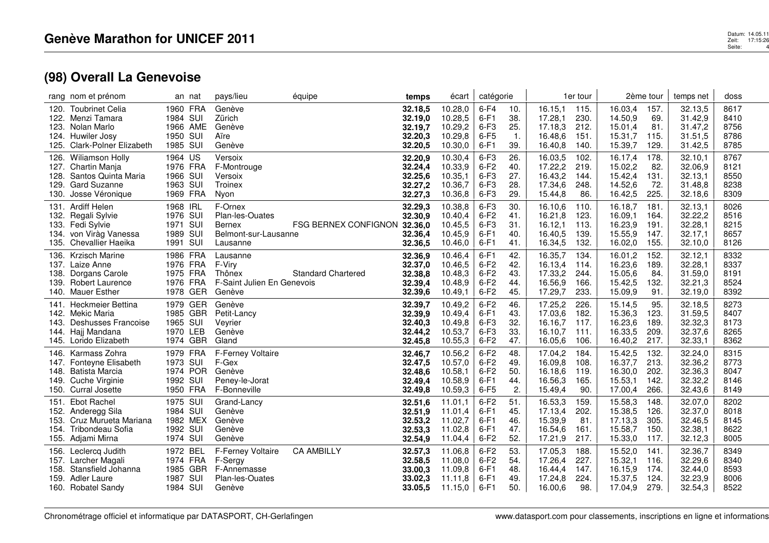# Genève Marathon for UNICEF 2011

## (98) Overall La Genevoise

| rang | nom et prénom | an | nat | pays/lieu | équipe | temps | écart | catégorie | | 1er tour | | 2ème tour | | temps net | doss |
|---|---|---|---|---|---|---|---|---|---|---|---|---|---|---|---|
| 120. | Toubrinet Celia | 1960 | FRA | Genève | | **32.18,5** | 10.28,0 | 6-F4 | 10. | 16.15,1 | 115. | 16.03,4 | 157. | 32.13,5 | 8617 |
| 122. | Menzi Tamara | 1984 | SUI | Zürich | | **32.19,0** | 10.28,5 | 6-F1 | 38. | 17.28,1 | 230. | 14.50,9 | 69. | 31.42,9 | 8410 |
| 123. | Nolan Marlo | 1966 | AME | Genève | | **32.19,7** | 10.29,2 | 6-F3 | 25. | 17.18,3 | 212. | 15.01,4 | 81. | 31.47,2 | 8756 |
| 124. | Huwiler Josy | 1950 | SUI | Aïre | | **32.20,3** | 10.29,8 | 6-F5 | 1. | 16.48,6 | 151. | 15.31,7 | 115. | 31.51,5 | 8786 |
| 125. | Clark-Polner Elizabeth | 1985 | SUI | Genève | | **32.20,5** | 10.30,0 | 6-F1 | 39. | 16.40,8 | 140. | 15.39,7 | 129. | 31.42,5 | 8785 |
| 126. | Wiliamson Holly | 1964 | US | Versoix | | **32.20,9** | 10.30,4 | 6-F3 | 26. | 16.03,5 | 102. | 16.17,4 | 178. | 32.10,1 | 8767 |
| 127. | Chartin Manja | 1976 | FRA | F-Montrouge | | **32.24,4** | 10.33,9 | 6-F2 | 40. | 17.22,2 | 219. | 15.02,2 | 82. | 32.06,9 | 8121 |
| 128. | Santos Quinta Maria | 1966 | SUI | Versoix | | **32.25,6** | 10.35,1 | 6-F3 | 27. | 16.43,2 | 144. | 15.42,4 | 131. | 32.13,1 | 8550 |
| 129. | Gard Suzanne | 1963 | SUI | Troinex | | **32.27,2** | 10.36,7 | 6-F3 | 28. | 17.34,6 | 248. | 14.52,6 | 72. | 31.48,8 | 8238 |
| 130. | Josse Véronique | 1969 | FRA | Nyon | | **32.27,3** | 10.36,8 | 6-F3 | 29. | 15.44,8 | 86. | 16.42,5 | 225. | 32.18,6 | 8309 |
| 131. | Ardiff Helen | 1968 | IRL | F-Ornex | | **32.29,3** | 10.38,8 | 6-F3 | 30. | 16.10,6 | 110. | 16.18,7 | 181. | 32.13,1 | 8026 |
| 132. | Regali Sylvie | 1976 | SUI | Plan-les-Ouates | | **32.30,9** | 10.40,4 | 6-F2 | 41. | 16.21,8 | 123. | 16.09,1 | 164. | 32.22,2 | 8516 |
| 133. | Fedi Sylvie | 1971 | SUI | Bernex | FSG BERNEX CONFIGNON | **32.36,0** | 10.45,5 | 6-F3 | 31. | 16.12,1 | 113. | 16.23,9 | 191. | 32.28,1 | 8215 |
| 134. | von Viràg Vanessa | 1989 | SUI | Belmont-sur-Lausanne | | **32.36,4** | 10.45,9 | 6-F1 | 40. | 16.40,5 | 139. | 15.55,9 | 147. | 32.17,1 | 8657 |
| 135. | Chevallier Haeika | 1991 | SUI | Lausanne | | **32.36,5** | 10.46,0 | 6-F1 | 41. | 16.34,5 | 132. | 16.02,0 | 155. | 32.10,0 | 8126 |
| 136. | Krzisch Marine | 1986 | FRA | Lausanne | | **32.36,9** | 10.46,4 | 6-F1 | 42. | 16.35,7 | 134. | 16.01,2 | 152. | 32.12,1 | 8332 |
| 137. | Laize Anne | 1976 | FRA | F-Viry | | **32.37,0** | 10.46,5 | 6-F2 | 42. | 16.13,4 | 114. | 16.23,6 | 189. | 32.28,1 | 8337 |
| 138. | Dorgans Carole | 1975 | FRA | Thônex | Standard Chartered | **32.38,8** | 10.48,3 | 6-F2 | 43. | 17.33,2 | 244. | 15.05,6 | 84. | 31.59,0 | 8191 |
| 139. | Robert Laurence | 1976 | FRA | F-Saint Julien En Genevois | | **32.39,4** | 10.48,9 | 6-F2 | 44. | 16.56,9 | 166. | 15.42,5 | 132. | 32.21,3 | 8524 |
| 140. | Mauer Esther | 1978 | GER | Genève | | **32.39,6** | 10.49,1 | 6-F2 | 45. | 17.29,7 | 233. | 15.09,9 | 91. | 32.19,0 | 8392 |
| 141. | Heckmeier Bettina | 1979 | GER | Genève | | **32.39,7** | 10.49,2 | 6-F2 | 46. | 17.25,2 | 226. | 15.14,5 | 95. | 32.18,5 | 8273 |
| 142. | Mekic Maria | 1985 | GBR | Petit-Lancy | | **32.39,9** | 10.49,4 | 6-F1 | 43. | 17.03,6 | 182. | 15.36,3 | 123. | 31.59,5 | 8407 |
| 143. | Deshusses Francoise | 1965 | SUI | Veyrier | | **32.40,3** | 10.49,8 | 6-F3 | 32. | 16.16,7 | 117. | 16.23,6 | 189. | 32.32,3 | 8173 |
| 144. | Hajj Mandana | 1970 | LEB | Genève | | **32.44,2** | 10.53,7 | 6-F3 | 33. | 16.10,7 | 111. | 16.33,5 | 209. | 32.37,6 | 8265 |
| 145. | Lorido Elizabeth | 1974 | GBR | Gland | | **32.45,8** | 10.55,3 | 6-F2 | 47. | 16.05,6 | 106. | 16.40,2 | 217. | 32.33,1 | 8362 |
| 146. | Karmass Zohra | 1979 | FRA | F-Ferney Voltaire | | **32.46,7** | 10.56,2 | 6-F2 | 48. | 17.04,2 | 184. | 15.42,5 | 132. | 32.24,0 | 8315 |
| 147. | Fonteyne Elisabeth | 1973 | SUI | F-Gex | | **32.47,5** | 10.57,0 | 6-F2 | 49. | 16.09,8 | 108. | 16.37,7 | 213. | 32.36,2 | 8773 |
| 148. | Batista Marcia | 1974 | POR | Genève | | **32.48,6** | 10.58,1 | 6-F2 | 50. | 16.18,6 | 119. | 16.30,0 | 202. | 32.36,3 | 8047 |
| 149. | Cuche Virginie | 1992 | SUI | Peney-le-Jorat | | **32.49,4** | 10.58,9 | 6-F1 | 44. | 16.56,3 | 165. | 15.53,1 | 142. | 32.32,2 | 8146 |
| 150. | Curral Josette | 1950 | FRA | F-Bonneville | | **32.49,8** | 10.59,3 | 6-F5 | 2. | 15.49,4 | 90. | 17.00,4 | 266. | 32.43,6 | 8149 |
| 151. | Ebot Rachel | 1975 | SUI | Grand-Lancy | | **32.51,6** | 11.01,1 | 6-F2 | 51. | 16.53,3 | 159. | 15.58,3 | 148. | 32.07,0 | 8202 |
| 152. | Anderegg Sila | 1984 | SUI | Genève | | **32.51,9** | 11.01,4 | 6-F1 | 45. | 17.13,4 | 202. | 15.38,5 | 126. | 32.37,0 | 8018 |
| 153. | Cruz Murueta Mariana | 1982 | MEX | Genève | | **32.53,2** | 11.02,7 | 6-F1 | 46. | 15.39,9 | 81. | 17.13,3 | 305. | 32.46,5 | 8145 |
| 154. | Tribondeau Sofia | 1992 | SUI | Genève | | **32.53,3** | 11.02,8 | 6-F1 | 47. | 16.54,6 | 161. | 15.58,7 | 150. | 32.38,1 | 8622 |
| 155. | Adjami Mirna | 1974 | SUI | Genève | | **32.54,9** | 11.04,4 | 6-F2 | 52. | 17.21,9 | 217. | 15.33,0 | 117. | 32.12,3 | 8005 |
| 156. | Leclercq Judith | 1972 | BEL | F-Ferney Voltaire | CA AMBILLY | **32.57,3** | 11.06,8 | 6-F2 | 53. | 17.05,3 | 188. | 15.52,0 | 141. | 32.36,7 | 8349 |
| 157. | Larcher Magali | 1974 | FRA | F-Sergy | | **32.58,5** | 11.08,0 | 6-F2 | 54. | 17.26,4 | 227. | 15.32,1 | 116. | 32.29,6 | 8340 |
| 158. | Stansfield Johanna | 1985 | GBR | F-Annemasse | | **33.00,3** | 11.09,8 | 6-F1 | 48. | 16.44,4 | 147. | 16.15,9 | 174. | 32.44,0 | 8593 |
| 159. | Adler Laure | 1987 | SUI | Plan-les-Ouates | | **33.02,3** | 11.11,8 | 6-F1 | 49. | 17.24,8 | 224. | 15.37,5 | 124. | 32.23,9 | 8006 |
| 160. | Robatel Sandy | 1984 | SUI | Genève | | **33.05,5** | 11.15,0 | 6-F1 | 50. | 16.00,6 | 98. | 17.04,9 | 279. | 32.54,3 | 8522 |

Chronométrage officiel et informatique par DATASPORT, CH-Gerlafingen — www.datasport.com pour classements, inscriptions en ligne et informations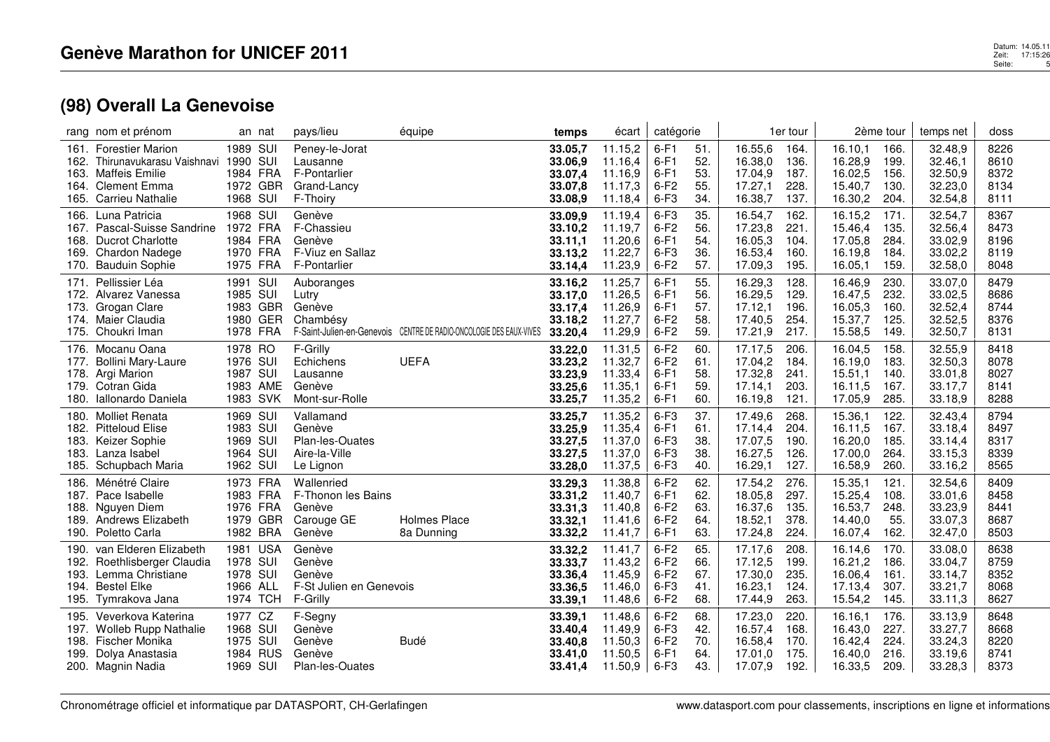# Genève Marathon for UNICEF 2011

## (98) Overall La Genevoise

| rang | nom et prénom | an | nat | pays/lieu | équipe | temps | écart | catégorie | | 1er tour | | 2ème tour | | temps net | doss |
|---|---|---|---|---|---|---|---|---|---|---|---|---|---|---|---|
| 161. | Forestier Marion | 1989 | SUI | Peney-le-Jorat | | **33.05,7** | 11.15,2 | 6-F1 | 51. | 16.55,6 | 164. | 16.10,1 | 166. | 32.48,9 | 8226 |
| 162. | Thirunavukarasu Vaishnavi | 1990 | SUI | Lausanne | | **33.06,9** | 11.16,4 | 6-F1 | 52. | 16.38,0 | 136. | 16.28,9 | 199. | 32.46,1 | 8610 |
| 163. | Maffeis Emilie | 1984 | FRA | F-Pontarlier | | **33.07,4** | 11.16,9 | 6-F1 | 53. | 17.04,9 | 187. | 16.02,5 | 156. | 32.50,9 | 8372 |
| 164. | Clement Emma | 1972 | GBR | Grand-Lancy | | **33.07,8** | 11.17,3 | 6-F2 | 55. | 17.27,1 | 228. | 15.40,7 | 130. | 32.23,0 | 8134 |
| 165. | Carrieu Nathalie | 1968 | SUI | F-Thoiry | | **33.08,9** | 11.18,4 | 6-F3 | 34. | 16.38,7 | 137. | 16.30,2 | 204. | 32.54,8 | 8111 |
| 166. | Luna Patricia | 1968 | SUI | Genève | | **33.09,9** | 11.19,4 | 6-F3 | 35. | 16.54,7 | 162. | 16.15,2 | 171. | 32.54,7 | 8367 |
| 167. | Pascal-Suisse Sandrine | 1972 | FRA | F-Chassieu | | **33.10,2** | 11.19,7 | 6-F2 | 56. | 17.23,8 | 221. | 15.46,4 | 135. | 32.56,4 | 8473 |
| 168. | Ducrot Charlotte | 1984 | FRA | Genève | | **33.11,1** | 11.20,6 | 6-F1 | 54. | 16.05,3 | 104. | 17.05,8 | 284. | 33.02,9 | 8196 |
| 169. | Chardon Nadege | 1970 | FRA | F-Viuz en Sallaz | | **33.13,2** | 11.22,7 | 6-F3 | 36. | 16.53,4 | 160. | 16.19,8 | 184. | 33.02,2 | 8119 |
| 170. | Bauduin Sophie | 1975 | FRA | F-Pontarlier | | **33.14,4** | 11.23,9 | 6-F2 | 57. | 17.09,3 | 195. | 16.05,1 | 159. | 32.58,0 | 8048 |
| 171. | Pellissier Léa | 1991 | SUI | Auboranges | | **33.16,2** | 11.25,7 | 6-F1 | 55. | 16.29,3 | 128. | 16.46,9 | 230. | 33.07,0 | 8479 |
| 172. | Alvarez Vanessa | 1985 | SUI | Lutry | | **33.17,0** | 11.26,5 | 6-F1 | 56. | 16.29,5 | 129. | 16.47,5 | 232. | 33.02,5 | 8686 |
| 173. | Grogan Clare | 1983 | GBR | Genève | | **33.17,4** | 11.26,9 | 6-F1 | 57. | 17.12,1 | 196. | 16.05,3 | 160. | 32.52,4 | 8744 |
| 174. | Maier Claudia | 1980 | GER | Chambésy | | **33.18,2** | 11.27,7 | 6-F2 | 58. | 17.40,5 | 254. | 15.37,7 | 125. | 32.52,5 | 8376 |
| 175. | Choukri Iman | 1978 | FRA | F-Saint-Julien-en-Genevois | CENTRE DE RADIO-ONCOLOGIE DES EAUX-VIVES | **33.20,4** | 11.29,9 | 6-F2 | 59. | 17.21,9 | 217. | 15.58,5 | 149. | 32.50,7 | 8131 |
| 176. | Mocanu Oana | 1978 | RO | F-Grilly | | **33.22,0** | 11.31,5 | 6-F2 | 60. | 17.17,5 | 206. | 16.04,5 | 158. | 32.55,9 | 8418 |
| 177. | Bollini Mary-Laure | 1976 | SUI | Echichens | UEFA | **33.23,2** | 11.32,7 | 6-F2 | 61. | 17.04,2 | 184. | 16.19,0 | 183. | 32.50,3 | 8078 |
| 178. | Argi Marion | 1987 | SUI | Lausanne | | **33.23,9** | 11.33,4 | 6-F1 | 58. | 17.32,8 | 241. | 15.51,1 | 140. | 33.01,8 | 8027 |
| 179. | Cotran Gida | 1983 | AME | Genève | | **33.25,6** | 11.35,1 | 6-F1 | 59. | 17.14,1 | 203. | 16.11,5 | 167. | 33.17,7 | 8141 |
| 180. | Iallonardo Daniela | 1983 | SVK | Mont-sur-Rolle | | **33.25,7** | 11.35,2 | 6-F1 | 60. | 16.19,8 | 121. | 17.05,9 | 285. | 33.18,9 | 8288 |
| 180. | Molliet Renata | 1969 | SUI | Vallamand | | **33.25,7** | 11.35,2 | 6-F3 | 37. | 17.49,6 | 268. | 15.36,1 | 122. | 32.43,4 | 8794 |
| 182. | Pitteloud Elise | 1983 | SUI | Genève | | **33.25,9** | 11.35,4 | 6-F1 | 61. | 17.14,4 | 204. | 16.11,5 | 167. | 33.18,4 | 8497 |
| 183. | Keizer Sophie | 1969 | SUI | Plan-les-Ouates | | **33.27,5** | 11.37,0 | 6-F3 | 38. | 17.07,5 | 190. | 16.20,0 | 185. | 33.14,4 | 8317 |
| 183. | Lanza Isabel | 1964 | SUI | Aire-la-Ville | | **33.27,5** | 11.37,0 | 6-F3 | 38. | 16.27,5 | 126. | 17.00,0 | 264. | 33.15,3 | 8339 |
| 185. | Schupbach Maria | 1962 | SUI | Le Lignon | | **33.28,0** | 11.37,5 | 6-F3 | 40. | 16.29,1 | 127. | 16.58,9 | 260. | 33.16,2 | 8565 |
| 186. | Ménétré Claire | 1973 | FRA | Wallenried | | **33.29,3** | 11.38,8 | 6-F2 | 62. | 17.54,2 | 276. | 15.35,1 | 121. | 32.54,6 | 8409 |
| 187. | Pace Isabelle | 1983 | FRA | F-Thonon les Bains | | **33.31,2** | 11.40,7 | 6-F1 | 62. | 18.05,8 | 297. | 15.25,4 | 108. | 33.01,6 | 8458 |
| 188. | Nguyen Diem | 1976 | FRA | Genève | | **33.31,3** | 11.40,8 | 6-F2 | 63. | 16.37,6 | 135. | 16.53,7 | 248. | 33.23,9 | 8441 |
| 189. | Andrews Elizabeth | 1979 | GBR | Carouge GE | Holmes Place | **33.32,1** | 11.41,6 | 6-F2 | 64. | 18.52,1 | 378. | 14.40,0 | 55. | 33.07,3 | 8687 |
| 190. | Poletto Carla | 1982 | BRA | Genève | 8a Dunning | **33.32,2** | 11.41,7 | 6-F1 | 63. | 17.24,8 | 224. | 16.07,4 | 162. | 32.47,0 | 8503 |
| 190. | van Elderen Elizabeth | 1981 | USA | Genève | | **33.32,2** | 11.41,7 | 6-F2 | 65. | 17.17,6 | 208. | 16.14,6 | 170. | 33.08,0 | 8638 |
| 192. | Roethlisberger Claudia | 1978 | SUI | Genève | | **33.33,7** | 11.43,2 | 6-F2 | 66. | 17.12,5 | 199. | 16.21,2 | 186. | 33.04,7 | 8759 |
| 193. | Lemma Christiane | 1978 | SUI | Genève | | **33.36,4** | 11.45,9 | 6-F2 | 67. | 17.30,0 | 235. | 16.06,4 | 161. | 33.14,7 | 8352 |
| 194. | Bestel Elke | 1966 | ALL | F-St Julien en Genevois | | **33.36,5** | 11.46,0 | 6-F3 | 41. | 16.23,1 | 124. | 17.13,4 | 307. | 33.21,7 | 8068 |
| 195. | Tymrakova Jana | 1974 | TCH | F-Grilly | | **33.39,1** | 11.48,6 | 6-F2 | 68. | 17.44,9 | 263. | 15.54,2 | 145. | 33.11,3 | 8627 |
| 195. | Veverkova Katerina | 1977 | CZ | F-Segny | | **33.39,1** | 11.48,6 | 6-F2 | 68. | 17.23,0 | 220. | 16.16,1 | 176. | 33.13,9 | 8648 |
| 197. | Wolleb Rupp Nathalie | 1968 | SUI | Genève | | **33.40,4** | 11.49,9 | 6-F3 | 42. | 16.57,4 | 168. | 16.43,0 | 227. | 33.27,7 | 8668 |
| 198. | Fischer Monika | 1975 | SUI | Genève | Budé | **33.40,8** | 11.50,3 | 6-F2 | 70. | 16.58,4 | 170. | 16.42,4 | 224. | 33.24,3 | 8220 |
| 199. | Dolya Anastasia | 1984 | RUS | Genève | | **33.41,0** | 11.50,5 | 6-F1 | 64. | 17.01,0 | 175. | 16.40,0 | 216. | 33.19,6 | 8741 |
| 200. | Magnin Nadia | 1969 | SUI | Plan-les-Ouates | | **33.41,4** | 11.50,9 | 6-F3 | 43. | 17.07,9 | 192. | 16.33,5 | 209. | 33.28,3 | 8373 |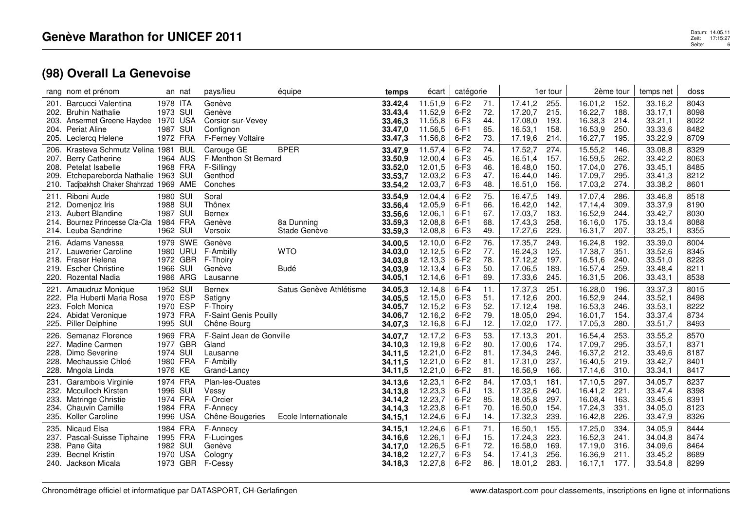# Genève Marathon for UNICEF 2011

## (98) Overall La Genevoise

| rang | nom et prénom | an | nat | pays/lieu | équipe | temps | écart | catégorie | | 1er tour | | 2ème tour | | temps net | doss |
|---|---|---|---|---|---|---|---|---|---|---|---|---|---|---|---|
| 201. | Barcucci Valentina | 1978 | ITA | Genève | | **33.42,4** | 11.51,9 | 6-F2 | 71. | 17.41,2 | 255. | 16.01,2 | 152. | 33.16,2 | 8043 |
| 202. | Bruhin Nathalie | 1973 | SUI | Genève | | **33.43,4** | 11.52,9 | 6-F2 | 72. | 17.20,7 | 215. | 16.22,7 | 188. | 33.17,1 | 8098 |
| 203. | Ansermet Greene Haydee | 1970 | USA | Corsier-sur-Vevey | | **33.46,3** | 11.55,8 | 6-F3 | 44. | 17.08,0 | 193. | 16.38,3 | 214. | 33.21,1 | 8022 |
| 204. | Periat Aline | 1987 | SUI | Confignon | | **33.47,0** | 11.56,5 | 6-F1 | 65. | 16.53,1 | 158. | 16.53,9 | 250. | 33.33,6 | 8482 |
| 205. | Leclercq Helene | 1972 | FRA | F-Ferney Voltaire | | **33.47,3** | 11.56,8 | 6-F2 | 73. | 17.19,6 | 214. | 16.27,7 | 195. | 33.22,9 | 8709 |
| 206. | Krasteva Schmutz Velina | 1981 | BUL | Carouge GE | BPER | **33.47,9** | 11.57,4 | 6-F2 | 74. | 17.52,7 | 274. | 15.55,2 | 146. | 33.08,8 | 8329 |
| 207. | Berry Catherine | 1964 | AUS | F-Menthon St Bernard | | **33.50,9** | 12.00,4 | 6-F3 | 45. | 16.51,4 | 157. | 16.59,5 | 262. | 33.42,2 | 8063 |
| 208. | Petelat Isabelle | 1968 | FRA | F-Sillingy | | **33.52,0** | 12.01,5 | 6-F3 | 46. | 16.48,0 | 150. | 17.04,0 | 276. | 33.45,1 | 8485 |
| 209. | Etchepareborda Nathalie | 1963 | SUI | Genthod | | **33.53,7** | 12.03,2 | 6-F3 | 47. | 16.44,0 | 146. | 17.09,7 | 295. | 33.41,3 | 8212 |
| 210. | Tadjbakhsh Chaker Shahrzad | 1969 | AME | Conches | | **33.54,2** | 12.03,7 | 6-F3 | 48. | 16.51,0 | 156. | 17.03,2 | 274. | 33.38,2 | 8601 |
| 211. | Riboni Aude | 1980 | SUI | Soral | | **33.54,9** | 12.04,4 | 6-F2 | 75. | 16.47,5 | 149. | 17.07,4 | 286. | 33.46,8 | 8518 |
| 212. | Domenjoz Iris | 1988 | SUI | Thônex | | **33.56,4** | 12.05,9 | 6-F1 | 66. | 16.42,0 | 142. | 17.14,4 | 309. | 33.37,9 | 8190 |
| 213. | Aubert Blandine | 1987 | SUI | Bernex | | **33.56,6** | 12.06,1 | 6-F1 | 67. | 17.03,7 | 183. | 16.52,9 | 244. | 33.42,7 | 8030 |
| 214. | Bournez Princesse Cla-Cla | 1984 | FRA | Genève | 8a Dunning | **33.59,3** | 12.08,8 | 6-F1 | 68. | 17.43,3 | 258. | 16.16,0 | 175. | 33.13,4 | 8088 |
| 214. | Leuba Sandrine | 1962 | SUI | Versoix | Stade Genève | **33.59,3** | 12.08,8 | 6-F3 | 49. | 17.27,6 | 229. | 16.31,7 | 207. | 33.25,1 | 8355 |
| 216. | Adams Vanessa | 1979 | SWE | Genève | | **34.00,5** | 12.10,0 | 6-F2 | 76. | 17.35,7 | 249. | 16.24,8 | 192. | 33.39,0 | 8004 |
| 217. | Lauwerier Caroline | 1980 | URU | F-Ambilly | WTO | **34.03,0** | 12.12,5 | 6-F2 | 77. | 16.24,3 | 125. | 17.38,7 | 351. | 33.52,6 | 8345 |
| 218. | Fraser Helena | 1972 | GBR | F-Thoiry | | **34.03,8** | 12.13,3 | 6-F2 | 78. | 17.12,2 | 197. | 16.51,6 | 240. | 33.51,0 | 8228 |
| 219. | Escher Christine | 1966 | SUI | Genève | Budé | **34.03,9** | 12.13,4 | 6-F3 | 50. | 17.06,5 | 189. | 16.57,4 | 259. | 33.48,4 | 8211 |
| 220. | Rozental Nadia | 1986 | ARG | Lausanne | | **34.05,1** | 12.14,6 | 6-F1 | 69. | 17.33,6 | 245. | 16.31,5 | 206. | 33.43,1 | 8538 |
| 221. | Amaudruz Monique | 1952 | SUI | Bernex | Satus Genève Athlétisme | **34.05,3** | 12.14,8 | 6-F4 | 11. | 17.37,3 | 251. | 16.28,0 | 196. | 33.37,3 | 8015 |
| 222. | Pla Huberti Maria Rosa | 1970 | ESP | Satigny | | **34.05,5** | 12.15,0 | 6-F3 | 51. | 17.12,6 | 200. | 16.52,9 | 244. | 33.52,1 | 8498 |
| 223. | Folch Monica | 1970 | ESP | F-Thoiry | | **34.05,7** | 12.15,2 | 6-F3 | 52. | 17.12,4 | 198. | 16.53,3 | 246. | 33.53,1 | 8222 |
| 224. | Abidat Veronique | 1973 | FRA | F-Saint Genis Pouilly | | **34.06,7** | 12.16,2 | 6-F2 | 79. | 18.05,0 | 294. | 16.01,7 | 154. | 33.37,4 | 8734 |
| 225. | Piller Delphine | 1995 | SUI | Chêne-Bourg | | **34.07,3** | 12.16,8 | 6-FJ | 12. | 17.02,0 | 177. | 17.05,3 | 280. | 33.51,7 | 8493 |
| 226. | Semanaz Florence | 1969 | FRA | F-Saint Jean de Gonville | | **34.07,7** | 12.17,2 | 6-F3 | 53. | 17.13,3 | 201. | 16.54,4 | 253. | 33.55,2 | 8570 |
| 227. | Madine Carmen | 1977 | GBR | Gland | | **34.10,3** | 12.19,8 | 6-F2 | 80. | 17.00,6 | 174. | 17.09,7 | 295. | 33.57,1 | 8371 |
| 228. | Dimo Severine | 1974 | SUI | Lausanne | | **34.11,5** | 12.21,0 | 6-F2 | 81. | 17.34,3 | 246. | 16.37,2 | 212. | 33.49,6 | 8187 |
| 228. | Mechaussie Chloé | 1980 | FRA | F-Ambilly | | **34.11,5** | 12.21,0 | 6-F2 | 81. | 17.31,0 | 237. | 16.40,5 | 219. | 33.42,7 | 8401 |
| 228. | Mngola Linda | 1976 | KE | Grand-Lancy | | **34.11,5** | 12.21,0 | 6-F2 | 81. | 16.56,9 | 166. | 17.14,6 | 310. | 33.34,1 | 8417 |
| 231. | Garambois Virginie | 1974 | FRA | Plan-les-Ouates | | **34.13,6** | 12.23,1 | 6-F2 | 84. | 17.03,1 | 181. | 17.10,5 | 297. | 34.05,7 | 8237 |
| 232. | Mcculloch Kirsten | 1996 | SUI | Vessy | | **34.13,8** | 12.23,3 | 6-FJ | 13. | 17.32,6 | 240. | 16.41,2 | 221. | 33.47,4 | 8398 |
| 233. | Matringe Christie | 1974 | FRA | F-Orcier | | **34.14,2** | 12.23,7 | 6-F2 | 85. | 18.05,8 | 297. | 16.08,4 | 163. | 33.45,6 | 8391 |
| 234. | Chauvin Camille | 1984 | FRA | F-Annecy | | **34.14,3** | 12.23,8 | 6-F1 | 70. | 16.50,0 | 154. | 17.24,3 | 331. | 34.05,0 | 8123 |
| 235. | Koller Caroline | 1996 | USA | Chêne-Bougeries | Ecole Internationale | **34.15,1** | 12.24,6 | 6-FJ | 14. | 17.32,3 | 239. | 16.42,8 | 226. | 33.47,9 | 8326 |
| 235. | Nicaud Elsa | 1984 | FRA | F-Annecy | | **34.15,1** | 12.24,6 | 6-F1 | 71. | 16.50,1 | 155. | 17.25,0 | 334. | 34.05,9 | 8444 |
| 237. | Pascal-Suisse Tiphaine | 1995 | FRA | F-Lucinges | | **34.16,6** | 12.26,1 | 6-FJ | 15. | 17.24,3 | 223. | 16.52,3 | 241. | 34.04,8 | 8474 |
| 238. | Pane Gita | 1982 | SUI | Genève | | **34.17,0** | 12.26,5 | 6-F1 | 72. | 16.58,0 | 169. | 17.19,0 | 316. | 34.09,6 | 8464 |
| 239. | Becnel Kristin | 1970 | USA | Cologny | | **34.18,2** | 12.27,7 | 6-F3 | 54. | 17.41,3 | 256. | 16.36,9 | 211. | 33.45,2 | 8689 |
| 240. | Jackson Micala | 1973 | GBR | F-Cessy | | **34.18,3** | 12.27,8 | 6-F2 | 86. | 18.01,2 | 283. | 16.17,1 | 177. | 33.54,8 | 8299 |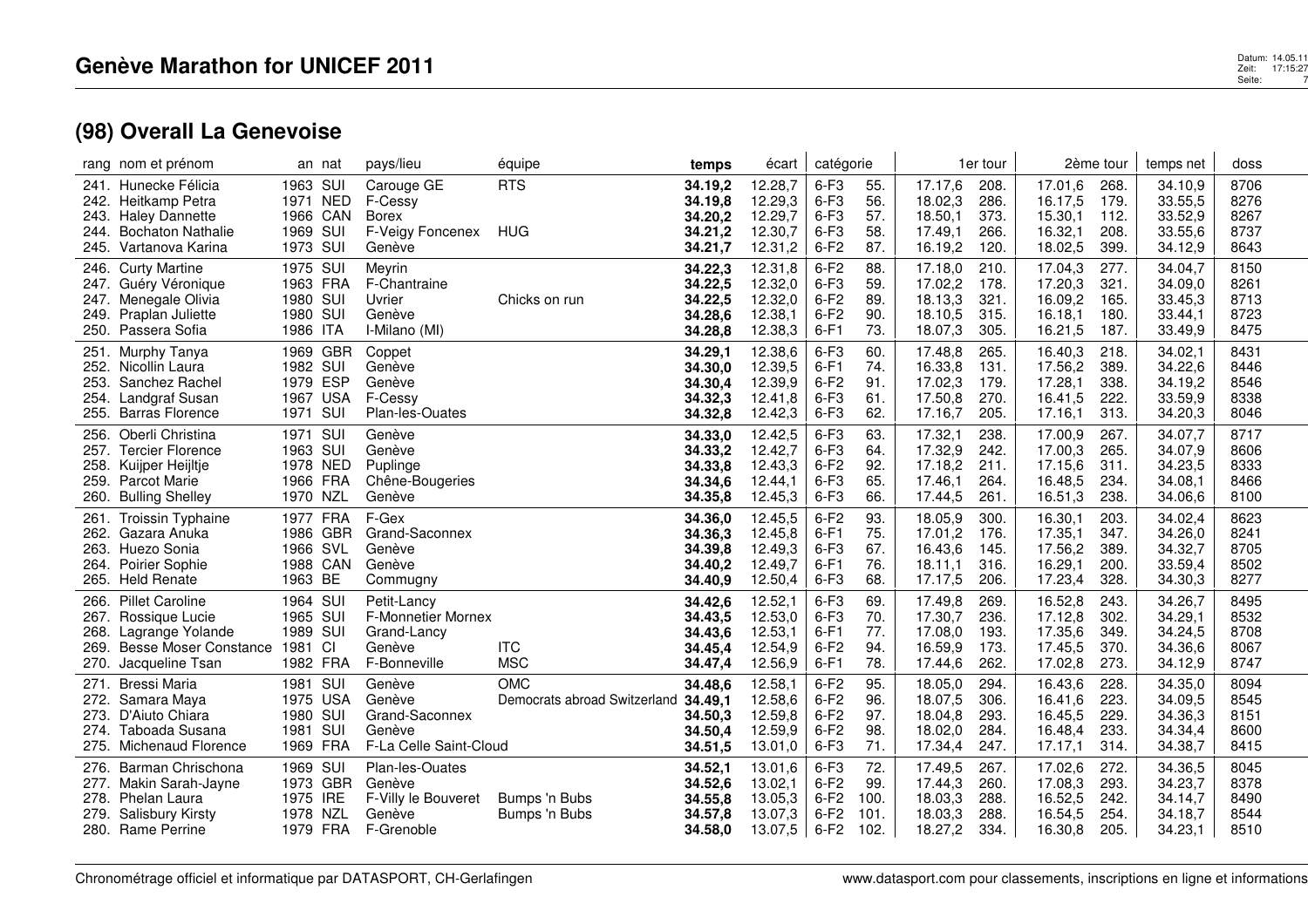# Genève Marathon for UNICEF 2011

## (98) Overall La Genevoise

| rang | nom et prénom | an | nat | pays/lieu | équipe | temps | écart | catégorie | | 1er tour | | 2ème tour | | temps net | doss |
|---|---|---|---|---|---|---|---|---|---|---|---|---|---|---|---|
| 241. | Hunecke Félicia | 1963 | SUI | Carouge GE | RTS | **34.19,2** | 12.28,7 | 6-F3 | 55. | 17.17,6 | 208. | 17.01,6 | 268. | 34.10,9 | 8706 |
| 242. | Heitkamp Petra | 1971 | NED | F-Cessy | | **34.19,8** | 12.29,3 | 6-F3 | 56. | 18.02,3 | 286. | 16.17,5 | 179. | 33.55,5 | 8276 |
| 243. | Haley Dannette | 1966 | CAN | Borex | | **34.20,2** | 12.29,7 | 6-F3 | 57. | 18.50,1 | 373. | 15.30,1 | 112. | 33.52,9 | 8267 |
| 244. | Bochaton Nathalie | 1969 | SUI | F-Veigy Foncenex | HUG | **34.21,2** | 12.30,7 | 6-F3 | 58. | 17.49,1 | 266. | 16.32,1 | 208. | 33.55,6 | 8737 |
| 245. | Vartanova Karina | 1973 | SUI | Genève | | **34.21,7** | 12.31,2 | 6-F2 | 87. | 16.19,2 | 120. | 18.02,5 | 399. | 34.12,9 | 8643 |
| 246. | Curty Martine | 1975 | SUI | Meyrin | | **34.22,3** | 12.31,8 | 6-F2 | 88. | 17.18,0 | 210. | 17.04,3 | 277. | 34.04,7 | 8150 |
| 247. | Guéry Véronique | 1963 | FRA | F-Chantraine | | **34.22,5** | 12.32,0 | 6-F3 | 59. | 17.02,2 | 178. | 17.20,3 | 321. | 34.09,0 | 8261 |
| 247. | Menegale Olivia | 1980 | SUI | Uvrier | Chicks on run | **34.22,5** | 12.32,0 | 6-F2 | 89. | 18.13,3 | 321. | 16.09,2 | 165. | 33.45,3 | 8713 |
| 249. | Praplan Juliette | 1980 | SUI | Genève | | **34.28,6** | 12.38,1 | 6-F2 | 90. | 18.10,5 | 315. | 16.18,1 | 180. | 33.44,1 | 8723 |
| 250. | Passera Sofia | 1986 | ITA | I-Milano (MI) | | **34.28,8** | 12.38,3 | 6-F1 | 73. | 18.07,3 | 305. | 16.21,5 | 187. | 33.49,9 | 8475 |
| 251. | Murphy Tanya | 1969 | GBR | Coppet | | **34.29,1** | 12.38,6 | 6-F3 | 60. | 17.48,8 | 265. | 16.40,3 | 218. | 34.02,1 | 8431 |
| 252. | Nicollin Laura | 1982 | SUI | Genève | | **34.30,0** | 12.39,5 | 6-F1 | 74. | 16.33,8 | 131. | 17.56,2 | 389. | 34.22,6 | 8446 |
| 253. | Sanchez Rachel | 1979 | ESP | Genève | | **34.30,4** | 12.39,9 | 6-F2 | 91. | 17.02,3 | 179. | 17.28,1 | 338. | 34.19,2 | 8546 |
| 254. | Landgraf Susan | 1967 | USA | F-Cessy | | **34.32,3** | 12.41,8 | 6-F3 | 61. | 17.50,8 | 270. | 16.41,5 | 222. | 33.59,9 | 8338 |
| 255. | Barras Florence | 1971 | SUI | Plan-les-Ouates | | **34.32,8** | 12.42,3 | 6-F3 | 62. | 17.16,7 | 205. | 17.16,1 | 313. | 34.20,3 | 8046 |
| 256. | Oberli Christina | 1971 | SUI | Genève | | **34.33,0** | 12.42,5 | 6-F3 | 63. | 17.32,1 | 238. | 17.00,9 | 267. | 34.07,7 | 8717 |
| 257. | Tercier Florence | 1963 | SUI | Genève | | **34.33,2** | 12.42,7 | 6-F3 | 64. | 17.32,9 | 242. | 17.00,3 | 265. | 34.07,9 | 8606 |
| 258. | Kuijper Heijltje | 1978 | NED | Puplinge | | **34.33,8** | 12.43,3 | 6-F2 | 92. | 17.18,2 | 211. | 17.15,6 | 311. | 34.23,5 | 8333 |
| 259. | Parcot Marie | 1966 | FRA | Chêne-Bougeries | | **34.34,6** | 12.44,1 | 6-F3 | 65. | 17.46,1 | 264. | 16.48,5 | 234. | 34.08,1 | 8466 |
| 260. | Bulling Shelley | 1970 | NZL | Genève | | **34.35,8** | 12.45,3 | 6-F3 | 66. | 17.44,5 | 261. | 16.51,3 | 238. | 34.06,6 | 8100 |
| 261. | Troissin Typhaine | 1977 | FRA | F-Gex | | **34.36,0** | 12.45,5 | 6-F2 | 93. | 18.05,9 | 300. | 16.30,1 | 203. | 34.02,4 | 8623 |
| 262. | Gazara Anuka | 1986 | GBR | Grand-Saconnex | | **34.36,3** | 12.45,8 | 6-F1 | 75. | 17.01,2 | 176. | 17.35,1 | 347. | 34.26,0 | 8241 |
| 263. | Huezo Sonia | 1966 | SVL | Genève | | **34.39,8** | 12.49,3 | 6-F3 | 67. | 16.43,6 | 145. | 17.56,2 | 389. | 34.32,7 | 8705 |
| 264. | Poirier Sophie | 1988 | CAN | Genève | | **34.40,2** | 12.49,7 | 6-F1 | 76. | 18.11,1 | 316. | 16.29,1 | 200. | 33.59,4 | 8502 |
| 265. | Held Renate | 1963 | BE | Commugny | | **34.40,9** | 12.50,4 | 6-F3 | 68. | 17.17,5 | 206. | 17.23,4 | 328. | 34.30,3 | 8277 |
| 266. | Pillet Caroline | 1964 | SUI | Petit-Lancy | | **34.42,6** | 12.52,1 | 6-F3 | 69. | 17.49,8 | 269. | 16.52,8 | 243. | 34.26,7 | 8495 |
| 267. | Rossique Lucie | 1965 | SUI | F-Monnetier Mornex | | **34.43,5** | 12.53,0 | 6-F3 | 70. | 17.30,7 | 236. | 17.12,8 | 302. | 34.29,1 | 8532 |
| 268. | Lagrange Yolande | 1989 | SUI | Grand-Lancy | | **34.43,6** | 12.53,1 | 6-F1 | 77. | 17.08,0 | 193. | 17.35,6 | 349. | 34.24,5 | 8708 |
| 269. | Besse Moser Constance | 1981 | CI | Genève | ITC | **34.45,4** | 12.54,9 | 6-F2 | 94. | 16.59,9 | 173. | 17.45,5 | 370. | 34.36,6 | 8067 |
| 270. | Jacqueline Tsan | 1982 | FRA | F-Bonneville | MSC | **34.47,4** | 12.56,9 | 6-F1 | 78. | 17.44,6 | 262. | 17.02,8 | 273. | 34.12,9 | 8747 |
| 271. | Bressi Maria | 1981 | SUI | Genève | OMC | **34.48,6** | 12.58,1 | 6-F2 | 95. | 18.05,0 | 294. | 16.43,6 | 228. | 34.35,0 | 8094 |
| 272. | Samara Maya | 1975 | USA | Genève | Democrats abroad Switzerland | **34.49,1** | 12.58,6 | 6-F2 | 96. | 18.07,5 | 306. | 16.41,6 | 223. | 34.09,5 | 8545 |
| 273. | D'Aiuto Chiara | 1980 | SUI | Grand-Saconnex | | **34.50,3** | 12.59,8 | 6-F2 | 97. | 18.04,8 | 293. | 16.45,5 | 229. | 34.36,3 | 8151 |
| 274. | Taboada Susana | 1981 | SUI | Genève | | **34.50,4** | 12.59,9 | 6-F2 | 98. | 18.02,0 | 284. | 16.48,4 | 233. | 34.34,4 | 8600 |
| 275. | Michenaud Florence | 1969 | FRA | F-La Celle Saint-Cloud | | **34.51,5** | 13.01,0 | 6-F3 | 71. | 17.34,4 | 247. | 17.17,1 | 314. | 34.38,7 | 8415 |
| 276. | Barman Chrischona | 1969 | SUI | Plan-les-Ouates | | **34.52,1** | 13.01,6 | 6-F3 | 72. | 17.49,5 | 267. | 17.02,6 | 272. | 34.36,5 | 8045 |
| 277. | Makin Sarah-Jayne | 1973 | GBR | Genève | | **34.52,6** | 13.02,1 | 6-F2 | 99. | 17.44,3 | 260. | 17.08,3 | 293. | 34.23,7 | 8378 |
| 278. | Phelan Laura | 1975 | IRE | F-Villy le Bouveret | Bumps 'n Bubs | **34.55,8** | 13.05,3 | 6-F2 | 100. | 18.03,3 | 288. | 16.52,5 | 242. | 34.14,7 | 8490 |
| 279. | Salisbury Kirsty | 1978 | NZL | Genève | Bumps 'n Bubs | **34.57,8** | 13.07,3 | 6-F2 | 101. | 18.03,3 | 288. | 16.54,5 | 254. | 34.18,7 | 8544 |
| 280. | Rame Perrine | 1979 | FRA | F-Grenoble | | **34.58,0** | 13.07,5 | 6-F2 | 102. | 18.27,2 | 334. | 16.30,8 | 205. | 34.23,1 | 8510 |

Chronométrage officiel et informatique par DATASPORT, CH-Gerlafingen — www.datasport.com pour classements, inscriptions en ligne et informations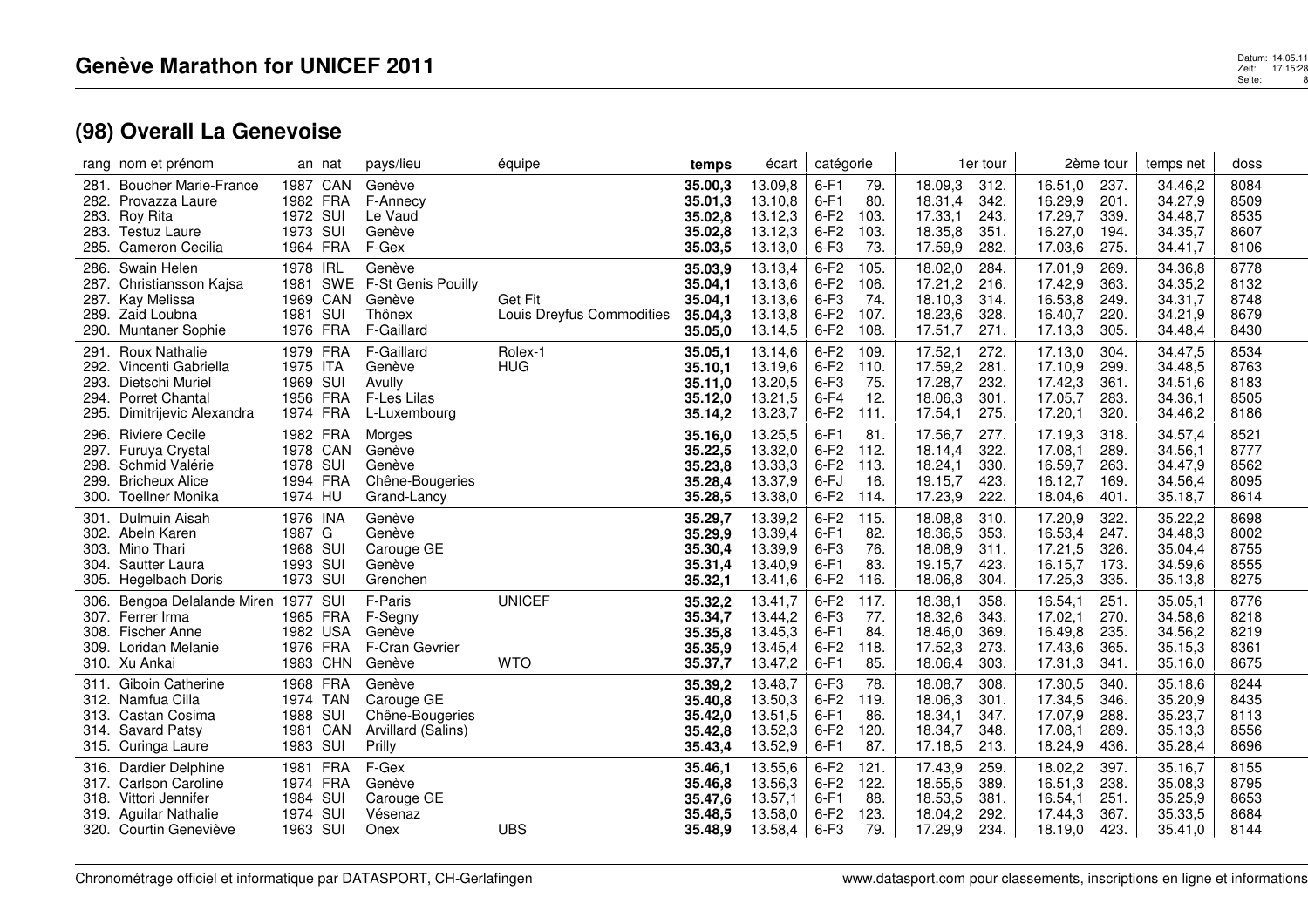# Genève Marathon for UNICEF 2011

## (98) Overall La Genevoise

| rang | nom et prénom | an | nat | pays/lieu | équipe | temps | écart | catégorie | | 1er tour | | 2ème tour | | temps net | doss |
|---|---|---|---|---|---|---|---|---|---|---|---|---|---|---|---|
| 281. | Boucher Marie-France | 1987 | CAN | Genève | | **35.00,3** | 13.09,8 | 6-F1 | 79. | 18.09,3 | 312. | 16.51,0 | 237. | 34.46,2 | 8084 |
| 282. | Provazza Laure | 1982 | FRA | F-Annecy | | **35.01,3** | 13.10,8 | 6-F1 | 80. | 18.31,4 | 342. | 16.29,9 | 201. | 34.27,9 | 8509 |
| 283. | Roy Rita | 1972 | SUI | Le Vaud | | **35.02,8** | 13.12,3 | 6-F2 | 103. | 17.33,1 | 243. | 17.29,7 | 339. | 34.48,7 | 8535 |
| 283. | Testuz Laure | 1973 | SUI | Genève | | **35.02,8** | 13.12,3 | 6-F2 | 103. | 18.35,8 | 351. | 16.27,0 | 194. | 34.35,7 | 8607 |
| 285. | Cameron Cecilia | 1964 | FRA | F-Gex | | **35.03,5** | 13.13,0 | 6-F3 | 73. | 17.59,9 | 282. | 17.03,6 | 275. | 34.41,7 | 8106 |
| 286. | Swain Helen | 1978 | IRL | Genève | | **35.03,9** | 13.13,4 | 6-F2 | 105. | 18.02,0 | 284. | 17.01,9 | 269. | 34.36,8 | 8778 |
| 287. | Christiansson Kajsa | 1981 | SWE | F-St Genis Pouilly | | **35.04,1** | 13.13,6 | 6-F2 | 106. | 17.21,2 | 216. | 17.42,9 | 363. | 34.35,2 | 8132 |
| 287. | Kay Melissa | 1969 | CAN | Genève | Get Fit | **35.04,1** | 13.13,6 | 6-F3 | 74. | 18.10,3 | 314. | 16.53,8 | 249. | 34.31,7 | 8748 |
| 289. | Zaid Loubna | 1981 | SUI | Thônex | Louis Dreyfus Commodities | **35.04,3** | 13.13,8 | 6-F2 | 107. | 18.23,6 | 328. | 16.40,7 | 220. | 34.21,9 | 8679 |
| 290. | Muntaner Sophie | 1976 | FRA | F-Gaillard | | **35.05,0** | 13.14,5 | 6-F2 | 108. | 17.51,7 | 271. | 17.13,3 | 305. | 34.48,4 | 8430 |
| 291. | Roux Nathalie | 1979 | FRA | F-Gaillard | Rolex-1 | **35.05,1** | 13.14,6 | 6-F2 | 109. | 17.52,1 | 272. | 17.13,0 | 304. | 34.47,5 | 8534 |
| 292. | Vincenti Gabriella | 1975 | ITA | Genève | HUG | **35.10,1** | 13.19,6 | 6-F2 | 110. | 17.59,2 | 281. | 17.10,9 | 299. | 34.48,5 | 8763 |
| 293. | Dietschi Muriel | 1969 | SUI | Avully | | **35.11,0** | 13.20,5 | 6-F3 | 75. | 17.28,7 | 232. | 17.42,3 | 361. | 34.51,6 | 8183 |
| 294. | Porret Chantal | 1956 | FRA | F-Les Lilas | | **35.12,0** | 13.21,5 | 6-F4 | 12. | 18.06,3 | 301. | 17.05,7 | 283. | 34.36,1 | 8505 |
| 295. | Dimitrijevic Alexandra | 1974 | FRA | L-Luxembourg | | **35.14,2** | 13.23,7 | 6-F2 | 111. | 17.54,1 | 275. | 17.20,1 | 320. | 34.46,2 | 8186 |
| 296. | Riviere Cecile | 1982 | FRA | Morges | | **35.16,0** | 13.25,5 | 6-F1 | 81. | 17.56,7 | 277. | 17.19,3 | 318. | 34.57,4 | 8521 |
| 297. | Furuya Crystal | 1978 | CAN | Genève | | **35.22,5** | 13.32,0 | 6-F2 | 112. | 18.14,4 | 322. | 17.08,1 | 289. | 34.56,1 | 8777 |
| 298. | Schmid Valérie | 1978 | SUI | Genève | | **35.23,8** | 13.33,3 | 6-F2 | 113. | 18.24,1 | 330. | 16.59,7 | 263. | 34.47,9 | 8562 |
| 299. | Bricheux Alice | 1994 | FRA | Chêne-Bougeries | | **35.28,4** | 13.37,9 | 6-FJ | 16. | 19.15,7 | 423. | 16.12,7 | 169. | 34.56,4 | 8095 |
| 300. | Toellner Monika | 1974 | HU | Grand-Lancy | | **35.28,5** | 13.38,0 | 6-F2 | 114. | 17.23,9 | 222. | 18.04,6 | 401. | 35.18,7 | 8614 |
| 301. | Dulmuin Aisah | 1976 | INA | Genève | | **35.29,7** | 13.39,2 | 6-F2 | 115. | 18.08,8 | 310. | 17.20,9 | 322. | 35.22,2 | 8698 |
| 302. | Abeln Karen | 1987 | G | Genève | | **35.29,9** | 13.39,4 | 6-F1 | 82. | 18.36,5 | 353. | 16.53,4 | 247. | 34.48,3 | 8002 |
| 303. | Mino Thari | 1968 | SUI | Carouge GE | | **35.30,4** | 13.39,9 | 6-F3 | 76. | 18.08,9 | 311. | 17.21,5 | 326. | 35.04,4 | 8755 |
| 304. | Sautter Laura | 1993 | SUI | Genève | | **35.31,4** | 13.40,9 | 6-F1 | 83. | 19.15,7 | 423. | 16.15,7 | 173. | 34.59,6 | 8555 |
| 305. | Hegelbach Doris | 1973 | SUI | Grenchen | | **35.32,1** | 13.41,6 | 6-F2 | 116. | 18.06,8 | 304. | 17.25,3 | 335. | 35.13,8 | 8275 |
| 306. | Bengoa Delalande Miren | 1977 | SUI | F-Paris | UNICEF | **35.32,2** | 13.41,7 | 6-F2 | 117. | 18.38,1 | 358. | 16.54,1 | 251. | 35.05,1 | 8776 |
| 307. | Ferrer Irma | 1965 | FRA | F-Segny | | **35.34,7** | 13.44,2 | 6-F3 | 77. | 18.32,6 | 343. | 17.02,1 | 270. | 34.58,6 | 8218 |
| 308. | Fischer Anne | 1982 | USA | Genève | | **35.35,8** | 13.45,3 | 6-F1 | 84. | 18.46,0 | 369. | 16.49,8 | 235. | 34.56,2 | 8219 |
| 309. | Loridan Melanie | 1976 | FRA | F-Cran Gevrier | | **35.35,9** | 13.45,4 | 6-F2 | 118. | 17.52,3 | 273. | 17.43,6 | 365. | 35.15,3 | 8361 |
| 310. | Xu Ankai | 1983 | CHN | Genève | WTO | **35.37,7** | 13.47,2 | 6-F1 | 85. | 18.06,4 | 303. | 17.31,3 | 341. | 35.16,0 | 8675 |
| 311. | Giboin Catherine | 1968 | FRA | Genève | | **35.39,2** | 13.48,7 | 6-F3 | 78. | 18.08,7 | 308. | 17.30,5 | 340. | 35.18,6 | 8244 |
| 312. | Namfua Cilla | 1974 | TAN | Carouge GE | | **35.40,8** | 13.50,3 | 6-F2 | 119. | 18.06,3 | 301. | 17.34,5 | 346. | 35.20,9 | 8435 |
| 313. | Castan Cosima | 1988 | SUI | Chêne-Bougeries | | **35.42,0** | 13.51,5 | 6-F1 | 86. | 18.34,1 | 347. | 17.07,9 | 288. | 35.23,7 | 8113 |
| 314. | Savard Patsy | 1981 | CAN | Arvillard (Salins) | | **35.42,8** | 13.52,3 | 6-F2 | 120. | 18.34,7 | 348. | 17.08,1 | 289. | 35.13,3 | 8556 |
| 315. | Curinga Laure | 1983 | SUI | Prilly | | **35.43,4** | 13.52,9 | 6-F1 | 87. | 17.18,5 | 213. | 18.24,9 | 436. | 35.28,4 | 8696 |
| 316. | Dardier Delphine | 1981 | FRA | F-Gex | | **35.46,1** | 13.55,6 | 6-F2 | 121. | 17.43,9 | 259. | 18.02,2 | 397. | 35.16,7 | 8155 |
| 317. | Carlson Caroline | 1974 | FRA | Genève | | **35.46,8** | 13.56,3 | 6-F2 | 122. | 18.55,5 | 389. | 16.51,3 | 238. | 35.08,3 | 8795 |
| 318. | Vittori Jennifer | 1984 | SUI | Carouge GE | | **35.47,6** | 13.57,1 | 6-F1 | 88. | 18.53,5 | 381. | 16.54,1 | 251. | 35.25,9 | 8653 |
| 319. | Aguilar Nathalie | 1974 | SUI | Vésenaz | | **35.48,5** | 13.58,0 | 6-F2 | 123. | 18.04,2 | 292. | 17.44,3 | 367. | 35.33,5 | 8684 |
| 320. | Courtin Geneviève | 1963 | SUI | Onex | UBS | **35.48,9** | 13.58,4 | 6-F3 | 79. | 17.29,9 | 234. | 18.19,0 | 423. | 35.41,0 | 8144 |

Chronométrage officiel et informatique par DATASPORT, CH-Gerlafingen — www.datasport.com pour classements, inscriptions en ligne et informations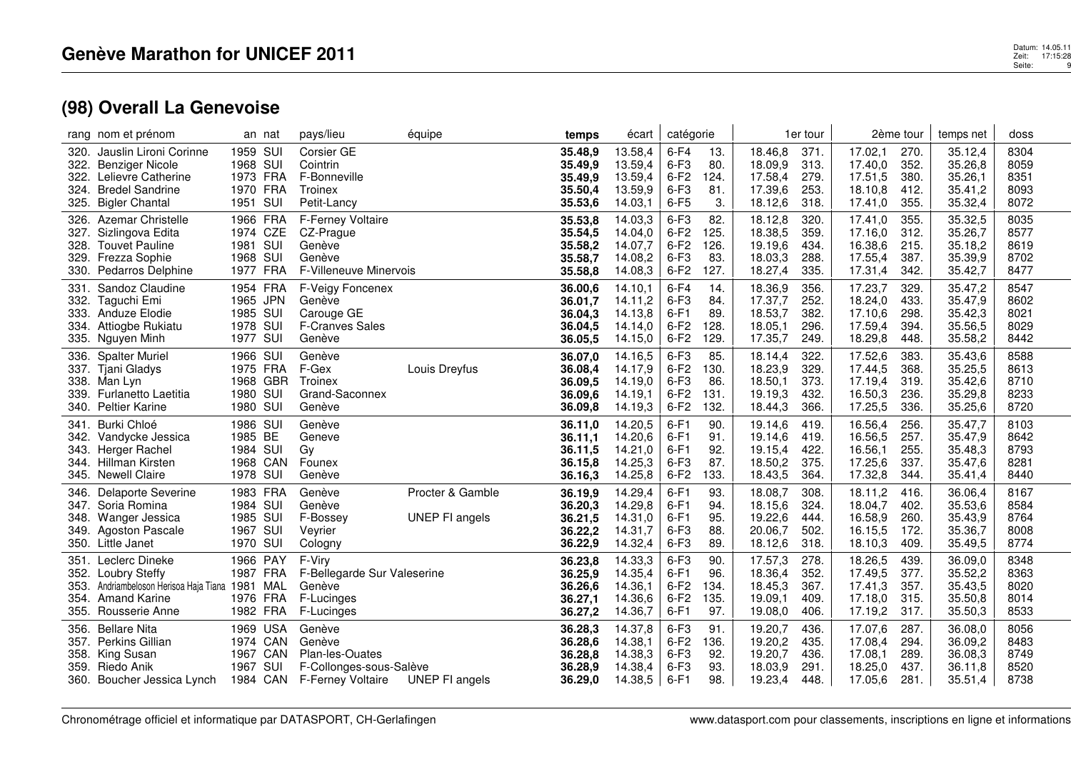# Genève Marathon for UNICEF 2011

## (98) Overall La Genevoise

| rang | nom et prénom | an | nat | pays/lieu | équipe | temps | écart | catégorie | | 1er tour | | 2ème tour | | temps net | doss |
|---|---|---|---|---|---|---|---|---|---|---|---|---|---|---|---|
| 320. | Jauslin Lironi Corinne | 1959 | SUI | Corsier GE | | **35.48,9** | 13.58,4 | 6-F4 | 13. | 18.46,8 | 371. | 17.02,1 | 270. | 35.12,4 | 8304 |
| 322. | Benziger Nicole | 1968 | SUI | Cointrin | | **35.49,9** | 13.59,4 | 6-F3 | 80. | 18.09,9 | 313. | 17.40,0 | 352. | 35.26,8 | 8059 |
| 322. | Lelievre Catherine | 1973 | FRA | F-Bonneville | | **35.49,9** | 13.59,4 | 6-F2 | 124. | 17.58,4 | 279. | 17.51,5 | 380. | 35.26,1 | 8351 |
| 324. | Bredel Sandrine | 1970 | FRA | Troinex | | **35.50,4** | 13.59,9 | 6-F3 | 81. | 17.39,6 | 253. | 18.10,8 | 412. | 35.41,2 | 8093 |
| 325. | Bigler Chantal | 1951 | SUI | Petit-Lancy | | **35.53,6** | 14.03,1 | 6-F5 | 3. | 18.12,6 | 318. | 17.41,0 | 355. | 35.32,4 | 8072 |
| 326. | Azemar Christelle | 1966 | FRA | F-Ferney Voltaire | | **35.53,8** | 14.03,3 | 6-F3 | 82. | 18.12,8 | 320. | 17.41,0 | 355. | 35.32,5 | 8035 |
| 327. | Sizlingova Edita | 1974 | CZE | CZ-Prague | | **35.54,5** | 14.04,0 | 6-F2 | 125. | 18.38,5 | 359. | 17.16,0 | 312. | 35.26,7 | 8577 |
| 328. | Touvet Pauline | 1981 | SUI | Genève | | **35.58,2** | 14.07,7 | 6-F2 | 126. | 19.19,6 | 434. | 16.38,6 | 215. | 35.18,2 | 8619 |
| 329. | Frezza Sophie | 1968 | SUI | Genève | | **35.58,7** | 14.08,2 | 6-F3 | 83. | 18.03,3 | 288. | 17.55,4 | 387. | 35.39,9 | 8702 |
| 330. | Pedarros Delphine | 1977 | FRA | F-Villeneuve Minervois | | **35.58,8** | 14.08,3 | 6-F2 | 127. | 18.27,4 | 335. | 17.31,4 | 342. | 35.42,7 | 8477 |
| 331. | Sandoz Claudine | 1954 | FRA | F-Veigy Foncenex | | **36.00,6** | 14.10,1 | 6-F4 | 14. | 18.36,9 | 356. | 17.23,7 | 329. | 35.47,2 | 8547 |
| 332. | Taguchi Emi | 1965 | JPN | Genève | | **36.01,7** | 14.11,2 | 6-F3 | 84. | 17.37,7 | 252. | 18.24,0 | 433. | 35.47,9 | 8602 |
| 333. | Anduze Elodie | 1985 | SUI | Carouge GE | | **36.04,3** | 14.13,8 | 6-F1 | 89. | 18.53,7 | 382. | 17.10,6 | 298. | 35.42,3 | 8021 |
| 334. | Attiogbe Rukiatu | 1978 | SUI | F-Cranves Sales | | **36.04,5** | 14.14,0 | 6-F2 | 128. | 18.05,1 | 296. | 17.59,4 | 394. | 35.56,5 | 8029 |
| 335. | Nguyen Minh | 1977 | SUI | Genève | | **36.05,5** | 14.15,0 | 6-F2 | 129. | 17.35,7 | 249. | 18.29,8 | 448. | 35.58,2 | 8442 |
| 336. | Spalter Muriel | 1966 | SUI | Genève | | **36.07,0** | 14.16,5 | 6-F3 | 85. | 18.14,4 | 322. | 17.52,6 | 383. | 35.43,6 | 8588 |
| 337. | Tjani Gladys | 1975 | FRA | F-Gex | Louis Dreyfus | **36.08,4** | 14.17,9 | 6-F2 | 130. | 18.23,9 | 329. | 17.44,5 | 368. | 35.25,5 | 8613 |
| 338. | Man Lyn | 1968 | GBR | Troinex | | **36.09,5** | 14.19,0 | 6-F3 | 86. | 18.50,1 | 373. | 17.19,4 | 319. | 35.42,6 | 8710 |
| 339. | Furlanetto Laetitia | 1980 | SUI | Grand-Saconnex | | **36.09,6** | 14.19,1 | 6-F2 | 131. | 19.19,3 | 432. | 16.50,3 | 236. | 35.29,8 | 8233 |
| 340. | Peltier Karine | 1980 | SUI | Genève | | **36.09,8** | 14.19,3 | 6-F2 | 132. | 18.44,3 | 366. | 17.25,5 | 336. | 35.25,6 | 8720 |
| 341. | Burki Chloé | 1986 | SUI | Genève | | **36.11,0** | 14.20,5 | 6-F1 | 90. | 19.14,6 | 419. | 16.56,4 | 256. | 35.47,7 | 8103 |
| 342. | Vandycke Jessica | 1985 | BE | Geneve | | **36.11,1** | 14.20,6 | 6-F1 | 91. | 19.14,6 | 419. | 16.56,5 | 257. | 35.47,9 | 8642 |
| 343. | Herger Rachel | 1984 | SUI | Gy | | **36.11,5** | 14.21,0 | 6-F1 | 92. | 19.15,4 | 422. | 16.56,1 | 255. | 35.48,3 | 8793 |
| 344. | Hillman Kirsten | 1968 | CAN | Founex | | **36.15,8** | 14.25,3 | 6-F3 | 87. | 18.50,2 | 375. | 17.25,6 | 337. | 35.47,6 | 8281 |
| 345. | Newell Claire | 1978 | SUI | Genève | | **36.16,3** | 14.25,8 | 6-F2 | 133. | 18.43,5 | 364. | 17.32,8 | 344. | 35.41,4 | 8440 |
| 346. | Delaporte Severine | 1983 | FRA | Genève | Procter & Gamble | **36.19,9** | 14.29,4 | 6-F1 | 93. | 18.08,7 | 308. | 18.11,2 | 416. | 36.06,4 | 8167 |
| 347. | Soria Romina | 1984 | SUI | Genève | | **36.20,3** | 14.29,8 | 6-F1 | 94. | 18.15,6 | 324. | 18.04,7 | 402. | 35.53,6 | 8584 |
| 348. | Wanger Jessica | 1985 | SUI | F-Bossey | UNEP FI angels | **36.21,5** | 14.31,0 | 6-F1 | 95. | 19.22,6 | 444. | 16.58,9 | 260. | 35.43,9 | 8764 |
| 349. | Agoston Pascale | 1967 | SUI | Veyrier | | **36.22,2** | 14.31,7 | 6-F3 | 88. | 20.06,7 | 502. | 16.15,5 | 172. | 35.36,7 | 8008 |
| 350. | Little Janet | 1970 | SUI | Cologny | | **36.22,9** | 14.32,4 | 6-F3 | 89. | 18.12,6 | 318. | 18.10,3 | 409. | 35.49,5 | 8774 |
| 351. | Leclerc Dineke | 1966 | PAY | F-Viry | | **36.23,8** | 14.33,3 | 6-F3 | 90. | 17.57,3 | 278. | 18.26,5 | 439. | 36.09,0 | 8348 |
| 352. | Loubry Steffy | 1987 | FRA | F-Bellegarde Sur Valeserine | | **36.25,9** | 14.35,4 | 6-F1 | 96. | 18.36,4 | 352. | 17.49,5 | 377. | 35.52,2 | 8363 |
| 353. | Andriambeloson Herisoa Haja Tiana | 1981 | MAL | Genève | | **36.26,6** | 14.36,1 | 6-F2 | 134. | 18.45,3 | 367. | 17.41,3 | 357. | 35.43,5 | 8020 |
| 354. | Amand Karine | 1976 | FRA | F-Lucinges | | **36.27,1** | 14.36,6 | 6-F2 | 135. | 19.09,1 | 409. | 17.18,0 | 315. | 35.50,8 | 8014 |
| 355. | Rousserie Anne | 1982 | FRA | F-Lucinges | | **36.27,2** | 14.36,7 | 6-F1 | 97. | 19.08,0 | 406. | 17.19,2 | 317. | 35.50,3 | 8533 |
| 356. | Bellare Nita | 1969 | USA | Genève | | **36.28,3** | 14.37,8 | 6-F3 | 91. | 19.20,7 | 436. | 17.07,6 | 287. | 36.08,0 | 8056 |
| 357. | Perkins Gillian | 1974 | CAN | Genève | | **36.28,6** | 14.38,1 | 6-F2 | 136. | 19.20,2 | 435. | 17.08,4 | 294. | 36.09,2 | 8483 |
| 358. | King Susan | 1967 | CAN | Plan-les-Ouates | | **36.28,8** | 14.38,3 | 6-F3 | 92. | 19.20,7 | 436. | 17.08,1 | 289. | 36.08,3 | 8749 |
| 359. | Riedo Anik | 1967 | SUI | F-Collonges-sous-Salève | | **36.28,9** | 14.38,4 | 6-F3 | 93. | 18.03,9 | 291. | 18.25,0 | 437. | 36.11,8 | 8520 |
| 360. | Boucher Jessica Lynch | 1984 | CAN | F-Ferney Voltaire | UNEP FI angels | **36.29,0** | 14.38,5 | 6-F1 | 98. | 19.23,4 | 448. | 17.05,6 | 281. | 35.51,4 | 8738 |

Chronométrage officiel et informatique par DATASPORT, CH-Gerlafingen — www.datasport.com pour classements, inscriptions en ligne et informations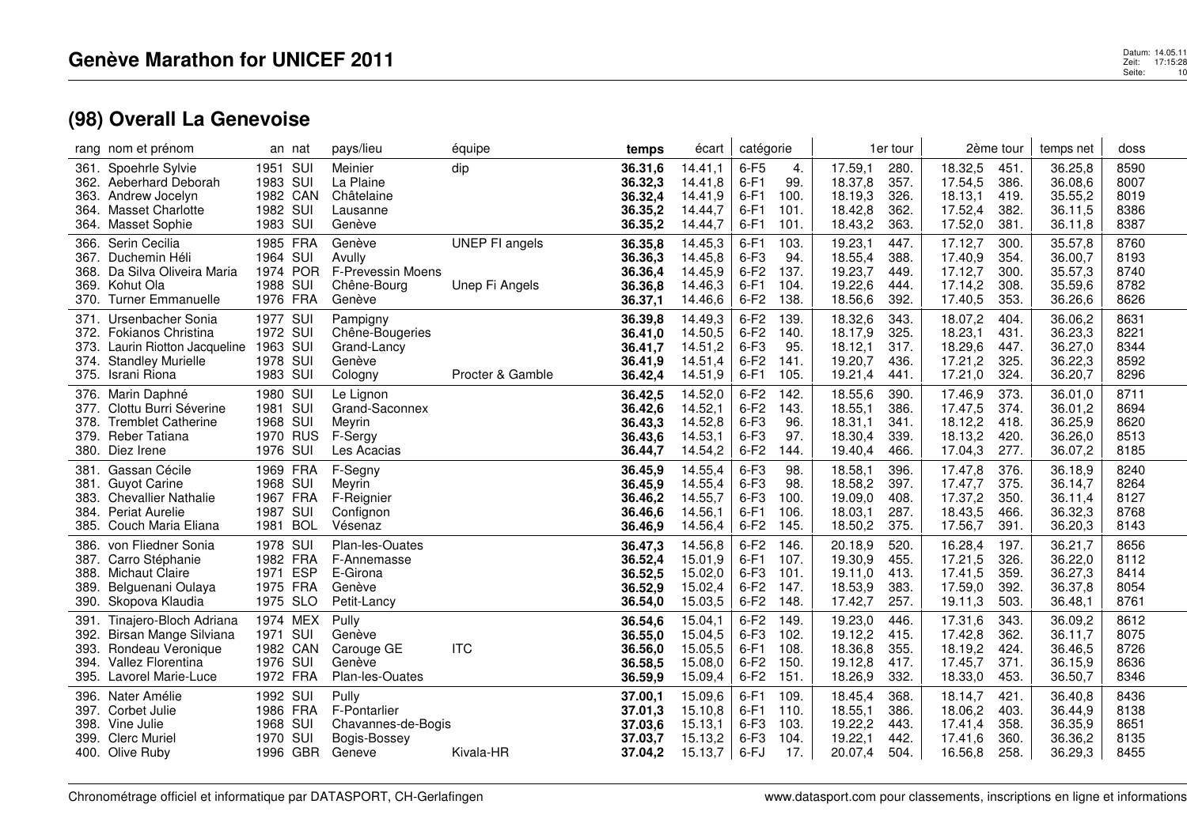# Genève Marathon for UNICEF 2011

## (98) Overall La Genevoise

| rang | nom et prénom | an | nat | pays/lieu | équipe | temps | écart | catégorie | | 1er tour | | 2ème tour | | temps net | doss |
|---|---|---|---|---|---|---|---|---|---|---|---|---|---|---|---|
| 361. | Spoehrle Sylvie | 1951 | SUI | Meinier | dip | **36.31,6** | 14.41,1 | 6-F5 | 4. | 17.59,1 | 280. | 18.32,5 | 451. | 36.25,8 | 8590 |
| 362. | Aeberhard Deborah | 1983 | SUI | La Plaine | | **36.32,3** | 14.41,8 | 6-F1 | 99. | 18.37,8 | 357. | 17.54,5 | 386. | 36.08,6 | 8007 |
| 363. | Andrew Jocelyn | 1982 | CAN | Châtelaine | | **36.32,4** | 14.41,9 | 6-F1 | 100. | 18.19,3 | 326. | 18.13,1 | 419. | 35.55,2 | 8019 |
| 364. | Masset Charlotte | 1982 | SUI | Lausanne | | **36.35,2** | 14.44,7 | 6-F1 | 101. | 18.42,8 | 362. | 17.52,4 | 382. | 36.11,5 | 8386 |
| 364. | Masset Sophie | 1983 | SUI | Genève | | **36.35,2** | 14.44,7 | 6-F1 | 101. | 18.43,2 | 363. | 17.52,0 | 381. | 36.11,8 | 8387 |
| 366. | Serin Cecilia | 1985 | FRA | Genève | UNEP FI angels | **36.35,8** | 14.45,3 | 6-F1 | 103. | 19.23,1 | 447. | 17.12,7 | 300. | 35.57,8 | 8760 |
| 367. | Duchemin Héli | 1964 | SUI | Avully | | **36.36,3** | 14.45,8 | 6-F3 | 94. | 18.55,4 | 388. | 17.40,9 | 354. | 36.00,7 | 8193 |
| 368. | Da Silva Oliveira Maria | 1974 | POR | F-Prevessin Moens | | **36.36,4** | 14.45,9 | 6-F2 | 137. | 19.23,7 | 449. | 17.12,7 | 300. | 35.57,3 | 8740 |
| 369. | Kohut Ola | 1988 | SUI | Chêne-Bourg | Unep Fi Angels | **36.36,8** | 14.46,3 | 6-F1 | 104. | 19.22,6 | 444. | 17.14,2 | 308. | 35.59,6 | 8782 |
| 370. | Turner Emmanuelle | 1976 | FRA | Genève | | **36.37,1** | 14.46,6 | 6-F2 | 138. | 18.56,6 | 392. | 17.40,5 | 353. | 36.26,6 | 8626 |
| 371. | Ursenbacher Sonia | 1977 | SUI | Pampigny | | **36.39,8** | 14.49,3 | 6-F2 | 139. | 18.32,6 | 343. | 18.07,2 | 404. | 36.06,2 | 8631 |
| 372. | Fokianos Christina | 1972 | SUI | Chêne-Bougeries | | **36.41,0** | 14.50,5 | 6-F2 | 140. | 18.17,9 | 325. | 18.23,1 | 431. | 36.23,3 | 8221 |
| 373. | Laurin Riotton Jacqueline | 1963 | SUI | Grand-Lancy | | **36.41,7** | 14.51,2 | 6-F3 | 95. | 18.12,1 | 317. | 18.29,6 | 447. | 36.27,0 | 8344 |
| 374. | Standley Murielle | 1978 | SUI | Genève | | **36.41,9** | 14.51,4 | 6-F2 | 141. | 19.20,7 | 436. | 17.21,2 | 325. | 36.22,3 | 8592 |
| 375. | Israni Riona | 1983 | SUI | Cologny | Procter & Gamble | **36.42,4** | 14.51,9 | 6-F1 | 105. | 19.21,4 | 441. | 17.21,0 | 324. | 36.20,7 | 8296 |
| 376. | Marin Daphné | 1980 | SUI | Le Lignon | | **36.42,5** | 14.52,0 | 6-F2 | 142. | 18.55,6 | 390. | 17.46,9 | 373. | 36.01,0 | 8711 |
| 377. | Clottu Burri Séverine | 1981 | SUI | Grand-Saconnex | | **36.42,6** | 14.52,1 | 6-F2 | 143. | 18.55,1 | 386. | 17.47,5 | 374. | 36.01,2 | 8694 |
| 378. | Tremblet Catherine | 1968 | SUI | Meyrin | | **36.43,3** | 14.52,8 | 6-F3 | 96. | 18.31,1 | 341. | 18.12,2 | 418. | 36.25,9 | 8620 |
| 379. | Reber Tatiana | 1970 | RUS | F-Sergy | | **36.43,6** | 14.53,1 | 6-F3 | 97. | 18.30,4 | 339. | 18.13,2 | 420. | 36.26,0 | 8513 |
| 380. | Diez Irene | 1976 | SUI | Les Acacias | | **36.44,7** | 14.54,2 | 6-F2 | 144. | 19.40,4 | 466. | 17.04,3 | 277. | 36.07,2 | 8185 |
| 381. | Gassan Cécile | 1969 | FRA | F-Segny | | **36.45,9** | 14.55,4 | 6-F3 | 98. | 18.58,1 | 396. | 17.47,8 | 376. | 36.18,9 | 8240 |
| 381. | Guyot Carine | 1968 | SUI | Meyrin | | **36.45,9** | 14.55,4 | 6-F3 | 98. | 18.58,2 | 397. | 17.47,7 | 375. | 36.14,7 | 8264 |
| 383. | Chevallier Nathalie | 1967 | FRA | F-Reignier | | **36.46,2** | 14.55,7 | 6-F3 | 100. | 19.09,0 | 408. | 17.37,2 | 350. | 36.11,4 | 8127 |
| 384. | Periat Aurelie | 1987 | SUI | Confignon | | **36.46,6** | 14.56,1 | 6-F1 | 106. | 18.03,1 | 287. | 18.43,5 | 466. | 36.32,3 | 8768 |
| 385. | Couch Maria Eliana | 1981 | BOL | Vésenaz | | **36.46,9** | 14.56,4 | 6-F2 | 145. | 18.50,2 | 375. | 17.56,7 | 391. | 36.20,3 | 8143 |
| 386. | von Fliedner Sonia | 1978 | SUI | Plan-les-Ouates | | **36.47,3** | 14.56,8 | 6-F2 | 146. | 20.18,9 | 520. | 16.28,4 | 197. | 36.21,7 | 8656 |
| 387. | Carro Stéphanie | 1982 | FRA | F-Annemasse | | **36.52,4** | 15.01,9 | 6-F1 | 107. | 19.30,9 | 455. | 17.21,5 | 326. | 36.22,0 | 8112 |
| 388. | Michaut Claire | 1971 | ESP | E-Girona | | **36.52,5** | 15.02,0 | 6-F3 | 101. | 19.11,0 | 413. | 17.41,5 | 359. | 36.27,3 | 8414 |
| 389. | Belguenani Oulaya | 1975 | FRA | Genève | | **36.52,9** | 15.02,4 | 6-F2 | 147. | 18.53,9 | 383. | 17.59,0 | 392. | 36.37,8 | 8054 |
| 390. | Skopova Klaudia | 1975 | SLO | Petit-Lancy | | **36.54,0** | 15.03,5 | 6-F2 | 148. | 17.42,7 | 257. | 19.11,3 | 503. | 36.48,1 | 8761 |
| 391. | Tinajero-Bloch Adriana | 1974 | MEX | Pully | | **36.54,6** | 15.04,1 | 6-F2 | 149. | 19.23,0 | 446. | 17.31,6 | 343. | 36.09,2 | 8612 |
| 392. | Birsan Mange Silviana | 1971 | SUI | Genève | | **36.55,0** | 15.04,5 | 6-F3 | 102. | 19.12,2 | 415. | 17.42,8 | 362. | 36.11,7 | 8075 |
| 393. | Rondeau Veronique | 1982 | CAN | Carouge GE | ITC | **36.56,0** | 15.05,5 | 6-F1 | 108. | 18.36,8 | 355. | 18.19,2 | 424. | 36.46,5 | 8726 |
| 394. | Vallez Florentina | 1976 | SUI | Genève | | **36.58,5** | 15.08,0 | 6-F2 | 150. | 19.12,8 | 417. | 17.45,7 | 371. | 36.15,9 | 8636 |
| 395. | Lavorel Marie-Luce | 1972 | FRA | Plan-les-Ouates | | **36.59,9** | 15.09,4 | 6-F2 | 151. | 18.26,9 | 332. | 18.33,0 | 453. | 36.50,7 | 8346 |
| 396. | Nater Amélie | 1992 | SUI | Pully | | **37.00,1** | 15.09,6 | 6-F1 | 109. | 18.45,4 | 368. | 18.14,7 | 421. | 36.40,8 | 8436 |
| 397. | Corbet Julie | 1986 | FRA | F-Pontarlier | | **37.01,3** | 15.10,8 | 6-F1 | 110. | 18.55,1 | 386. | 18.06,2 | 403. | 36.44,9 | 8138 |
| 398. | Vine Julie | 1968 | SUI | Chavannes-de-Bogis | | **37.03,6** | 15.13,1 | 6-F3 | 103. | 19.22,2 | 443. | 17.41,4 | 358. | 36.35,9 | 8651 |
| 399. | Clerc Muriel | 1970 | SUI | Bogis-Bossey | | **37.03,7** | 15.13,2 | 6-F3 | 104. | 19.22,1 | 442. | 17.41,6 | 360. | 36.36,2 | 8135 |
| 400. | Olive Ruby | 1996 | GBR | Geneve | Kivala-HR | **37.04,2** | 15.13,7 | 6-FJ | 17. | 20.07,4 | 504. | 16.56,8 | 258. | 36.29,3 | 8455 |

Chronométrage officiel et informatique par DATASPORT, CH-Gerlafingen — www.datasport.com pour classements, inscriptions en ligne et informations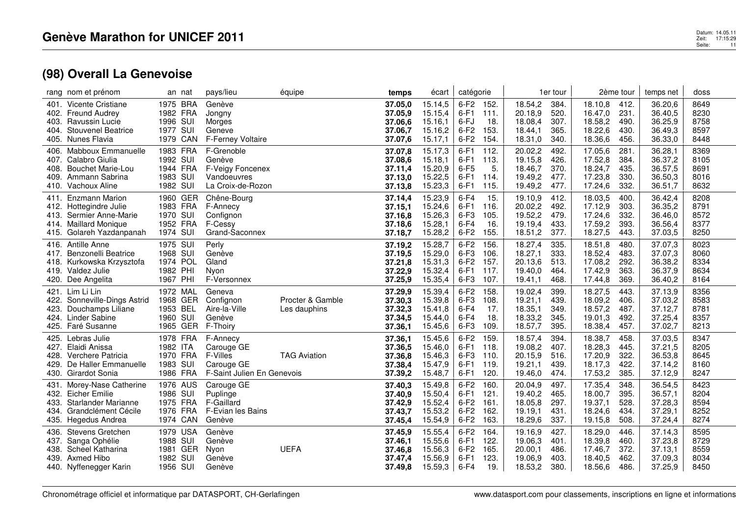# Genève Marathon for UNICEF 2011

## (98) Overall La Genevoise

| rang | nom et prénom | an | nat | pays/lieu | équipe | temps | écart | catégorie | | 1er tour | | 2ème tour | | temps net | doss |
|---|---|---|---|---|---|---|---|---|---|---|---|---|---|---|---|
| 401. | Vicente Cristiane | 1975 | BRA | Genève | | **37.05,0** | 15.14,5 | 6-F2 | 152. | 18.54,2 | 384. | 18.10,8 | 412. | 36.20,6 | 8649 |
| 402. | Freund Audrey | 1982 | FRA | Jongny | | **37.05,9** | 15.15,4 | 6-F1 | 111. | 20.18,9 | 520. | 16.47,0 | 231. | 36.40,5 | 8230 |
| 403. | Ravussin Lucie | 1996 | SUI | Morges | | **37.06,6** | 15.16,1 | 6-FJ | 18. | 18.08,4 | 307. | 18.58,2 | 490. | 36.25,9 | 8758 |
| 404. | Stouvenel Beatrice | 1977 | SUI | Geneve | | **37.06,7** | 15.16,2 | 6-F2 | 153. | 18.44,1 | 365. | 18.22,6 | 430. | 36.49,3 | 8597 |
| 405. | Nunes Flavia | 1979 | CAN | F-Ferney Voltaire | | **37.07,6** | 15.17,1 | 6-F2 | 154. | 18.31,0 | 340. | 18.36,6 | 456. | 36.33,0 | 8448 |
| 406. | Mabboux Emmanuelle | 1983 | FRA | F-Grenoble | | **37.07,8** | 15.17,3 | 6-F1 | 112. | 20.02,2 | 492. | 17.05,6 | 281. | 36.28,1 | 8369 |
| 407. | Calabro Giulia | 1992 | SUI | Genève | | **37.08,6** | 15.18,1 | 6-F1 | 113. | 19.15,8 | 426. | 17.52,8 | 384. | 36.37,2 | 8105 |
| 408. | Bouchet Marie-Lou | 1944 | FRA | F-Veigy Foncenex | | **37.11,4** | 15.20,9 | 6-F5 | 5. | 18.46,7 | 370. | 18.24,7 | 435. | 36.57,5 | 8691 |
| 409. | Ammann Sabrina | 1983 | SUI | Vandoeuvres | | **37.13,0** | 15.22,5 | 6-F1 | 114. | 19.49,2 | 477. | 17.23,8 | 330. | 36.50,3 | 8016 |
| 410. | Vachoux Aline | 1982 | SUI | La Croix-de-Rozon | | **37.13,8** | 15.23,3 | 6-F1 | 115. | 19.49,2 | 477. | 17.24,6 | 332. | 36.51,7 | 8632 |
| 411. | Enzmann Marion | 1960 | GER | Chêne-Bourg | | **37.14,4** | 15.23,9 | 6-F4 | 15. | 19.10,9 | 412. | 18.03,5 | 400. | 36.42,4 | 8208 |
| 412. | Hottegindre Julie | 1983 | FRA | F-Annecy | | **37.15,1** | 15.24,6 | 6-F1 | 116. | 20.02,2 | 492. | 17.12,9 | 303. | 36.35,2 | 8791 |
| 413. | Sermier Anne-Marie | 1970 | SUI | Confignon | | **37.16,8** | 15.26,3 | 6-F3 | 105. | 19.52,2 | 479. | 17.24,6 | 332. | 36.46,0 | 8572 |
| 414. | Maillard Monique | 1952 | FRA | F-Cessy | | **37.18,6** | 15.28,1 | 6-F4 | 16. | 19.19,4 | 433. | 17.59,2 | 393. | 36.56,4 | 8377 |
| 415. | Golareh Yazdanpanah | 1974 | SUI | Grand-Saconnex | | **37.18,7** | 15.28,2 | 6-F2 | 155. | 18.51,2 | 377. | 18.27,5 | 443. | 37.03,5 | 8250 |
| 416. | Antille Anne | 1975 | SUI | Perly | | **37.19,2** | 15.28,7 | 6-F2 | 156. | 18.27,4 | 335. | 18.51,8 | 480. | 37.07,3 | 8023 |
| 417. | Benzonelli Beatrice | 1968 | SUI | Genève | | **37.19,5** | 15.29,0 | 6-F3 | 106. | 18.27,1 | 333. | 18.52,4 | 483. | 37.07,3 | 8060 |
| 418. | Kurkowska Krzysztofa | 1974 | POL | Gland | | **37.21,8** | 15.31,3 | 6-F2 | 157. | 20.13,6 | 513. | 17.08,2 | 292. | 36.38,2 | 8334 |
| 419. | Valdez Julie | 1982 | PHI | Nyon | | **37.22,9** | 15.32,4 | 6-F1 | 117. | 19.40,0 | 464. | 17.42,9 | 363. | 36.37,9 | 8634 |
| 420. | Dee Angelita | 1967 | PHI | F-Versonnex | | **37.25,9** | 15.35,4 | 6-F3 | 107. | 19.41,1 | 468. | 17.44,8 | 369. | 36.40,2 | 8164 |
| 421. | Lim Li Lin | 1972 | MAL | Geneva | | **37.29,9** | 15.39,4 | 6-F2 | 158. | 19.02,4 | 399. | 18.27,5 | 443. | 37.13,9 | 8356 |
| 422. | Sonneville-Dings Astrid | 1968 | GER | Confignon | Procter & Gamble | **37.30,3** | 15.39,8 | 6-F3 | 108. | 19.21,1 | 439. | 18.09,2 | 406. | 37.03,2 | 8583 |
| 423. | Douchamps Liliane | 1953 | BEL | Aire-la-Ville | Les dauphins | **37.32,3** | 15.41,8 | 6-F4 | 17. | 18.35,1 | 349. | 18.57,2 | 487. | 37.12,7 | 8781 |
| 424. | Linder Sabine | 1960 | SUI | Genève | | **37.34,5** | 15.44,0 | 6-F4 | 18. | 18.33,2 | 345. | 19.01,3 | 492. | 37.25,4 | 8357 |
| 425. | Faré Susanne | 1965 | GER | F-Thoiry | | **37.36,1** | 15.45,6 | 6-F3 | 109. | 18.57,7 | 395. | 18.38,4 | 457. | 37.02,7 | 8213 |
| 425. | Lebras Julie | 1978 | FRA | F-Annecy | | **37.36,1** | 15.45,6 | 6-F2 | 159. | 18.57,4 | 394. | 18.38,7 | 458. | 37.03,5 | 8347 |
| 427. | Elaidi Anissa | 1982 | ITA | Carouge GE | | **37.36,5** | 15.46,0 | 6-F1 | 118. | 19.08,2 | 407. | 18.28,3 | 445. | 37.21,5 | 8205 |
| 428. | Verchere Patricia | 1970 | FRA | F-Villes | TAG Aviation | **37.36,8** | 15.46,3 | 6-F3 | 110. | 20.15,9 | 516. | 17.20,9 | 322. | 36.53,8 | 8645 |
| 429. | De Haller Emmanuelle | 1983 | SUI | Carouge GE | | **37.38,4** | 15.47,9 | 6-F1 | 119. | 19.21,1 | 439. | 18.17,3 | 422. | 37.14,2 | 8160 |
| 430. | Girardot Sonia | 1986 | FRA | F-Saint Julien En Genevois | | **37.39,2** | 15.48,7 | 6-F1 | 120. | 19.46,0 | 474. | 17.53,2 | 385. | 37.12,9 | 8247 |
| 431. | Morey-Nase Catherine | 1976 | AUS | Carouge GE | | **37.40,3** | 15.49,8 | 6-F2 | 160. | 20.04,9 | 497. | 17.35,4 | 348. | 36.54,5 | 8423 |
| 432. | Eicher Emilie | 1986 | SUI | Puplinge | | **37.40,9** | 15.50,4 | 6-F1 | 121. | 19.40,2 | 465. | 18.00,7 | 395. | 36.57,1 | 8204 |
| 433. | Starlander Marianne | 1975 | FRA | F-Gaillard | | **37.42,9** | 15.52,4 | 6-F2 | 161. | 18.05,8 | 297. | 19.37,1 | 528. | 37.28,3 | 8594 |
| 434. | Grandclément Cécile | 1976 | FRA | F-Evian les Bains | | **37.43,7** | 15.53,2 | 6-F2 | 162. | 19.19,1 | 431. | 18.24,6 | 434. | 37.29,1 | 8252 |
| 435. | Hegedus Andrea | 1974 | CAN | Genève | | **37.45,4** | 15.54,9 | 6-F2 | 163. | 18.29,6 | 337. | 19.15,8 | 508. | 37.24,4 | 8274 |
| 436. | Stevens Gretchen | 1979 | USA | Genève | | **37.45,9** | 15.55,4 | 6-F2 | 164. | 19.16,9 | 427. | 18.29,0 | 446. | 37.14,3 | 8595 |
| 437. | Sanga Ophélie | 1988 | SUI | Genève | | **37.46,1** | 15.55,6 | 6-F1 | 122. | 19.06,3 | 401. | 18.39,8 | 460. | 37.23,8 | 8729 |
| 438. | Scheel Katharina | 1981 | GER | Nyon | UEFA | **37.46,8** | 15.56,3 | 6-F2 | 165. | 20.00,1 | 486. | 17.46,7 | 372. | 37.13,1 | 8559 |
| 439. | Axmed Hibo | 1982 | SUI | Genève | | **37.47,4** | 15.56,9 | 6-F1 | 123. | 19.06,9 | 403. | 18.40,5 | 462. | 37.09,3 | 8034 |
| 440. | Nyffenegger Karin | 1956 | SUI | Genève | | **37.49,8** | 15.59,3 | 6-F4 | 19. | 18.53,2 | 380. | 18.56,6 | 486. | 37.25,9 | 8450 |

Chronométrage officiel et informatique par DATASPORT, CH-Gerlafingen

www.datasport.com pour classements, inscriptions en ligne et informations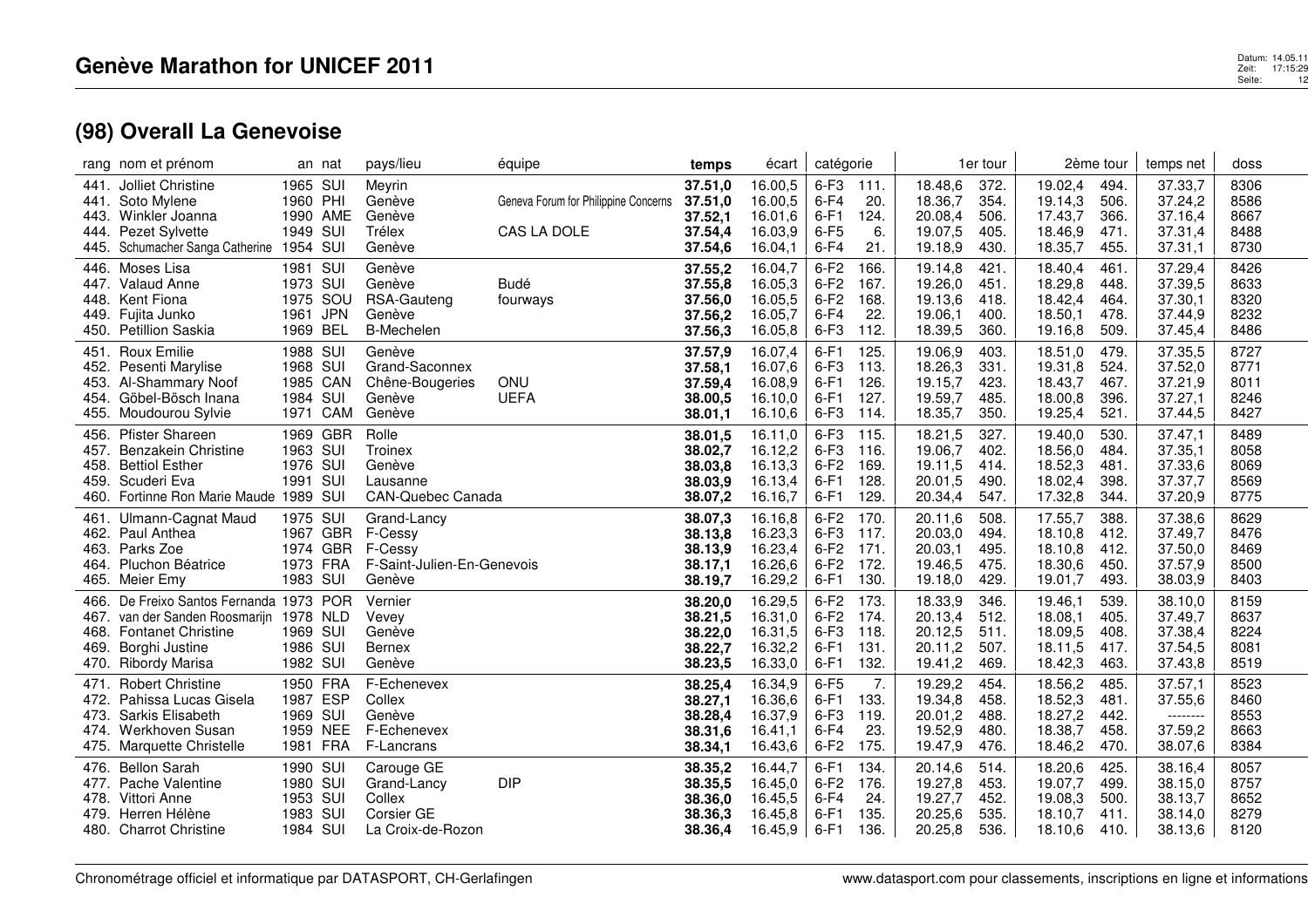# Genève Marathon for UNICEF 2011

## (98) Overall La Genevoise

| rang | nom et prénom | an | nat | pays/lieu | équipe | temps | écart | catégorie | | 1er tour | | 2ème tour | | temps net | doss |
|---|---|---|---|---|---|---|---|---|---|---|---|---|---|---|---|
| 441. | Jolliet Christine | 1965 | SUI | Meyrin | | **37.51,0** | 16.00,5 | 6-F3 | 111. | 18.48,6 | 372. | 19.02,4 | 494. | 37.33,7 | 8306 |
| 441. | Soto Mylene | 1960 | PHI | Genève | Geneva Forum for Philippine Concerns | **37.51,0** | 16.00,5 | 6-F4 | 20. | 18.36,7 | 354. | 19.14,3 | 506. | 37.24,2 | 8586 |
| 443. | Winkler Joanna | 1990 | AME | Genève | | **37.52,1** | 16.01,6 | 6-F1 | 124. | 20.08,4 | 506. | 17.43,7 | 366. | 37.16,4 | 8667 |
| 444. | Pezet Sylvette | 1949 | SUI | Trélex | CAS LA DOLE | **37.54,4** | 16.03,9 | 6-F5 | 6. | 19.07,5 | 405. | 18.46,9 | 471. | 37.31,4 | 8488 |
| 445. | Schumacher Sanga Catherine | 1954 | SUI | Genève | | **37.54,6** | 16.04,1 | 6-F4 | 21. | 19.18,9 | 430. | 18.35,7 | 455. | 37.31,1 | 8730 |
| 446. | Moses Lisa | 1981 | SUI | Genève | | **37.55,2** | 16.04,7 | 6-F2 | 166. | 19.14,8 | 421. | 18.40,4 | 461. | 37.29,4 | 8426 |
| 447. | Valaud Anne | 1973 | SUI | Genève | Budé | **37.55,8** | 16.05,3 | 6-F2 | 167. | 19.26,0 | 451. | 18.29,8 | 448. | 37.39,5 | 8633 |
| 448. | Kent Fiona | 1975 | SOU | RSA-Gauteng | fourways | **37.56,0** | 16.05,5 | 6-F2 | 168. | 19.13,6 | 418. | 18.42,4 | 464. | 37.30,1 | 8320 |
| 449. | Fujita Junko | 1961 | JPN | Genève | | **37.56,2** | 16.05,7 | 6-F4 | 22. | 19.06,1 | 400. | 18.50,1 | 478. | 37.44,9 | 8232 |
| 450. | Petillion Saskia | 1969 | BEL | B-Mechelen | | **37.56,3** | 16.05,8 | 6-F3 | 112. | 18.39,5 | 360. | 19.16,8 | 509. | 37.45,4 | 8486 |
| 451. | Roux Emilie | 1988 | SUI | Genève | | **37.57,9** | 16.07,4 | 6-F1 | 125. | 19.06,9 | 403. | 18.51,0 | 479. | 37.35,5 | 8727 |
| 452. | Pesenti Marylise | 1968 | SUI | Grand-Saconnex | | **37.58,1** | 16.07,6 | 6-F3 | 113. | 18.26,3 | 331. | 19.31,8 | 524. | 37.52,0 | 8771 |
| 453. | Al-Shammary Noof | 1985 | CAN | Chêne-Bougeries | ONU | **37.59,4** | 16.08,9 | 6-F1 | 126. | 19.15,7 | 423. | 18.43,7 | 467. | 37.21,9 | 8011 |
| 454. | Göbel-Bösch Inana | 1984 | SUI | Genève | UEFA | **38.00,5** | 16.10,0 | 6-F1 | 127. | 19.59,7 | 485. | 18.00,8 | 396. | 37.27,1 | 8246 |
| 455. | Moudourou Sylvie | 1971 | CAM | Genève | | **38.01,1** | 16.10,6 | 6-F3 | 114. | 18.35,7 | 350. | 19.25,4 | 521. | 37.44,5 | 8427 |
| 456. | Pfister Shareen | 1969 | GBR | Rolle | | **38.01,5** | 16.11,0 | 6-F3 | 115. | 18.21,5 | 327. | 19.40,0 | 530. | 37.47,1 | 8489 |
| 457. | Benzakein Christine | 1963 | SUI | Troinex | | **38.02,7** | 16.12,2 | 6-F3 | 116. | 19.06,7 | 402. | 18.56,0 | 484. | 37.35,1 | 8058 |
| 458. | Bettiol Esther | 1976 | SUI | Genève | | **38.03,8** | 16.13,3 | 6-F2 | 169. | 19.11,5 | 414. | 18.52,3 | 481. | 37.33,6 | 8069 |
| 459. | Scuderi Eva | 1991 | SUI | Lausanne | | **38.03,9** | 16.13,4 | 6-F1 | 128. | 20.01,5 | 490. | 18.02,4 | 398. | 37.37,7 | 8569 |
| 460. | Fortinne Ron Marie Maude | 1989 | SUI | CAN-Quebec Canada | | **38.07,2** | 16.16,7 | 6-F1 | 129. | 20.34,4 | 547. | 17.32,8 | 344. | 37.20,9 | 8775 |
| 461. | Ulmann-Cagnat Maud | 1975 | SUI | Grand-Lancy | | **38.07,3** | 16.16,8 | 6-F2 | 170. | 20.11,6 | 508. | 17.55,7 | 388. | 37.38,6 | 8629 |
| 462. | Paul Anthea | 1967 | GBR | F-Cessy | | **38.13,8** | 16.23,3 | 6-F3 | 117. | 20.03,0 | 494. | 18.10,8 | 412. | 37.49,7 | 8476 |
| 463. | Parks Zoe | 1974 | GBR | F-Cessy | | **38.13,9** | 16.23,4 | 6-F2 | 171. | 20.03,1 | 495. | 18.10,8 | 412. | 37.50,0 | 8469 |
| 464. | Pluchon Béatrice | 1973 | FRA | F-Saint-Julien-En-Genevois | | **38.17,1** | 16.26,6 | 6-F2 | 172. | 19.46,5 | 475. | 18.30,6 | 450. | 37.57,9 | 8500 |
| 465. | Meier Emy | 1983 | SUI | Genève | | **38.19,7** | 16.29,2 | 6-F1 | 130. | 19.18,0 | 429. | 19.01,7 | 493. | 38.03,9 | 8403 |
| 466. | De Freixo Santos Fernanda | 1973 | POR | Vernier | | **38.20,0** | 16.29,5 | 6-F2 | 173. | 18.33,9 | 346. | 19.46,1 | 539. | 38.10,0 | 8159 |
| 467. | van der Sanden Roosmarijn | 1978 | NLD | Vevey | | **38.21,5** | 16.31,0 | 6-F2 | 174. | 20.13,4 | 512. | 18.08,1 | 405. | 37.49,7 | 8637 |
| 468. | Fontanet Christine | 1969 | SUI | Genève | | **38.22,0** | 16.31,5 | 6-F3 | 118. | 20.12,5 | 511. | 18.09,5 | 408. | 37.38,4 | 8224 |
| 469. | Borghi Justine | 1986 | SUI | Bernex | | **38.22,7** | 16.32,2 | 6-F1 | 131. | 20.11,2 | 507. | 18.11,5 | 417. | 37.54,5 | 8081 |
| 470. | Ribordy Marisa | 1982 | SUI | Genève | | **38.23,5** | 16.33,0 | 6-F1 | 132. | 19.41,2 | 469. | 18.42,3 | 463. | 37.43,8 | 8519 |
| 471. | Robert Christine | 1950 | FRA | F-Echenevex | | **38.25,4** | 16.34,9 | 6-F5 | 7. | 19.29,2 | 454. | 18.56,2 | 485. | 37.57,1 | 8523 |
| 472. | Pahissa Lucas Gisela | 1987 | ESP | Collex | | **38.27,1** | 16.36,6 | 6-F1 | 133. | 19.34,8 | 458. | 18.52,3 | 481. | 37.55,6 | 8460 |
| 473. | Sarkis Elisabeth | 1969 | SUI | Genève | | **38.28,4** | 16.37,9 | 6-F3 | 119. | 20.01,2 | 488. | 18.27,2 | 442. | -------- | 8553 |
| 474. | Werkhoven Susan | 1959 | NEE | F-Echenevex | | **38.31,6** | 16.41,1 | 6-F4 | 23. | 19.52,9 | 480. | 18.38,7 | 458. | 37.59,2 | 8663 |
| 475. | Marquette Christelle | 1981 | FRA | F-Lancrans | | **38.34,1** | 16.43,6 | 6-F2 | 175. | 19.47,9 | 476. | 18.46,2 | 470. | 38.07,6 | 8384 |
| 476. | Bellon Sarah | 1990 | SUI | Carouge GE | | **38.35,2** | 16.44,7 | 6-F1 | 134. | 20.14,6 | 514. | 18.20,6 | 425. | 38.16,4 | 8057 |
| 477. | Pache Valentine | 1980 | SUI | Grand-Lancy | DIP | **38.35,5** | 16.45,0 | 6-F2 | 176. | 19.27,8 | 453. | 19.07,7 | 499. | 38.15,0 | 8757 |
| 478. | Vittori Anne | 1953 | SUI | Collex | | **38.36,0** | 16.45,5 | 6-F4 | 24. | 19.27,7 | 452. | 19.08,3 | 500. | 38.13,7 | 8652 |
| 479. | Herren Hélène | 1983 | SUI | Corsier GE | | **38.36,3** | 16.45,8 | 6-F1 | 135. | 20.25,6 | 535. | 18.10,7 | 411. | 38.14,0 | 8279 |
| 480. | Charrot Christine | 1984 | SUI | La Croix-de-Rozon | | **38.36,4** | 16.45,9 | 6-F1 | 136. | 20.25,8 | 536. | 18.10,6 | 410. | 38.13,6 | 8120 |

Chronométrage officiel et informatique par DATASPORT, CH-Gerlafingen

www.datasport.com pour classements, inscriptions en ligne et informations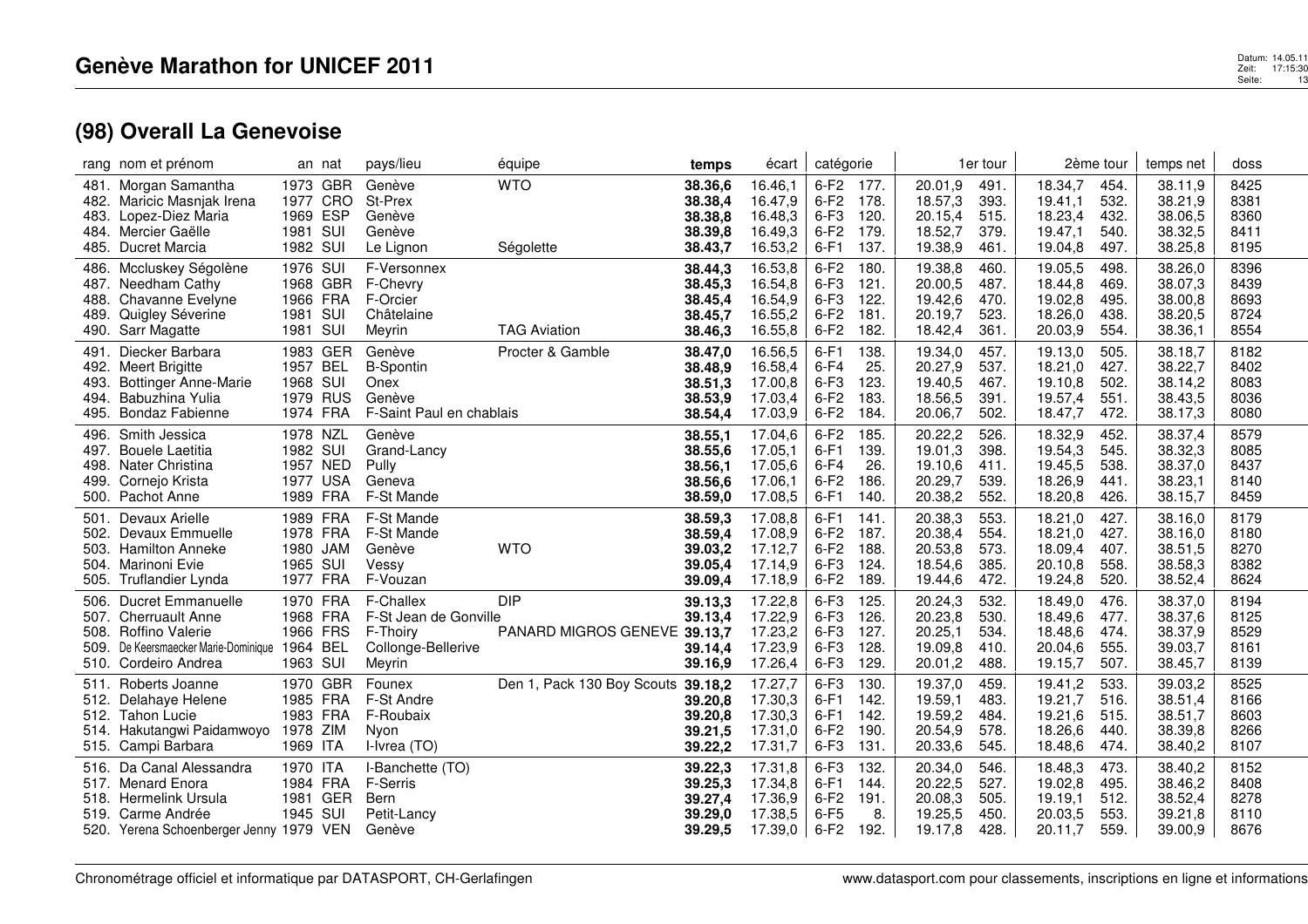# Genève Marathon for UNICEF 2011

## (98) Overall La Genevoise

| rang | nom et prénom | an | nat | pays/lieu | équipe | temps | écart | catégorie | | 1er tour | | 2ème tour | | temps net | doss |
|---|---|---|---|---|---|---|---|---|---|---|---|---|---|---|---|
| 481. | Morgan Samantha | 1973 | GBR | Genève | WTO | **38.36,6** | 16.46,1 | 6-F2 | 177. | 20.01,9 | 491. | 18.34,7 | 454. | 38.11,9 | 8425 |
| 482. | Maricic Masnjak Irena | 1977 | CRO | St-Prex | | **38.38,4** | 16.47,9 | 6-F2 | 178. | 18.57,3 | 393. | 19.41,1 | 532. | 38.21,9 | 8381 |
| 483. | Lopez-Diez Maria | 1969 | ESP | Genève | | **38.38,8** | 16.48,3 | 6-F3 | 120. | 20.15,4 | 515. | 18.23,4 | 432. | 38.06,5 | 8360 |
| 484. | Mercier Gaëlle | 1981 | SUI | Genève | | **38.39,8** | 16.49,3 | 6-F2 | 179. | 18.52,7 | 379. | 19.47,1 | 540. | 38.32,5 | 8411 |
| 485. | Ducret Marcia | 1982 | SUI | Le Lignon | Ségolette | **38.43,7** | 16.53,2 | 6-F1 | 137. | 19.38,9 | 461. | 19.04,8 | 497. | 38.25,8 | 8195 |
| 486. | Mccluskey Ségolène | 1976 | SUI | F-Versonnex | | **38.44,3** | 16.53,8 | 6-F2 | 180. | 19.38,8 | 460. | 19.05,5 | 498. | 38.26,0 | 8396 |
| 487. | Needham Cathy | 1968 | GBR | F-Chevry | | **38.45,3** | 16.54,8 | 6-F3 | 121. | 20.00,5 | 487. | 18.44,8 | 469. | 38.07,3 | 8439 |
| 488. | Chavanne Evelyne | 1966 | FRA | F-Orcier | | **38.45,4** | 16.54,9 | 6-F3 | 122. | 19.42,6 | 470. | 19.02,8 | 495. | 38.00,8 | 8693 |
| 489. | Quigley Séverine | 1981 | SUI | Châtelaine | | **38.45,7** | 16.55,2 | 6-F2 | 181. | 20.19,7 | 523. | 18.26,0 | 438. | 38.20,5 | 8724 |
| 490. | Sarr Magatte | 1981 | SUI | Meyrin | TAG Aviation | **38.46,3** | 16.55,8 | 6-F2 | 182. | 18.42,4 | 361. | 20.03,9 | 554. | 38.36,1 | 8554 |
| 491. | Diecker Barbara | 1983 | GER | Genève | Procter & Gamble | **38.47,0** | 16.56,5 | 6-F1 | 138. | 19.34,0 | 457. | 19.13,0 | 505. | 38.18,7 | 8182 |
| 492. | Meert Brigitte | 1957 | BEL | B-Spontin | | **38.48,9** | 16.58,4 | 6-F4 | 25. | 20.27,9 | 537. | 18.21,0 | 427. | 38.22,7 | 8402 |
| 493. | Bottinger Anne-Marie | 1968 | SUI | Onex | | **38.51,3** | 17.00,8 | 6-F3 | 123. | 19.40,5 | 467. | 19.10,8 | 502. | 38.14,2 | 8083 |
| 494. | Babuzhina Yulia | 1979 | RUS | Genève | | **38.53,9** | 17.03,4 | 6-F2 | 183. | 18.56,5 | 391. | 19.57,4 | 551. | 38.43,5 | 8036 |
| 495. | Bondaz Fabienne | 1974 | FRA | F-Saint Paul en chablais | | **38.54,4** | 17.03,9 | 6-F2 | 184. | 20.06,7 | 502. | 18.47,7 | 472. | 38.17,3 | 8080 |
| 496. | Smith Jessica | 1978 | NZL | Genève | | **38.55,1** | 17.04,6 | 6-F2 | 185. | 20.22,2 | 526. | 18.32,9 | 452. | 38.37,4 | 8579 |
| 497. | Bouele Laetitia | 1982 | SUI | Grand-Lancy | | **38.55,6** | 17.05,1 | 6-F1 | 139. | 19.01,3 | 398. | 19.54,3 | 545. | 38.32,3 | 8085 |
| 498. | Nater Christina | 1957 | NED | Pully | | **38.56,1** | 17.05,6 | 6-F4 | 26. | 19.10,6 | 411. | 19.45,5 | 538. | 38.37,0 | 8437 |
| 499. | Cornejo Krista | 1977 | USA | Geneva | | **38.56,6** | 17.06,1 | 6-F2 | 186. | 20.29,7 | 539. | 18.26,9 | 441. | 38.23,1 | 8140 |
| 500. | Pachot Anne | 1989 | FRA | F-St Mande | | **38.59,0** | 17.08,5 | 6-F1 | 140. | 20.38,2 | 552. | 18.20,8 | 426. | 38.15,7 | 8459 |
| 501. | Devaux Arielle | 1989 | FRA | F-St Mande | | **38.59,3** | 17.08,8 | 6-F1 | 141. | 20.38,3 | 553. | 18.21,0 | 427. | 38.16,0 | 8179 |
| 502. | Devaux Emmuelle | 1978 | FRA | F-St Mande | | **38.59,4** | 17.08,9 | 6-F2 | 187. | 20.38,4 | 554. | 18.21,0 | 427. | 38.16,0 | 8180 |
| 503. | Hamilton Anneke | 1980 | JAM | Genève | WTO | **39.03,2** | 17.12,7 | 6-F2 | 188. | 20.53,8 | 573. | 18.09,4 | 407. | 38.51,5 | 8270 |
| 504. | Marinoni Evie | 1965 | SUI | Vessy | | **39.05,4** | 17.14,9 | 6-F3 | 124. | 18.54,6 | 385. | 20.10,8 | 558. | 38.58,3 | 8382 |
| 505. | Truflandier Lynda | 1977 | FRA | F-Vouzan | | **39.09,4** | 17.18,9 | 6-F2 | 189. | 19.44,6 | 472. | 19.24,8 | 520. | 38.52,4 | 8624 |
| 506. | Ducret Emmanuelle | 1970 | FRA | F-Challex | DIP | **39.13,3** | 17.22,8 | 6-F3 | 125. | 20.24,3 | 532. | 18.49,0 | 476. | 38.37,0 | 8194 |
| 507. | Cherruault Anne | 1968 | FRA | F-St Jean de Gonville | | **39.13,4** | 17.22,9 | 6-F3 | 126. | 20.23,8 | 530. | 18.49,6 | 477. | 38.37,6 | 8125 |
| 508. | Roffino Valerie | 1966 | FRS | F-Thoiry | PANARD MIGROS GENEVE | **39.13,7** | 17.23,2 | 6-F3 | 127. | 20.25,1 | 534. | 18.48,6 | 474. | 38.37,9 | 8529 |
| 509. | De Keersmaecker Marie-Dominique | 1964 | BEL | Collonge-Bellerive | | **39.14,4** | 17.23,9 | 6-F3 | 128. | 19.09,8 | 410. | 20.04,6 | 555. | 39.03,7 | 8161 |
| 510. | Cordeiro Andrea | 1963 | SUI | Meyrin | | **39.16,9** | 17.26,4 | 6-F3 | 129. | 20.01,2 | 488. | 19.15,7 | 507. | 38.45,7 | 8139 |
| 511. | Roberts Joanne | 1970 | GBR | Founex | Den 1, Pack 130 Boy Scouts | **39.18,2** | 17.27,7 | 6-F3 | 130. | 19.37,0 | 459. | 19.41,2 | 533. | 39.03,2 | 8525 |
| 512. | Delahaye Helene | 1985 | FRA | F-St Andre | | **39.20,8** | 17.30,3 | 6-F1 | 142. | 19.59,1 | 483. | 19.21,7 | 516. | 38.51,4 | 8166 |
| 512. | Tahon Lucie | 1983 | FRA | F-Roubaix | | **39.20,8** | 17.30,3 | 6-F1 | 142. | 19.59,2 | 484. | 19.21,6 | 515. | 38.51,7 | 8603 |
| 514. | Hakutangwi Paidamwoyo | 1978 | ZIM | Nyon | | **39.21,5** | 17.31,0 | 6-F2 | 190. | 20.54,9 | 578. | 18.26,6 | 440. | 38.39,8 | 8266 |
| 515. | Campi Barbara | 1969 | ITA | I-Ivrea (TO) | | **39.22,2** | 17.31,7 | 6-F3 | 131. | 20.33,6 | 545. | 18.48,6 | 474. | 38.40,2 | 8107 |
| 516. | Da Canal Alessandra | 1970 | ITA | I-Banchette (TO) | | **39.22,3** | 17.31,8 | 6-F3 | 132. | 20.34,0 | 546. | 18.48,3 | 473. | 38.40,2 | 8152 |
| 517. | Menard Enora | 1984 | FRA | F-Serris | | **39.25,3** | 17.34,8 | 6-F1 | 144. | 20.22,5 | 527. | 19.02,8 | 495. | 38.46,2 | 8408 |
| 518. | Hermelink Ursula | 1981 | GER | Bern | | **39.27,4** | 17.36,9 | 6-F2 | 191. | 20.08,3 | 505. | 19.19,1 | 512. | 38.52,4 | 8278 |
| 519. | Carme Andrée | 1945 | SUI | Petit-Lancy | | **39.29,0** | 17.38,5 | 6-F5 | 8. | 19.25,5 | 450. | 20.03,5 | 553. | 39.21,8 | 8110 |
| 520. | Yerena Schoenberger Jenny | 1979 | VEN | Genève | | **39.29,5** | 17.39,0 | 6-F2 | 192. | 19.17,8 | 428. | 20.11,7 | 559. | 39.00,9 | 8676 |

Chronométrage officiel et informatique par DATASPORT, CH-Gerlafingen — www.datasport.com pour classements, inscriptions en ligne et informations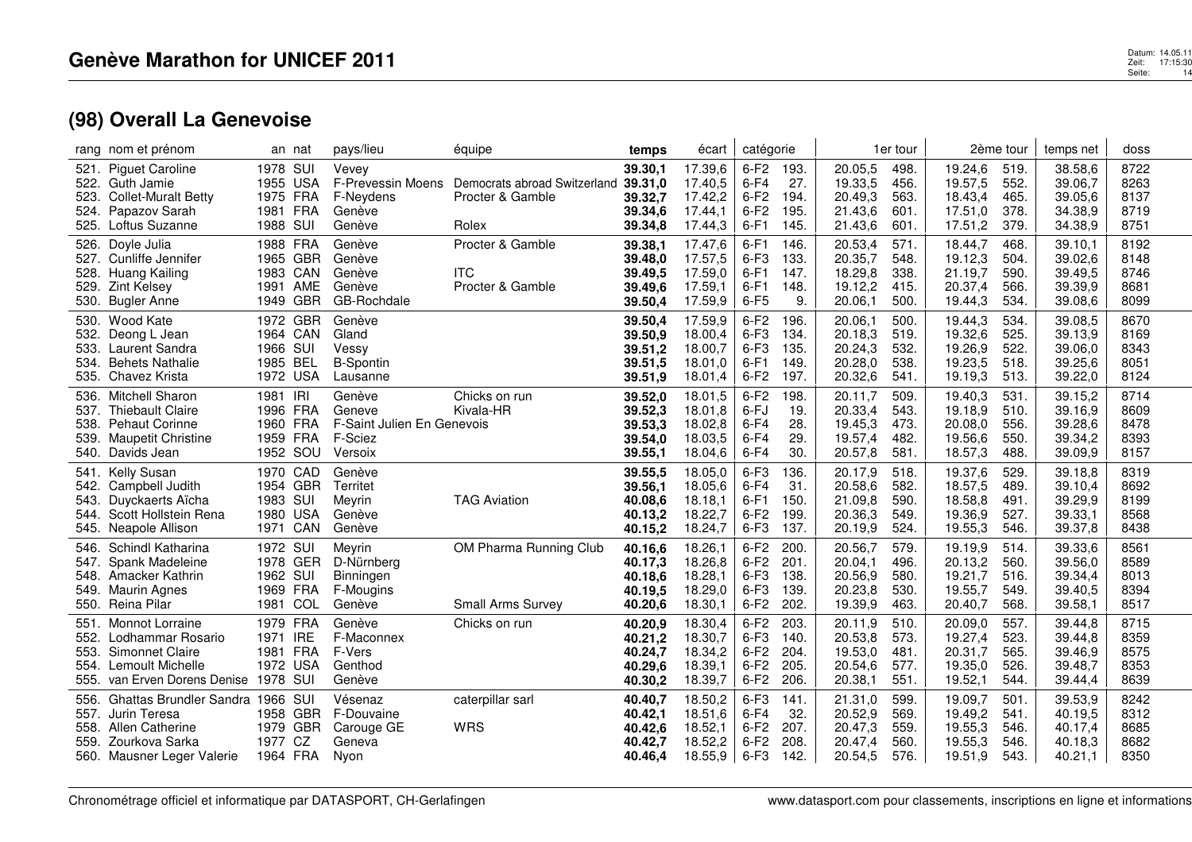# Genève Marathon for UNICEF 2011

## (98) Overall La Genevoise

| rang | nom et prénom | an | nat | pays/lieu | équipe | temps | écart | catégorie | | 1er tour | | 2ème tour | | temps net | doss |
|---|---|---|---|---|---|---|---|---|---|---|---|---|---|---|---|
| 521. | Piguet Caroline | 1978 | SUI | Vevey | | **39.30,1** | 17.39,6 | 6-F2 | 193. | 20.05,5 | 498. | 19.24,6 | 519. | 38.58,6 | 8722 |
| 522. | Guth Jamie | 1955 | USA | F-Prevessin Moens | Democrats abroad Switzerland | **39.31,0** | 17.40,5 | 6-F4 | 27. | 19.33,5 | 456. | 19.57,5 | 552. | 39.06,7 | 8263 |
| 523. | Collet-Muralt Betty | 1975 | FRA | F-Neydens | Procter & Gamble | **39.32,7** | 17.42,2 | 6-F2 | 194. | 20.49,3 | 563. | 18.43,4 | 465. | 39.05,6 | 8137 |
| 524. | Papazov Sarah | 1981 | FRA | Genève | | **39.34,6** | 17.44,1 | 6-F2 | 195. | 21.43,6 | 601. | 17.51,0 | 378. | 34.38,9 | 8719 |
| 525. | Loftus Suzanne | 1988 | SUI | Genève | Rolex | **39.34,8** | 17.44,3 | 6-F1 | 145. | 21.43,6 | 601. | 17.51,2 | 379. | 34.38,9 | 8751 |
| 526. | Doyle Julia | 1988 | FRA | Genève | Procter & Gamble | **39.38,1** | 17.47,6 | 6-F1 | 146. | 20.53,4 | 571. | 18.44,7 | 468. | 39.10,1 | 8192 |
| 527. | Cunliffe Jennifer | 1965 | GBR | Genève | | **39.48,0** | 17.57,5 | 6-F3 | 133. | 20.35,7 | 548. | 19.12,3 | 504. | 39.02,6 | 8148 |
| 528. | Huang Kailing | 1983 | CAN | Genève | ITC | **39.49,5** | 17.59,0 | 6-F1 | 147. | 18.29,8 | 338. | 21.19,7 | 590. | 39.49,5 | 8746 |
| 529. | Zint Kelsey | 1991 | AME | Genève | Procter & Gamble | **39.49,6** | 17.59,1 | 6-F1 | 148. | 19.12,2 | 415. | 20.37,4 | 566. | 39.39,9 | 8681 |
| 530. | Bugler Anne | 1949 | GBR | GB-Rochdale | | **39.50,4** | 17.59,9 | 6-F5 | 9. | 20.06,1 | 500. | 19.44,3 | 534. | 39.08,6 | 8099 |
| 530. | Wood Kate | 1972 | GBR | Genève | | **39.50,4** | 17.59,9 | 6-F2 | 196. | 20.06,1 | 500. | 19.44,3 | 534. | 39.08,5 | 8670 |
| 532. | Deong L Jean | 1964 | CAN | Gland | | **39.50,9** | 18.00,4 | 6-F3 | 134. | 20.18,3 | 519. | 19.32,6 | 525. | 39.13,9 | 8169 |
| 533. | Laurent Sandra | 1966 | SUI | Vessy | | **39.51,2** | 18.00,7 | 6-F3 | 135. | 20.24,3 | 532. | 19.26,9 | 522. | 39.06,0 | 8343 |
| 534. | Behets Nathalie | 1985 | BEL | B-Spontin | | **39.51,5** | 18.01,0 | 6-F1 | 149. | 20.28,0 | 538. | 19.23,5 | 518. | 39.25,6 | 8051 |
| 535. | Chavez Krista | 1972 | USA | Lausanne | | **39.51,9** | 18.01,4 | 6-F2 | 197. | 20.32,6 | 541. | 19.19,3 | 513. | 39.22,0 | 8124 |
| 536. | Mitchell Sharon | 1981 | IRI | Genève | Chicks on run | **39.52,0** | 18.01,5 | 6-F2 | 198. | 20.11,7 | 509. | 19.40,3 | 531. | 39.15,2 | 8714 |
| 537. | Thiebault Claire | 1996 | FRA | Geneve | Kivala-HR | **39.52,3** | 18.01,8 | 6-FJ | 19. | 20.33,4 | 543. | 19.18,9 | 510. | 39.16,9 | 8609 |
| 538. | Pehaut Corinne | 1960 | FRA | F-Saint Julien En Genevois | | **39.53,3** | 18.02,8 | 6-F4 | 28. | 19.45,3 | 473. | 20.08,0 | 556. | 39.28,6 | 8478 |
| 539. | Maupetit Christine | 1959 | FRA | F-Sciez | | **39.54,0** | 18.03,5 | 6-F4 | 29. | 19.57,4 | 482. | 19.56,6 | 550. | 39.34,2 | 8393 |
| 540. | Davids Jean | 1952 | SOU | Versoix | | **39.55,1** | 18.04,6 | 6-F4 | 30. | 20.57,8 | 581. | 18.57,3 | 488. | 39.09,9 | 8157 |
| 541. | Kelly Susan | 1970 | CAD | Genève | | **39.55,5** | 18.05,0 | 6-F3 | 136. | 20.17,9 | 518. | 19.37,6 | 529. | 39.18,8 | 8319 |
| 542. | Campbell Judith | 1954 | GBR | Territet | | **39.56,1** | 18.05,6 | 6-F4 | 31. | 20.58,6 | 582. | 18.57,5 | 489. | 39.10,4 | 8692 |
| 543. | Duyckaerts Aïcha | 1983 | SUI | Meyrin | TAG Aviation | **40.08,6** | 18.18,1 | 6-F1 | 150. | 21.09,8 | 590. | 18.58,8 | 491. | 39.29,9 | 8199 |
| 544. | Scott Hollstein Rena | 1980 | USA | Genève | | **40.13,2** | 18.22,7 | 6-F2 | 199. | 20.36,3 | 549. | 19.36,9 | 527. | 39.33,1 | 8568 |
| 545. | Neapole Allison | 1971 | CAN | Genève | | **40.15,2** | 18.24,7 | 6-F3 | 137. | 20.19,9 | 524. | 19.55,3 | 546. | 39.37,8 | 8438 |
| 546. | Schindl Katharina | 1972 | SUI | Meyrin | OM Pharma Running Club | **40.16,6** | 18.26,1 | 6-F2 | 200. | 20.56,7 | 579. | 19.19,9 | 514. | 39.33,6 | 8561 |
| 547. | Spank Madeleine | 1978 | GER | D-Nürnberg | | **40.17,3** | 18.26,8 | 6-F2 | 201. | 20.04,1 | 496. | 20.13,2 | 560. | 39.56,0 | 8589 |
| 548. | Amacker Kathrin | 1962 | SUI | Binningen | | **40.18,6** | 18.28,1 | 6-F3 | 138. | 20.56,9 | 580. | 19.21,7 | 516. | 39.34,4 | 8013 |
| 549. | Maurin Agnes | 1969 | FRA | F-Mougins | | **40.19,5** | 18.29,0 | 6-F3 | 139. | 20.23,8 | 530. | 19.55,7 | 549. | 39.40,5 | 8394 |
| 550. | Reina Pilar | 1981 | COL | Genève | Small Arms Survey | **40.20,6** | 18.30,1 | 6-F2 | 202. | 19.39,9 | 463. | 20.40,7 | 568. | 39.58,1 | 8517 |
| 551. | Monnot Lorraine | 1979 | FRA | Genève | Chicks on run | **40.20,9** | 18.30,4 | 6-F2 | 203. | 20.11,9 | 510. | 20.09,0 | 557. | 39.44,8 | 8715 |
| 552. | Lodhammar Rosario | 1971 | IRE | F-Maconnex | | **40.21,2** | 18.30,7 | 6-F3 | 140. | 20.53,8 | 573. | 19.27,4 | 523. | 39.44,8 | 8359 |
| 553. | Simonnet Claire | 1981 | FRA | F-Vers | | **40.24,7** | 18.34,2 | 6-F2 | 204. | 19.53,0 | 481. | 20.31,7 | 565. | 39.46,9 | 8575 |
| 554. | Lemoult Michelle | 1972 | USA | Genthod | | **40.29,6** | 18.39,1 | 6-F2 | 205. | 20.54,6 | 577. | 19.35,0 | 526. | 39.48,7 | 8353 |
| 555. | van Erven Dorens Denise | 1978 | SUI | Genève | | **40.30,2** | 18.39,7 | 6-F2 | 206. | 20.38,1 | 551. | 19.52,1 | 544. | 39.44,4 | 8639 |
| 556. | Ghattas Brundler Sandra | 1966 | SUI | Vésenaz | caterpillar sarl | **40.40,7** | 18.50,2 | 6-F3 | 141. | 21.31,0 | 599. | 19.09,7 | 501. | 39.53,9 | 8242 |
| 557. | Jurin Teresa | 1958 | GBR | F-Douvaine | | **40.42,1** | 18.51,6 | 6-F4 | 32. | 20.52,9 | 569. | 19.49,2 | 541. | 40.19,5 | 8312 |
| 558. | Allen Catherine | 1979 | GBR | Carouge GE | WRS | **40.42,6** | 18.52,1 | 6-F2 | 207. | 20.47,3 | 559. | 19.55,3 | 546. | 40.17,4 | 8685 |
| 559. | Zourkova Sarka | 1977 | CZ | Geneva | | **40.42,7** | 18.52,2 | 6-F2 | 208. | 20.47,4 | 560. | 19.55,3 | 546. | 40.18,3 | 8682 |
| 560. | Mausner Leger Valerie | 1964 | FRA | Nyon | | **40.46,4** | 18.55,9 | 6-F3 | 142. | 20.54,5 | 576. | 19.51,9 | 543. | 40.21,1 | 8350 |

Chronométrage officiel et informatique par DATASPORT, CH-Gerlafingen — www.datasport.com pour classements, inscriptions en ligne et informations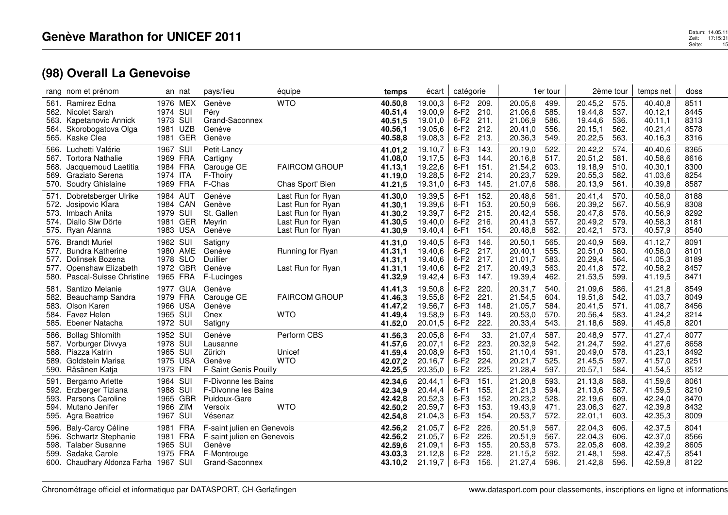# Genève Marathon for UNICEF 2011

## (98) Overall La Genevoise

| rang | nom et prénom | an | nat | pays/lieu | équipe | temps | écart | catégorie | | 1er tour | | 2ème tour | | temps net | doss |
|---|---|---|---|---|---|---|---|---|---|---|---|---|---|---|---|
| 561. | Ramirez Edna | 1976 | MEX | Genève | WTO | **40.50,8** | 19.00,3 | 6-F2 | 209. | 20.05,6 | 499. | 20.45,2 | 575. | 40.40,8 | 8511 |
| 562. | Nicolet Sarah | 1974 | SUI | Péry | | **40.51,4** | 19.00,9 | 6-F2 | 210. | 21.06,6 | 585. | 19.44,8 | 537. | 40.12,1 | 8445 |
| 563. | Kapetanovic Annick | 1973 | SUI | Grand-Saconnex | | **40.51,5** | 19.01,0 | 6-F2 | 211. | 21.06,9 | 586. | 19.44,6 | 536. | 40.11,1 | 8313 |
| 564. | Skorobogatova Olga | 1981 | UZB | Genève | | **40.56,1** | 19.05,6 | 6-F2 | 212. | 20.41,0 | 556. | 20.15,1 | 562. | 40.21,4 | 8578 |
| 565. | Kaske Clea | 1981 | GER | Genève | | **40.58,8** | 19.08,3 | 6-F2 | 213. | 20.36,3 | 549. | 20.22,5 | 563. | 40.16,3 | 8316 |
| 566. | Luchetti Valérie | 1967 | SUI | Petit-Lancy | | **41.01,2** | 19.10,7 | 6-F3 | 143. | 20.19,0 | 522. | 20.42,2 | 574. | 40.40,6 | 8365 |
| 567. | Tortora Nathalie | 1969 | FRA | Cartigny | | **41.08,0** | 19.17,5 | 6-F3 | 144. | 20.16,8 | 517. | 20.51,2 | 581. | 40.58,6 | 8616 |
| 568. | Jacquemoud Laetitia | 1984 | FRA | Carouge GE | FAIRCOM GROUP | **41.13,1** | 19.22,6 | 6-F1 | 151. | 21.54,2 | 603. | 19.18,9 | 510. | 40.30,1 | 8300 |
| 569. | Graziato Serena | 1974 | ITA | F-Thoiry | | **41.19,0** | 19.28,5 | 6-F2 | 214. | 20.23,7 | 529. | 20.55,3 | 582. | 41.03,6 | 8254 |
| 570. | Soudry Ghislaine | 1969 | FRA | F-Chas | Chas Sport' Bien | **41.21,5** | 19.31,0 | 6-F3 | 145. | 21.07,6 | 588. | 20.13,9 | 561. | 40.39,8 | 8587 |
| 571. | Dobretsberger Ulrike | 1984 | AUT | Genève | Last Run for Ryan | **41.30,0** | 19.39,5 | 6-F1 | 152. | 20.48,6 | 561. | 20.41,4 | 570. | 40.58,0 | 8188 |
| 572. | Josipovic Klara | 1984 | CAN | Genève | Last Run for Ryan | **41.30,1** | 19.39,6 | 6-F1 | 153. | 20.50,9 | 566. | 20.39,2 | 567. | 40.56,9 | 8308 |
| 573. | Imbach Anita | 1979 | SUI | St. Gallen | Last Run for Ryan | **41.30,2** | 19.39,7 | 6-F2 | 215. | 20.42,4 | 558. | 20.47,8 | 576. | 40.56,9 | 8292 |
| 574. | Diallo Siw Dörte | 1981 | GER | Meyrin | Last Run for Ryan | **41.30,5** | 19.40,0 | 6-F2 | 216. | 20.41,3 | 557. | 20.49,2 | 579. | 40.58,3 | 8181 |
| 575. | Ryan Alanna | 1983 | USA | Genève | Last Run for Ryan | **41.30,9** | 19.40,4 | 6-F1 | 154. | 20.48,8 | 562. | 20.42,1 | 573. | 40.57,9 | 8540 |
| 576. | Brandt Muriel | 1962 | SUI | Satigny | | **41.31,0** | 19.40,5 | 6-F3 | 146. | 20.50,1 | 565. | 20.40,9 | 569. | 41.12,7 | 8091 |
| 577. | Bundra Katherine | 1980 | AME | Genève | Running for Ryan | **41.31,1** | 19.40,6 | 6-F2 | 217. | 20.40,1 | 555. | 20.51,0 | 580. | 40.58,0 | 8101 |
| 577. | Dolinsek Bozena | 1978 | SLO | Duillier | | **41.31,1** | 19.40,6 | 6-F2 | 217. | 21.01,7 | 583. | 20.29,4 | 564. | 41.05,3 | 8189 |
| 577. | Openshaw Elizabeth | 1972 | GBR | Genève | Last Run for Ryan | **41.31,1** | 19.40,6 | 6-F2 | 217. | 20.49,3 | 563. | 20.41,8 | 572. | 40.58,2 | 8457 |
| 580. | Pascal-Suisse Christine | 1965 | FRA | F-Lucinges | | **41.32,9** | 19.42,4 | 6-F3 | 147. | 19.39,4 | 462. | 21.53,5 | 599. | 41.19,5 | 8471 |
| 581. | Santizo Melanie | 1977 | GUA | Genève | | **41.41,3** | 19.50,8 | 6-F2 | 220. | 20.31,7 | 540. | 21.09,6 | 586. | 41.21,8 | 8549 |
| 582. | Beauchamp Sandra | 1979 | FRA | Carouge GE | FAIRCOM GROUP | **41.46,3** | 19.55,8 | 6-F2 | 221. | 21.54,5 | 604. | 19.51,8 | 542. | 41.03,7 | 8049 |
| 583. | Olson Karen | 1966 | USA | Genève | | **41.47,2** | 19.56,7 | 6-F3 | 148. | 21.05,7 | 584. | 20.41,5 | 571. | 41.08,7 | 8456 |
| 584. | Favez Helen | 1965 | SUI | Onex | WTO | **41.49,4** | 19.58,9 | 6-F3 | 149. | 20.53,0 | 570. | 20.56,4 | 583. | 41.24,2 | 8214 |
| 585. | Ebener Natacha | 1972 | SUI | Satigny | | **41.52,0** | 20.01,5 | 6-F2 | 222. | 20.33,4 | 543. | 21.18,6 | 589. | 41.45,8 | 8201 |
| 586. | Bollag Shlomith | 1952 | SUI | Genève | Perform CBS | **41.56,3** | 20.05,8 | 6-F4 | 33. | 21.07,4 | 587. | 20.48,9 | 577. | 41.27,4 | 8077 |
| 587. | Vorburger Divvya | 1978 | SUI | Lausanne | | **41.57,6** | 20.07,1 | 6-F2 | 223. | 20.32,9 | 542. | 21.24,7 | 592. | 41.27,6 | 8658 |
| 588. | Piazza Katrin | 1965 | SUI | Zürich | Unicef | **41.59,4** | 20.08,9 | 6-F3 | 150. | 21.10,4 | 591. | 20.49,0 | 578. | 41.23,1 | 8492 |
| 589. | Goldstein Marisa | 1975 | USA | Genève | WTO | **42.07,2** | 20.16,7 | 6-F2 | 224. | 20.21,7 | 525. | 21.45,5 | 597. | 41.57,0 | 8251 |
| 590. | Räsänen Katja | 1973 | FIN | F-Saint Genis Pouilly | | **42.25,5** | 20.35,0 | 6-F2 | 225. | 21.28,4 | 597. | 20.57,1 | 584. | 41.54,5 | 8512 |
| 591. | Bergamo Arlette | 1964 | SUI | F-Divonne les Bains | | **42.34,6** | 20.44,1 | 6-F3 | 151. | 21.20,8 | 593. | 21.13,8 | 588. | 41.59,6 | 8061 |
| 592. | Erzberger Tiziana | 1988 | SUI | F-Divonne les Bains | | **42.34,9** | 20.44,4 | 6-F1 | 155. | 21.21,3 | 594. | 21.13,6 | 587. | 41.59,5 | 8210 |
| 593. | Parsons Caroline | 1965 | GBR | Puidoux-Gare | | **42.42,8** | 20.52,3 | 6-F3 | 152. | 20.23,2 | 528. | 22.19,6 | 609. | 42.24,0 | 8470 |
| 594. | Mutano Jenifer | 1966 | ZIM | Versoix | WTO | **42.50,2** | 20.59,7 | 6-F3 | 153. | 19.43,9 | 471. | 23.06,3 | 627. | 42.39,8 | 8432 |
| 595. | Agra Beatrice | 1967 | SUI | Vésenaz | | **42.54,8** | 21.04,3 | 6-F3 | 154. | 20.53,7 | 572. | 22.01,1 | 603. | 42.35,3 | 8009 |
| 596. | Baly-Carcy Céline | 1981 | FRA | F-saint julien en Genevois | | **42.56,2** | 21.05,7 | 6-F2 | 226. | 20.51,9 | 567. | 22.04,3 | 606. | 42.37,5 | 8041 |
| 596. | Schwartz Stephanie | 1981 | FRA | F-saint julien en Genevois | | **42.56,2** | 21.05,7 | 6-F2 | 226. | 20.51,9 | 567. | 22.04,3 | 606. | 42.37,0 | 8566 |
| 598. | Talaber Susanne | 1965 | SUI | Genève | | **42.59,6** | 21.09,1 | 6-F3 | 155. | 20.53,8 | 573. | 22.05,8 | 608. | 42.39,2 | 8605 |
| 599. | Sadaka Carole | 1975 | FRA | F-Montrouge | | **43.03,3** | 21.12,8 | 6-F2 | 228. | 21.15,2 | 592. | 21.48,1 | 598. | 42.47,5 | 8541 |
| 600. | Chaudhary Aldonza Farha | 1967 | SUI | Grand-Saconnex | | **43.10,2** | 21.19,7 | 6-F3 | 156. | 21.27,4 | 596. | 21.42,8 | 596. | 42.59,8 | 8122 |

Chronométrage officiel et informatique par DATASPORT, CH-Gerlafingen

www.datasport.com pour classements, inscriptions en ligne et informations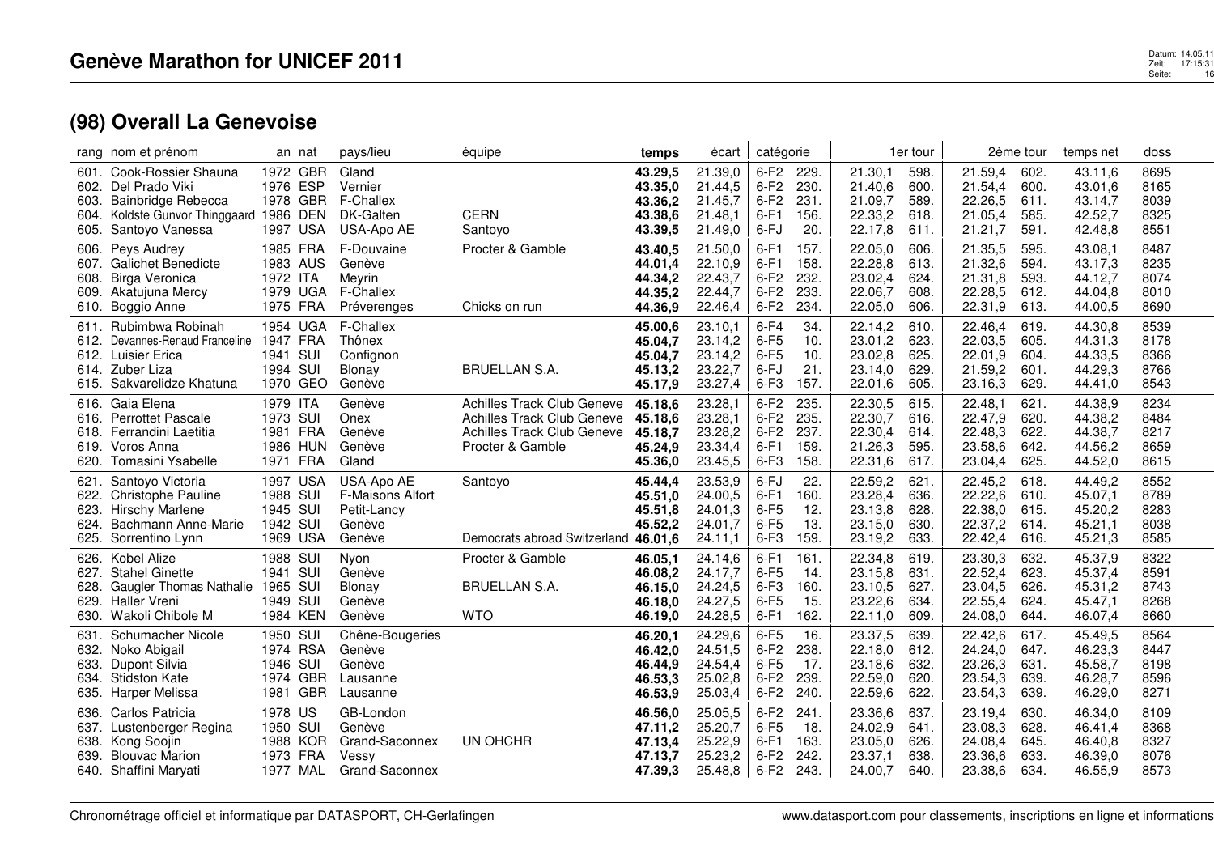# Genève Marathon for UNICEF 2011

## (98) Overall La Genevoise

| rang | nom et prénom | an | nat | pays/lieu | équipe | temps | écart | catégorie | | 1er tour | | 2ème tour | | temps net | doss |
|---|---|---|---|---|---|---|---|---|---|---|---|---|---|---|---|
| 601. | Cook-Rossier Shauna | 1972 | GBR | Gland | | **43.29,5** | 21.39,0 | 6-F2 | 229. | 21.30,1 | 598. | 21.59,4 | 602. | 43.11,6 | 8695 |
| 602. | Del Prado Viki | 1976 | ESP | Vernier | | **43.35,0** | 21.44,5 | 6-F2 | 230. | 21.40,6 | 600. | 21.54,4 | 600. | 43.01,6 | 8165 |
| 603. | Bainbridge Rebecca | 1978 | GBR | F-Challex | | **43.36,2** | 21.45,7 | 6-F2 | 231. | 21.09,7 | 589. | 22.26,5 | 611. | 43.14,7 | 8039 |
| 604. | Koldste Gunvor Thinggaard | 1986 | DEN | DK-Galten | CERN | **43.38,6** | 21.48,1 | 6-F1 | 156. | 22.33,2 | 618. | 21.05,4 | 585. | 42.52,7 | 8325 |
| 605. | Santoyo Vanessa | 1997 | USA | USA-Apo AE | Santoyo | **43.39,5** | 21.49,0 | 6-FJ | 20. | 22.17,8 | 611. | 21.21,7 | 591. | 42.48,8 | 8551 |
| 606. | Peys Audrey | 1985 | FRA | F-Douvaine | Procter & Gamble | **43.40,5** | 21.50,0 | 6-F1 | 157. | 22.05,0 | 606. | 21.35,5 | 595. | 43.08,1 | 8487 |
| 607. | Galichet Benedicte | 1983 | AUS | Genève | | **44.01,4** | 22.10,9 | 6-F1 | 158. | 22.28,8 | 613. | 21.32,6 | 594. | 43.17,3 | 8235 |
| 608. | Birga Veronica | 1972 | ITA | Meyrin | | **44.34,2** | 22.43,7 | 6-F2 | 232. | 23.02,4 | 624. | 21.31,8 | 593. | 44.12,7 | 8074 |
| 609. | Akatujuna Mercy | 1979 | UGA | F-Challex | | **44.35,2** | 22.44,7 | 6-F2 | 233. | 22.06,7 | 608. | 22.28,5 | 612. | 44.04,8 | 8010 |
| 610. | Boggio Anne | 1975 | FRA | Préverenges | Chicks on run | **44.36,9** | 22.46,4 | 6-F2 | 234. | 22.05,0 | 606. | 22.31,9 | 613. | 44.00,5 | 8690 |
| 611. | Rubimbwa Robinah | 1954 | UGA | F-Challex | | **45.00,6** | 23.10,1 | 6-F4 | 34. | 22.14,2 | 610. | 22.46,4 | 619. | 44.30,8 | 8539 |
| 612. | Devannes-Renaud Franceline | 1947 | FRA | Thônex | | **45.04,7** | 23.14,2 | 6-F5 | 10. | 23.01,2 | 623. | 22.03,5 | 605. | 44.31,3 | 8178 |
| 612. | Luisier Erica | 1941 | SUI | Confignon | | **45.04,7** | 23.14,2 | 6-F5 | 10. | 23.02,8 | 625. | 22.01,9 | 604. | 44.33,5 | 8366 |
| 614. | Zuber Liza | 1994 | SUI | Blonay | BRUELLAN S.A. | **45.13,2** | 23.22,7 | 6-FJ | 21. | 23.14,0 | 629. | 21.59,2 | 601. | 44.29,3 | 8766 |
| 615. | Sakvarelidze Khatuna | 1970 | GEO | Genève | | **45.17,9** | 23.27,4 | 6-F3 | 157. | 22.01,6 | 605. | 23.16,3 | 629. | 44.41,0 | 8543 |
| 616. | Gaia Elena | 1979 | ITA | Genève | Achilles Track Club Geneve | **45.18,6** | 23.28,1 | 6-F2 | 235. | 22.30,5 | 615. | 22.48,1 | 621. | 44.38,9 | 8234 |
| 616. | Perrottet Pascale | 1973 | SUI | Onex | Achilles Track Club Geneve | **45.18,6** | 23.28,1 | 6-F2 | 235. | 22.30,7 | 616. | 22.47,9 | 620. | 44.38,2 | 8484 |
| 618. | Ferrandini Laetitia | 1981 | FRA | Genève | Achilles Track Club Geneve | **45.18,7** | 23.28,2 | 6-F2 | 237. | 22.30,4 | 614. | 22.48,3 | 622. | 44.38,7 | 8217 |
| 619. | Voros Anna | 1986 | HUN | Genève | Procter & Gamble | **45.24,9** | 23.34,4 | 6-F1 | 159. | 21.26,3 | 595. | 23.58,6 | 642. | 44.56,2 | 8659 |
| 620. | Tomasini Ysabelle | 1971 | FRA | Gland | | **45.36,0** | 23.45,5 | 6-F3 | 158. | 22.31,6 | 617. | 23.04,4 | 625. | 44.52,0 | 8615 |
| 621. | Santoyo Victoria | 1997 | USA | USA-Apo AE | Santoyo | **45.44,4** | 23.53,9 | 6-FJ | 22. | 22.59,2 | 621. | 22.45,2 | 618. | 44.49,2 | 8552 |
| 622. | Christophe Pauline | 1988 | SUI | F-Maisons Alfort | | **45.51,0** | 24.00,5 | 6-F1 | 160. | 23.28,4 | 636. | 22.22,6 | 610. | 45.07,1 | 8789 |
| 623. | Hirschy Marlene | 1945 | SUI | Petit-Lancy | | **45.51,8** | 24.01,3 | 6-F5 | 12. | 23.13,8 | 628. | 22.38,0 | 615. | 45.20,2 | 8283 |
| 624. | Bachmann Anne-Marie | 1942 | SUI | Genève | | **45.52,2** | 24.01,7 | 6-F5 | 13. | 23.15,0 | 630. | 22.37,2 | 614. | 45.21,1 | 8038 |
| 625. | Sorrentino Lynn | 1969 | USA | Genève | Democrats abroad Switzerland | **46.01,6** | 24.11,1 | 6-F3 | 159. | 23.19,2 | 633. | 22.42,4 | 616. | 45.21,3 | 8585 |
| 626. | Kobel Alize | 1988 | SUI | Nyon | Procter & Gamble | **46.05,1** | 24.14,6 | 6-F1 | 161. | 22.34,8 | 619. | 23.30,3 | 632. | 45.37,9 | 8322 |
| 627. | Stahel Ginette | 1941 | SUI | Genève | | **46.08,2** | 24.17,7 | 6-F5 | 14. | 23.15,8 | 631. | 22.52,4 | 623. | 45.37,4 | 8591 |
| 628. | Gaugler Thomas Nathalie | 1965 | SUI | Blonay | BRUELLAN S.A. | **46.15,0** | 24.24,5 | 6-F3 | 160. | 23.10,5 | 627. | 23.04,5 | 626. | 45.31,2 | 8743 |
| 629. | Haller Vreni | 1949 | SUI | Genève | | **46.18,0** | 24.27,5 | 6-F5 | 15. | 23.22,6 | 634. | 22.55,4 | 624. | 45.47,1 | 8268 |
| 630. | Wakoli Chibole M | 1984 | KEN | Genève | WTO | **46.19,0** | 24.28,5 | 6-F1 | 162. | 22.11,0 | 609. | 24.08,0 | 644. | 46.07,4 | 8660 |
| 631. | Schumacher Nicole | 1950 | SUI | Chêne-Bougeries | | **46.20,1** | 24.29,6 | 6-F5 | 16. | 23.37,5 | 639. | 22.42,6 | 617. | 45.49,5 | 8564 |
| 632. | Noko Abigail | 1974 | RSA | Genève | | **46.42,0** | 24.51,5 | 6-F2 | 238. | 22.18,0 | 612. | 24.24,0 | 647. | 46.23,3 | 8447 |
| 633. | Dupont Silvia | 1946 | SUI | Genève | | **46.44,9** | 24.54,4 | 6-F5 | 17. | 23.18,6 | 632. | 23.26,3 | 631. | 45.58,7 | 8198 |
| 634. | Stidston Kate | 1974 | GBR | Lausanne | | **46.53,3** | 25.02,8 | 6-F2 | 239. | 22.59,0 | 620. | 23.54,3 | 639. | 46.28,7 | 8596 |
| 635. | Harper Melissa | 1981 | GBR | Lausanne | | **46.53,9** | 25.03,4 | 6-F2 | 240. | 22.59,6 | 622. | 23.54,3 | 639. | 46.29,0 | 8271 |
| 636. | Carlos Patricia | 1978 | US | GB-London | | **46.56,0** | 25.05,5 | 6-F2 | 241. | 23.36,6 | 637. | 23.19,4 | 630. | 46.34,0 | 8109 |
| 637. | Lustenberger Regina | 1950 | SUI | Genève | | **47.11,2** | 25.20,7 | 6-F5 | 18. | 24.02,9 | 641. | 23.08,3 | 628. | 46.41,4 | 8368 |
| 638. | Kong Soojin | 1988 | KOR | Grand-Saconnex | UN OHCHR | **47.13,4** | 25.22,9 | 6-F1 | 163. | 23.05,0 | 626. | 24.08,4 | 645. | 46.40,8 | 8327 |
| 639. | Blouvac Marion | 1973 | FRA | Vessy | | **47.13,7** | 25.23,2 | 6-F2 | 242. | 23.37,1 | 638. | 23.36,6 | 633. | 46.39,0 | 8076 |
| 640. | Shaffini Maryati | 1977 | MAL | Grand-Saconnex | | **47.39,3** | 25.48,8 | 6-F2 | 243. | 24.00,7 | 640. | 23.38,6 | 634. | 46.55,9 | 8573 |

Chronométrage officiel et informatique par DATASPORT, CH-Gerlafingen

www.datasport.com pour classements, inscriptions en ligne et informations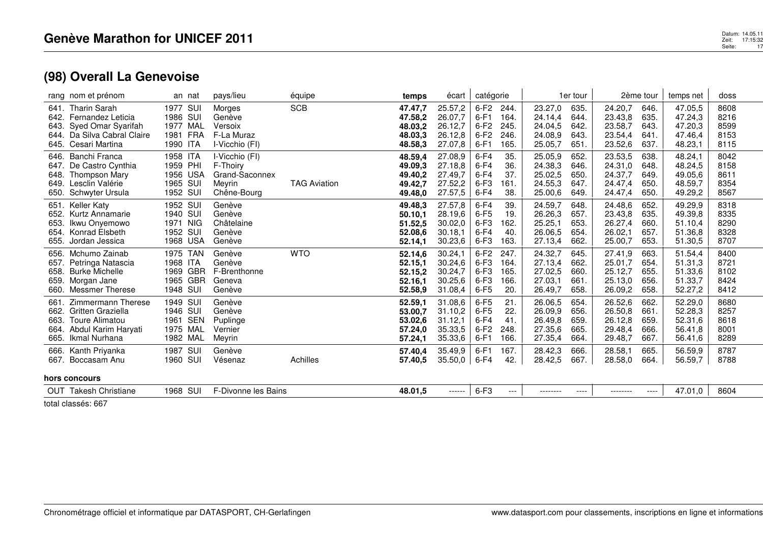# Genève Marathon for UNICEF 2011

## (98) Overall La Genevoise

| rang | nom et prénom | an | nat | pays/lieu | équipe | temps | écart | catégorie | | 1er tour | | 2ème tour | | temps net | doss |
|---|---|---|---|---|---|---|---|---|---|---|---|---|---|---|---|
| 641. | Tharin Sarah | 1977 | SUI | Morges | SCB | **47.47,7** | 25.57,2 | 6-F2 | 244. | 23.27,0 | 635. | 24.20,7 | 646. | 47.05,5 | 8608 |
| 642. | Fernandez Leticia | 1986 | SUI | Genève | | **47.58,2** | 26.07,7 | 6-F1 | 164. | 24.14,4 | 644. | 23.43,8 | 635. | 47.24,3 | 8216 |
| 643. | Syed Omar Syarifah | 1977 | MAL | Versoix | | **48.03,2** | 26.12,7 | 6-F2 | 245. | 24.04,5 | 642. | 23.58,7 | 643. | 47.20,3 | 8599 |
| 644. | Da Silva Cabral Claire | 1981 | FRA | F-La Muraz | | **48.03,3** | 26.12,8 | 6-F2 | 246. | 24.08,9 | 643. | 23.54,4 | 641. | 47.46,4 | 8153 |
| 645. | Cesari Martina | 1990 | ITA | I-Vicchio (FI) | | **48.58,3** | 27.07,8 | 6-F1 | 165. | 25.05,7 | 651. | 23.52,6 | 637. | 48.23,1 | 8115 |
| 646. | Banchi Franca | 1958 | ITA | I-Vicchio (FI) | | **48.59,4** | 27.08,9 | 6-F4 | 35. | 25.05,9 | 652. | 23.53,5 | 638. | 48.24,1 | 8042 |
| 647. | De Castro Cynthia | 1959 | PHI | F-Thoiry | | **49.09,3** | 27.18,8 | 6-F4 | 36. | 24.38,3 | 646. | 24.31,0 | 648. | 48.24,5 | 8158 |
| 648. | Thompson Mary | 1956 | USA | Grand-Saconnex | | **49.40,2** | 27.49,7 | 6-F4 | 37. | 25.02,5 | 650. | 24.37,7 | 649. | 49.05,6 | 8611 |
| 649. | Lesclin Valérie | 1965 | SUI | Meyrin | TAG Aviation | **49.42,7** | 27.52,2 | 6-F3 | 161. | 24.55,3 | 647. | 24.47,4 | 650. | 48.59,7 | 8354 |
| 650. | Schwyter Ursula | 1952 | SUI | Chêne-Bourg | | **49.48,0** | 27.57,5 | 6-F4 | 38. | 25.00,6 | 649. | 24.47,4 | 650. | 49.29,2 | 8567 |
| 651. | Keller Katy | 1952 | SUI | Genève | | **49.48,3** | 27.57,8 | 6-F4 | 39. | 24.59,7 | 648. | 24.48,6 | 652. | 49.29,9 | 8318 |
| 652. | Kurtz Annamarie | 1940 | SUI | Genève | | **50.10,1** | 28.19,6 | 6-F5 | 19. | 26.26,3 | 657. | 23.43,8 | 635. | 49.39,8 | 8335 |
| 653. | Ikwu Onyemowo | 1971 | NIG | Châtelaine | | **51.52,5** | 30.02,0 | 6-F3 | 162. | 25.25,1 | 653. | 26.27,4 | 660. | 51.10,4 | 8290 |
| 654. | Konrad Elsbeth | 1952 | SUI | Genève | | **52.08,6** | 30.18,1 | 6-F4 | 40. | 26.06,5 | 654. | 26.02,1 | 657. | 51.36,8 | 8328 |
| 655. | Jordan Jessica | 1968 | USA | Genève | | **52.14,1** | 30.23,6 | 6-F3 | 163. | 27.13,4 | 662. | 25.00,7 | 653. | 51.30,5 | 8707 |
| 656. | Mchumo Zainab | 1975 | TAN | Genève | WTO | **52.14,6** | 30.24,1 | 6-F2 | 247. | 24.32,7 | 645. | 27.41,9 | 663. | 51.54,4 | 8400 |
| 657. | Petringa Natascia | 1968 | ITA | Genève | | **52.15,1** | 30.24,6 | 6-F3 | 164. | 27.13,4 | 662. | 25.01,7 | 654. | 51.31,3 | 8721 |
| 658. | Burke Michelle | 1969 | GBR | F-Brenthonne | | **52.15,2** | 30.24,7 | 6-F3 | 165. | 27.02,5 | 660. | 25.12,7 | 655. | 51.33,6 | 8102 |
| 659. | Morgan Jane | 1965 | GBR | Geneva | | **52.16,1** | 30.25,6 | 6-F3 | 166. | 27.03,1 | 661. | 25.13,0 | 656. | 51.33,7 | 8424 |
| 660. | Messmer Therese | 1948 | SUI | Genève | | **52.58,9** | 31.08,4 | 6-F5 | 20. | 26.49,7 | 658. | 26.09,2 | 658. | 52.27,2 | 8412 |
| 661. | Zimmermann Therese | 1949 | SUI | Genève | | **52.59,1** | 31.08,6 | 6-F5 | 21. | 26.06,5 | 654. | 26.52,6 | 662. | 52.29,0 | 8680 |
| 662. | Gritten Graziella | 1946 | SUI | Genève | | **53.00,7** | 31.10,2 | 6-F5 | 22. | 26.09,9 | 656. | 26.50,8 | 661. | 52.28,3 | 8257 |
| 663. | Toure Alimatou | 1961 | SEN | Puplinge | | **53.02,6** | 31.12,1 | 6-F4 | 41. | 26.49,8 | 659. | 26.12,8 | 659. | 52.31,6 | 8618 |
| 664. | Abdul Karim Haryati | 1975 | MAL | Vernier | | **57.24,0** | 35.33,5 | 6-F2 | 248. | 27.35,6 | 665. | 29.48,4 | 666. | 56.41,8 | 8001 |
| 665. | Ikmal Nurhana | 1982 | MAL | Meyrin | | **57.24,1** | 35.33,6 | 6-F1 | 166. | 27.35,4 | 664. | 29.48,7 | 667. | 56.41,6 | 8289 |
| 666. | Kanth Priyanka | 1987 | SUI | Genève | | **57.40,4** | 35.49,9 | 6-F1 | 167. | 28.42,3 | 666. | 28.58,1 | 665. | 56.59,9 | 8787 |
| 667. | Boccasam Anu | 1960 | SUI | Vésenaz | Achilles | **57.40,5** | 35.50,0 | 6-F4 | 42. | 28.42,5 | 667. | 28.58,0 | 664. | 56.59,7 | 8788 |

**hors concours**

| rang | nom et prénom | an | nat | pays/lieu | équipe | temps | écart | catégorie | | 1er tour | | 2ème tour | | temps net | doss |
|---|---|---|---|---|---|---|---|---|---|---|---|---|---|---|---|
| OUT | Takesh Christiane | 1968 | SUI | F-Divonne les Bains | | **48.01,5** | ------ | 6-F3 | --- | -------- | ---- | -------- | ---- | 47.01,0 | 8604 |

total classés: 667

Chronométrage officiel et informatique par DATASPORT, CH-Gerlafingen

www.datasport.com pour classements, inscriptions en ligne et informations